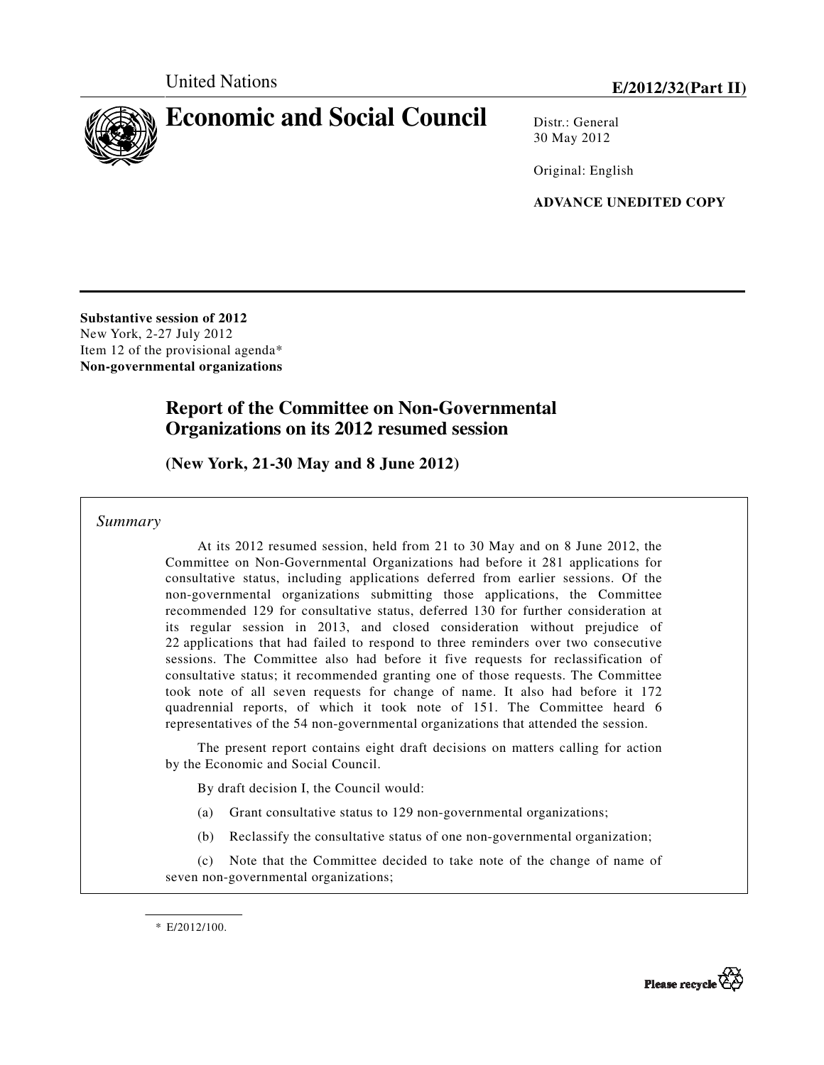United Nations

**E/2012/32(Part II)**

# Economic and Social Council

Distr.: General
30 May 2012

Original: English

**ADVANCE UNEDITED COPY**

---

**Substantive session of 2012**
New York, 2-27 July 2012
Item 12 of the provisional agenda*
**Non-governmental organizations**

## Report of the Committee on Non-Governmental Organizations on its 2012 resumed session

**(New York, 21-30 May and 8 June 2012)**

*Summary*

At its 2012 resumed session, held from 21 to 30 May and on 8 June 2012, the Committee on Non-Governmental Organizations had before it 281 applications for consultative status, including applications deferred from earlier sessions. Of the non-governmental organizations submitting those applications, the Committee recommended 129 for consultative status, deferred 130 for further consideration at its regular session in 2013, and closed consideration without prejudice of 22 applications that had failed to respond to three reminders over two consecutive sessions. The Committee also had before it five requests for reclassification of consultative status; it recommended granting one of those requests. The Committee took note of all seven requests for change of name. It also had before it 172 quadrennial reports, of which it took note of 151. The Committee heard 6 representatives of the 54 non-governmental organizations that attended the session.

The present report contains eight draft decisions on matters calling for action by the Economic and Social Council.

By draft decision I, the Council would:

(a) Grant consultative status to 129 non-governmental organizations;

(b) Reclassify the consultative status of one non-governmental organization;

(c) Note that the Committee decided to take note of the change of name of seven non-governmental organizations;

---

\* E/2012/100.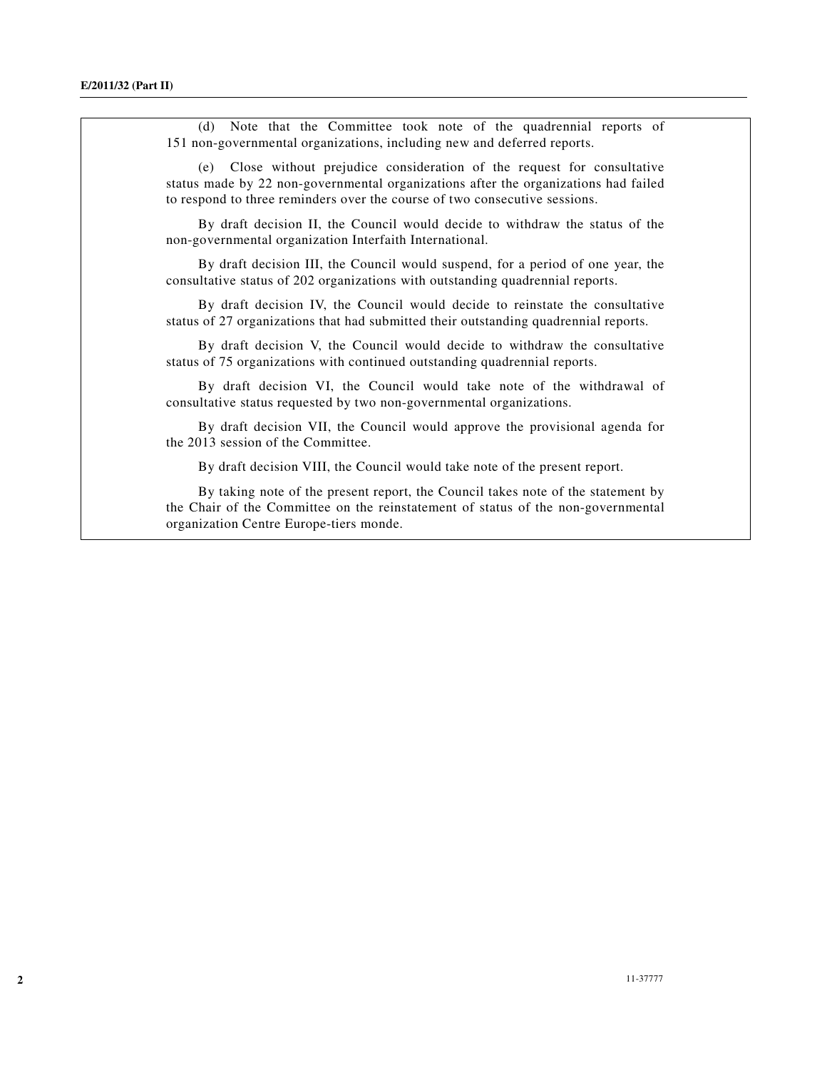(d) Note that the Committee took note of the quadrennial reports of 151 non-governmental organizations, including new and deferred reports.

(e) Close without prejudice consideration of the request for consultative status made by 22 non-governmental organizations after the organizations had failed to respond to three reminders over the course of two consecutive sessions.

By draft decision II, the Council would decide to withdraw the status of the non-governmental organization Interfaith International.

By draft decision III, the Council would suspend, for a period of one year, the consultative status of 202 organizations with outstanding quadrennial reports.

By draft decision IV, the Council would decide to reinstate the consultative status of 27 organizations that had submitted their outstanding quadrennial reports.

By draft decision V, the Council would decide to withdraw the consultative status of 75 organizations with continued outstanding quadrennial reports.

By draft decision VI, the Council would take note of the withdrawal of consultative status requested by two non-governmental organizations.

By draft decision VII, the Council would approve the provisional agenda for the 2013 session of the Committee.

By draft decision VIII, the Council would take note of the present report.

By taking note of the present report, the Council takes note of the statement by the Chair of the Committee on the reinstatement of status of the non-governmental organization Centre Europe-tiers monde.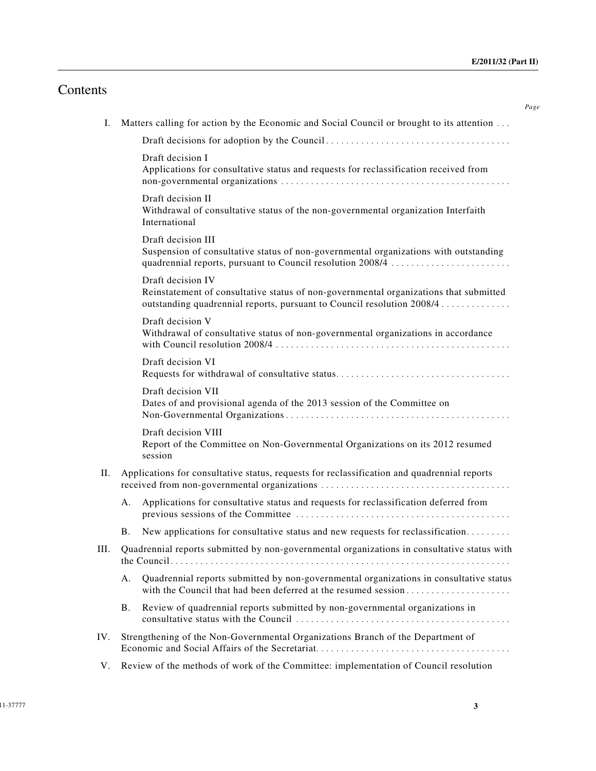# Contents

*Page*

I. Matters calling for action by the Economic and Social Council or brought to its attention . . .

Draft decisions for adoption by the Council . . . . . . . . . . . . . . . . . . . . . . . . . . . . . . . . . . . . .

Draft decision I
Applications for consultative status and requests for reclassification received from non-governmental organizations . . . . . . . . . . . . . . . . . . . . . . . . . . . . . . . . . . . . . . . . . . . . . .

Draft decision II
Withdrawal of consultative status of the non-governmental organization Interfaith International

Draft decision III
Suspension of consultative status of non-governmental organizations with outstanding quadrennial reports, pursuant to Council resolution 2008/4 . . . . . . . . . . . . . . . . . . . . . . . .

Draft decision IV
Reinstatement of consultative status of non-governmental organizations that submitted outstanding quadrennial reports, pursuant to Council resolution 2008/4 . . . . . . . . . . . . .

Draft decision V
Withdrawal of consultative status of non-governmental organizations in accordance with Council resolution 2008/4 . . . . . . . . . . . . . . . . . . . . . . . . . . . . . . . . . . . . . . . . . . . . . . .

Draft decision VI
Requests for withdrawal of consultative status. . . . . . . . . . . . . . . . . . . . . . . . . . . . . . . . . . .

Draft decision VII
Dates of and provisional agenda of the 2013 session of the Committee on Non-Governmental Organizations . . . . . . . . . . . . . . . . . . . . . . . . . . . . . . . . . . . . . . . . . . . . .

Draft decision VIII
Report of the Committee on Non-Governmental Organizations on its 2012 resumed session

II. Applications for consultative status, requests for reclassification and quadrennial reports received from non-governmental organizations . . . . . . . . . . . . . . . . . . . . . . . . . . . . . . . . . . . . .

A. Applications for consultative status and requests for reclassification deferred from previous sessions of the Committee . . . . . . . . . . . . . . . . . . . . . . . . . . . . . . . . . . . . . . . . . .

B. New applications for consultative status and new requests for reclassification. . . . . . . . .

III. Quadrennial reports submitted by non-governmental organizations in consultative status with the Council. . . . . . . . . . . . . . . . . . . . . . . . . . . . . . . . . . . . . . . . . . . . . . . . . . . . . . . . . . . . . . . . . .

A. Quadrennial reports submitted by non-governmental organizations in consultative status with the Council that had been deferred at the resumed session . . . . . . . . . . . . . . . . . . . . .

B. Review of quadrennial reports submitted by non-governmental organizations in consultative status with the Council . . . . . . . . . . . . . . . . . . . . . . . . . . . . . . . . . . . . . . . . . .

IV. Strengthening of the Non-Governmental Organizations Branch of the Department of Economic and Social Affairs of the Secretariat. . . . . . . . . . . . . . . . . . . . . . . . . . . . . . . . . . . . . .

V. Review of the methods of work of the Committee: implementation of Council resolution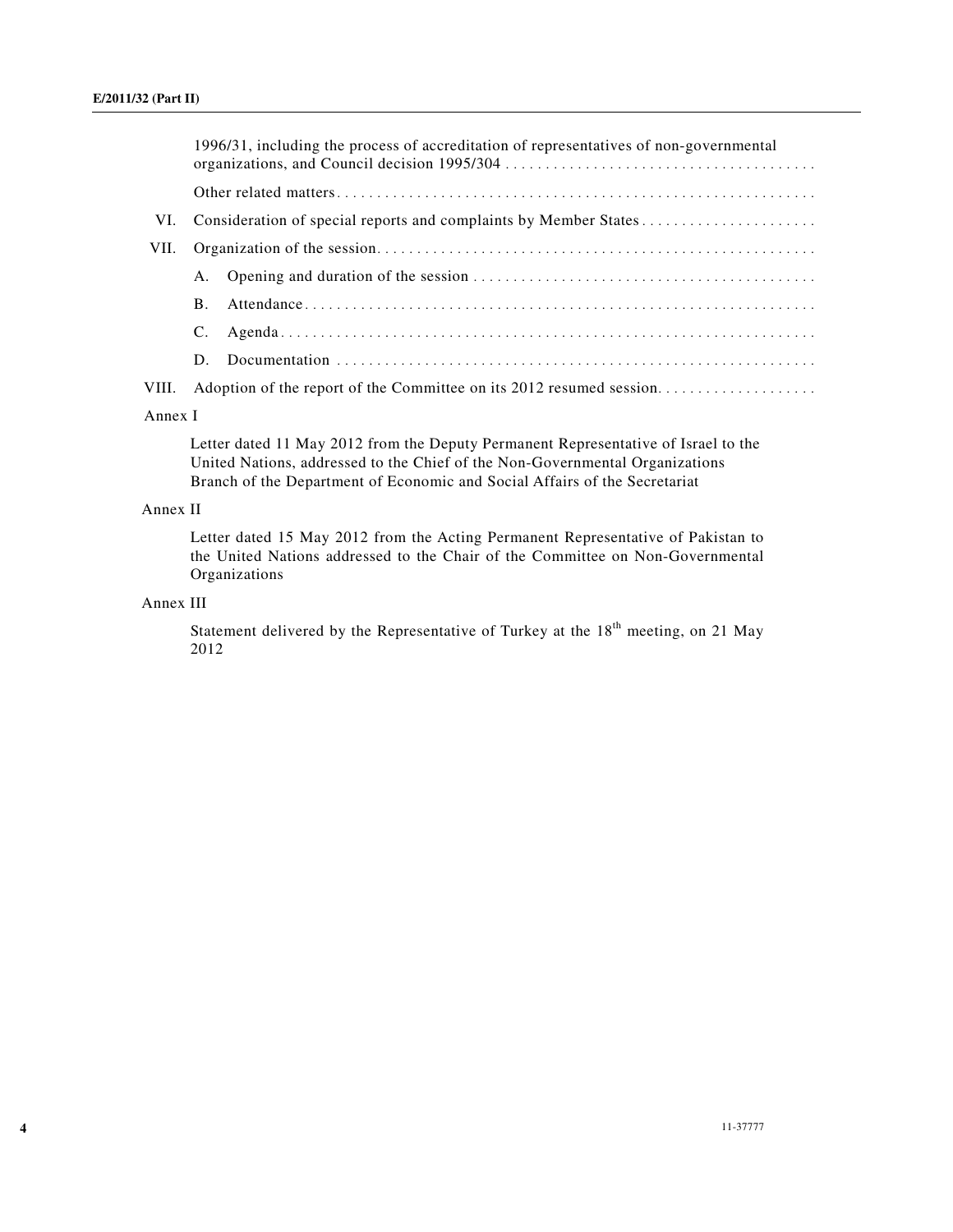1996/31, including the process of accreditation of representatives of non-governmental organizations, and Council decision 1995/304

Other related matters

VI. Consideration of special reports and complaints by Member States

VII. Organization of the session

A. Opening and duration of the session

B. Attendance

C. Agenda

D. Documentation

VIII. Adoption of the report of the Committee on its 2012 resumed session

Annex I

Letter dated 11 May 2012 from the Deputy Permanent Representative of Israel to the United Nations, addressed to the Chief of the Non-Governmental Organizations Branch of the Department of Economic and Social Affairs of the Secretariat

Annex II

Letter dated 15 May 2012 from the Acting Permanent Representative of Pakistan to the United Nations addressed to the Chair of the Committee on Non-Governmental Organizations

Annex III

Statement delivered by the Representative of Turkey at the 18th meeting, on 21 May 2012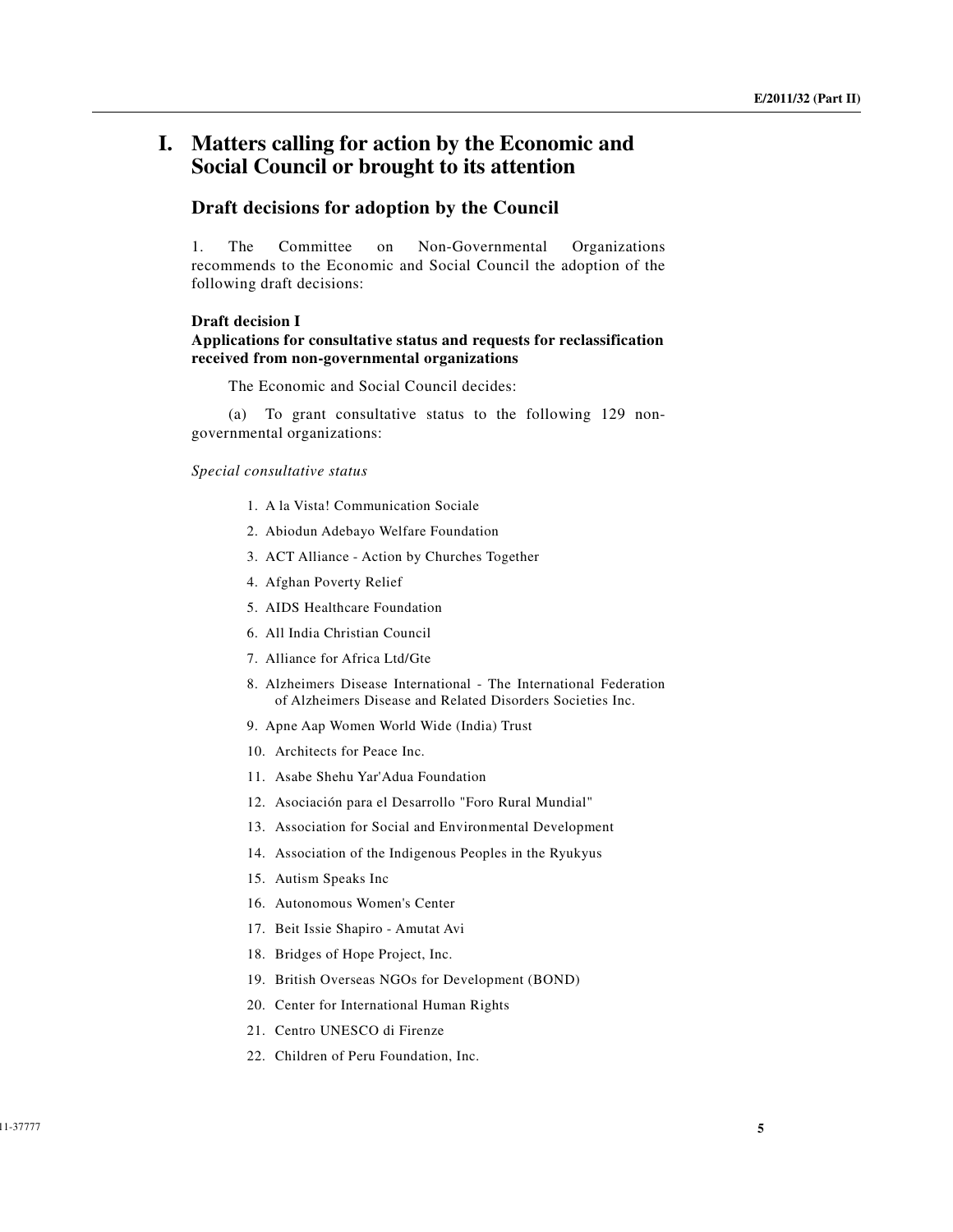# I. Matters calling for action by the Economic and Social Council or brought to its attention

## Draft decisions for adoption by the Council

1. The Committee on Non-Governmental Organizations recommends to the Economic and Social Council the adoption of the following draft decisions:

### Draft decision I
### Applications for consultative status and requests for reclassification received from non-governmental organizations

The Economic and Social Council decides:

(a) To grant consultative status to the following 129 non-governmental organizations:

*Special consultative status*

1. A la Vista! Communication Sociale
2. Abiodun Adebayo Welfare Foundation
3. ACT Alliance - Action by Churches Together
4. Afghan Poverty Relief
5. AIDS Healthcare Foundation
6. All India Christian Council
7. Alliance for Africa Ltd/Gte
8. Alzheimers Disease International - The International Federation of Alzheimers Disease and Related Disorders Societies Inc.
9. Apne Aap Women World Wide (India) Trust
10. Architects for Peace Inc.
11. Asabe Shehu Yar'Adua Foundation
12. Asociación para el Desarrollo "Foro Rural Mundial"
13. Association for Social and Environmental Development
14. Association of the Indigenous Peoples in the Ryukyus
15. Autism Speaks Inc
16. Autonomous Women's Center
17. Beit Issie Shapiro - Amutat Avi
18. Bridges of Hope Project, Inc.
19. British Overseas NGOs for Development (BOND)
20. Center for International Human Rights
21. Centro UNESCO di Firenze
22. Children of Peru Foundation, Inc.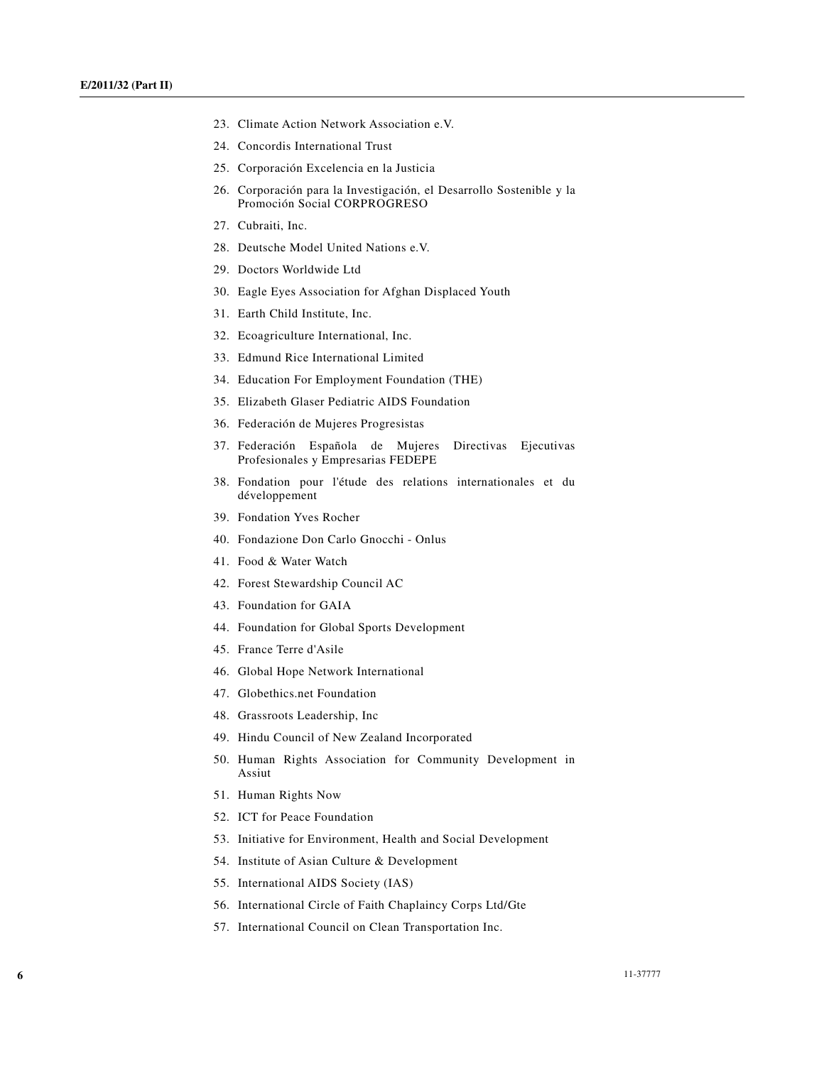23. Climate Action Network Association e.V.
24. Concordis International Trust
25. Corporación Excelencia en la Justicia
26. Corporación para la Investigación, el Desarrollo Sostenible y la Promoción Social CORPROGRESO
27. Cubraiti, Inc.
28. Deutsche Model United Nations e.V.
29. Doctors Worldwide Ltd
30. Eagle Eyes Association for Afghan Displaced Youth
31. Earth Child Institute, Inc.
32. Ecoagriculture International, Inc.
33. Edmund Rice International Limited
34. Education For Employment Foundation (THE)
35. Elizabeth Glaser Pediatric AIDS Foundation
36. Federación de Mujeres Progresistas
37. Federación Española de Mujeres Directivas Ejecutivas Profesionales y Empresarias FEDEPE
38. Fondation pour l'étude des relations internationales et du développement
39. Fondation Yves Rocher
40. Fondazione Don Carlo Gnocchi - Onlus
41. Food & Water Watch
42. Forest Stewardship Council AC
43. Foundation for GAIA
44. Foundation for Global Sports Development
45. France Terre d'Asile
46. Global Hope Network International
47. Globethics.net Foundation
48. Grassroots Leadership, Inc
49. Hindu Council of New Zealand Incorporated
50. Human Rights Association for Community Development in Assiut
51. Human Rights Now
52. ICT for Peace Foundation
53. Initiative for Environment, Health and Social Development
54. Institute of Asian Culture & Development
55. International AIDS Society (IAS)
56. International Circle of Faith Chaplaincy Corps Ltd/Gte
57. International Council on Clean Transportation Inc.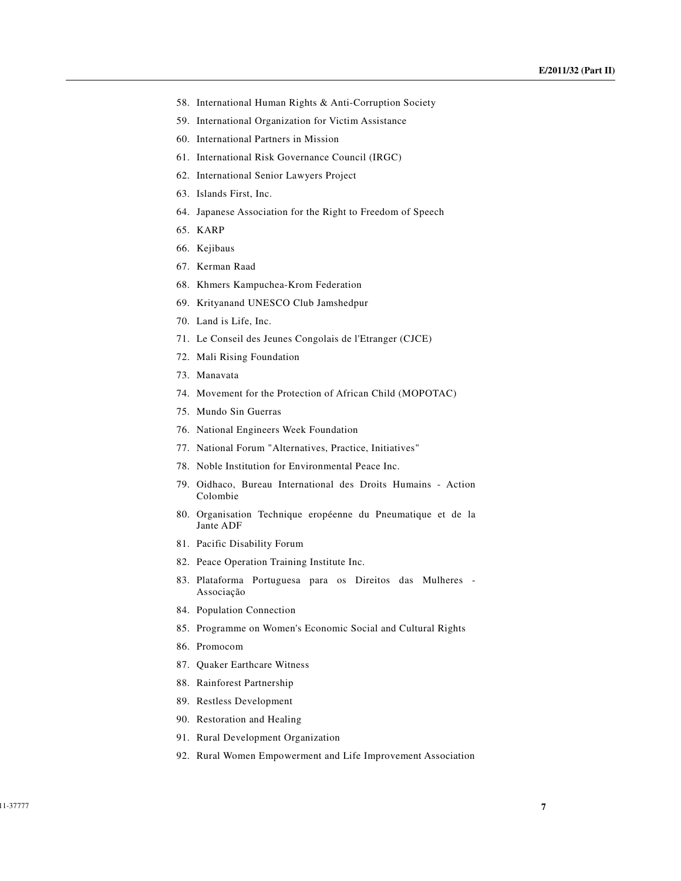58. International Human Rights & Anti-Corruption Society
59. International Organization for Victim Assistance
60. International Partners in Mission
61. International Risk Governance Council (IRGC)
62. International Senior Lawyers Project
63. Islands First, Inc.
64. Japanese Association for the Right to Freedom of Speech
65. KARP
66. Kejibaus
67. Kerman Raad
68. Khmers Kampuchea-Krom Federation
69. Krityanand UNESCO Club Jamshedpur
70. Land is Life, Inc.
71. Le Conseil des Jeunes Congolais de l'Etranger (CJCE)
72. Mali Rising Foundation
73. Manavata
74. Movement for the Protection of African Child (MOPOTAC)
75. Mundo Sin Guerras
76. National Engineers Week Foundation
77. National Forum "Alternatives, Practice, Initiatives"
78. Noble Institution for Environmental Peace Inc.
79. Oidhaco, Bureau International des Droits Humains - Action Colombie
80. Organisation Technique eropéenne du Pneumatique et de la Jante ADF
81. Pacific Disability Forum
82. Peace Operation Training Institute Inc.
83. Plataforma Portuguesa para os Direitos das Mulheres - Associação
84. Population Connection
85. Programme on Women's Economic Social and Cultural Rights
86. Promocom
87. Quaker Earthcare Witness
88. Rainforest Partnership
89. Restless Development
90. Restoration and Healing
91. Rural Development Organization
92. Rural Women Empowerment and Life Improvement Association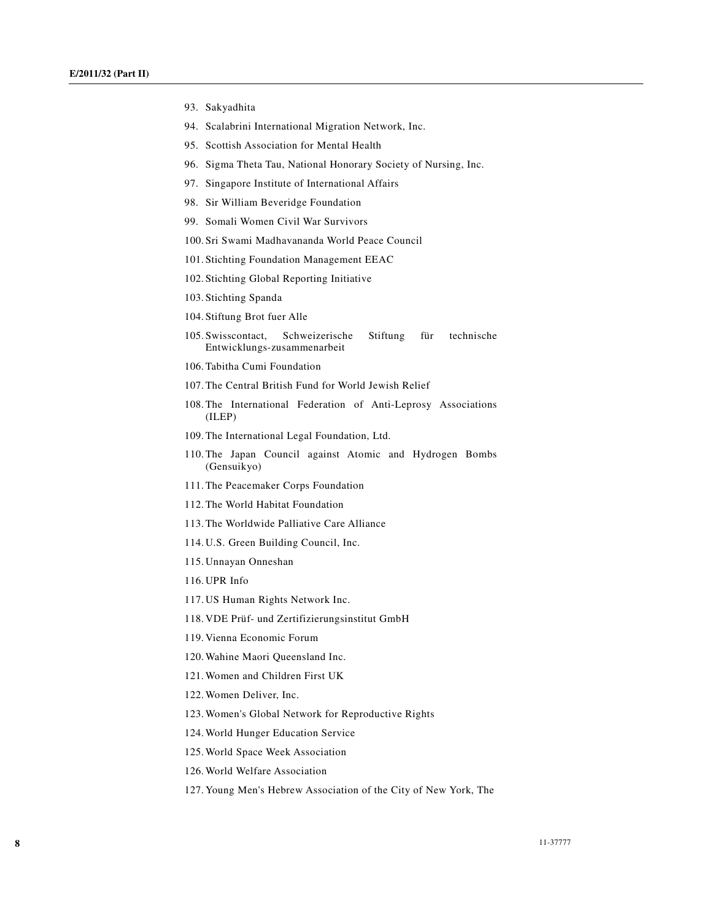93. Sakyadhita
94. Scalabrini International Migration Network, Inc.
95. Scottish Association for Mental Health
96. Sigma Theta Tau, National Honorary Society of Nursing, Inc.
97. Singapore Institute of International Affairs
98. Sir William Beveridge Foundation
99. Somali Women Civil War Survivors
100. Sri Swami Madhavananda World Peace Council
101. Stichting Foundation Management EEAC
102. Stichting Global Reporting Initiative
103. Stichting Spanda
104. Stiftung Brot fuer Alle
105. Swisscontact, Schweizerische Stiftung für technische Entwicklungs-zusammenarbeit
106. Tabitha Cumi Foundation
107. The Central British Fund for World Jewish Relief
108. The International Federation of Anti-Leprosy Associations (ILEP)
109. The International Legal Foundation, Ltd.
110. The Japan Council against Atomic and Hydrogen Bombs (Gensuikyo)
111. The Peacemaker Corps Foundation
112. The World Habitat Foundation
113. The Worldwide Palliative Care Alliance
114. U.S. Green Building Council, Inc.
115. Unnayan Onneshan
116. UPR Info
117. US Human Rights Network Inc.
118. VDE Prüf- und Zertifizierungsinstitut GmbH
119. Vienna Economic Forum
120. Wahine Maori Queensland Inc.
121. Women and Children First UK
122. Women Deliver, Inc.
123. Women's Global Network for Reproductive Rights
124. World Hunger Education Service
125. World Space Week Association
126. World Welfare Association
127. Young Men's Hebrew Association of the City of New York, The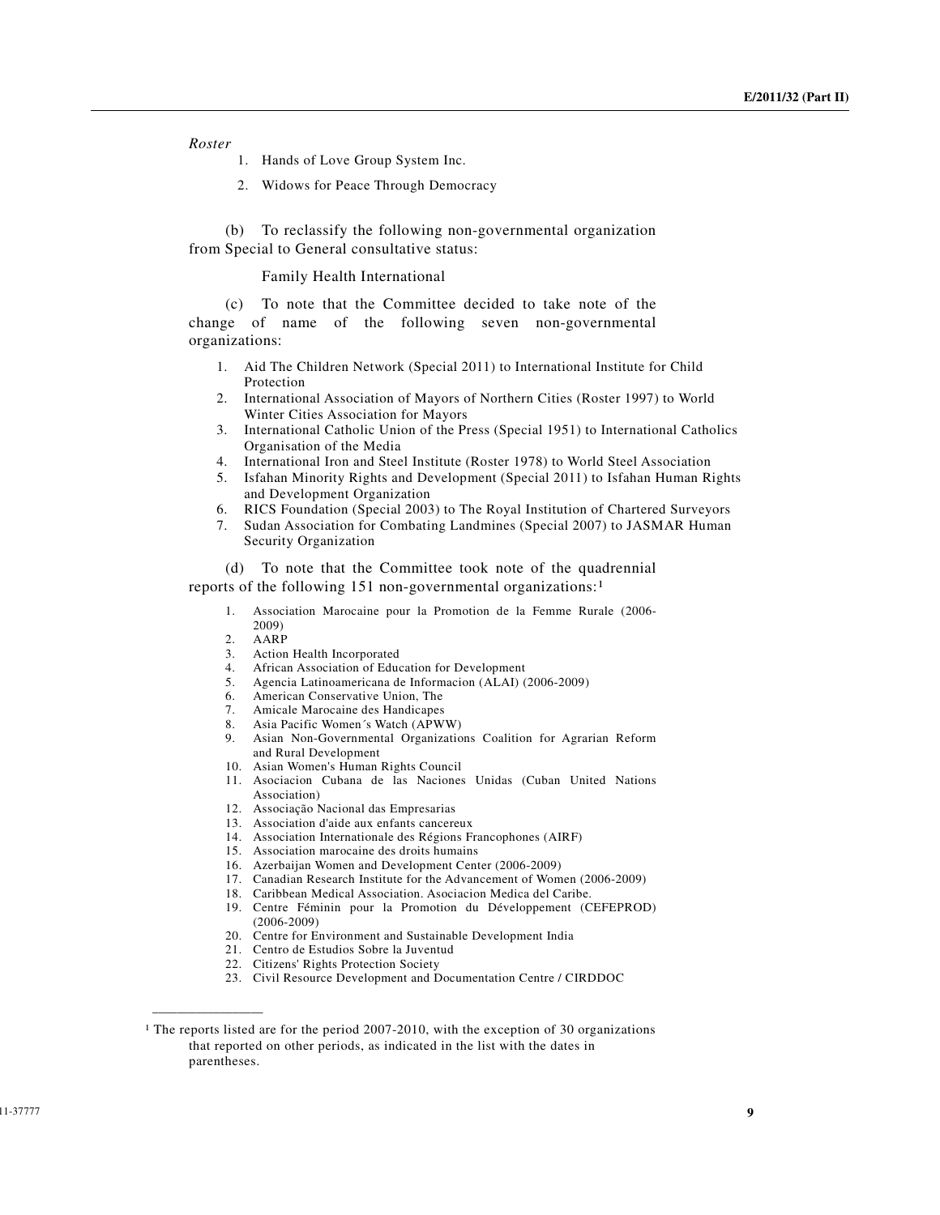*Roster*

1. Hands of Love Group System Inc.
2. Widows for Peace Through Democracy

(b) To reclassify the following non-governmental organization from Special to General consultative status:

Family Health International

(c) To note that the Committee decided to take note of the change of name of the following seven non-governmental organizations:

1. Aid The Children Network (Special 2011) to International Institute for Child Protection
2. International Association of Mayors of Northern Cities (Roster 1997) to World Winter Cities Association for Mayors
3. International Catholic Union of the Press (Special 1951) to International Catholics Organisation of the Media
4. International Iron and Steel Institute (Roster 1978) to World Steel Association
5. Isfahan Minority Rights and Development (Special 2011) to Isfahan Human Rights and Development Organization
6. RICS Foundation (Special 2003) to The Royal Institution of Chartered Surveyors
7. Sudan Association for Combating Landmines (Special 2007) to JASMAR Human Security Organization

(d) To note that the Committee took note of the quadrennial reports of the following 151 non-governmental organizations:[1]

1. Association Marocaine pour la Promotion de la Femme Rurale (2006-2009)
2. AARP
3. Action Health Incorporated
4. African Association of Education for Development
5. Agencia Latinoamericana de Informacion (ALAI) (2006-2009)
6. American Conservative Union, The
7. Amicale Marocaine des Handicapes
8. Asia Pacific Women´s Watch (APWW)
9. Asian Non-Governmental Organizations Coalition for Agrarian Reform and Rural Development
10. Asian Women's Human Rights Council
11. Asociacion Cubana de las Naciones Unidas (Cuban United Nations Association)
12. Associação Nacional das Empresarias
13. Association d'aide aux enfants cancereux
14. Association Internationale des Régions Francophones (AIRF)
15. Association marocaine des droits humains
16. Azerbaijan Women and Development Center (2006-2009)
17. Canadian Research Institute for the Advancement of Women (2006-2009)
18. Caribbean Medical Association. Asociacion Medica del Caribe.
19. Centre Féminin pour la Promotion du Développement (CEFEPROD) (2006-2009)
20. Centre for Environment and Sustainable Development India
21. Centro de Estudios Sobre la Juventud
22. Citizens' Rights Protection Society
23. Civil Resource Development and Documentation Centre / CIRDDOC

---

[1] The reports listed are for the period 2007-2010, with the exception of 30 organizations that reported on other periods, as indicated in the list with the dates in parentheses.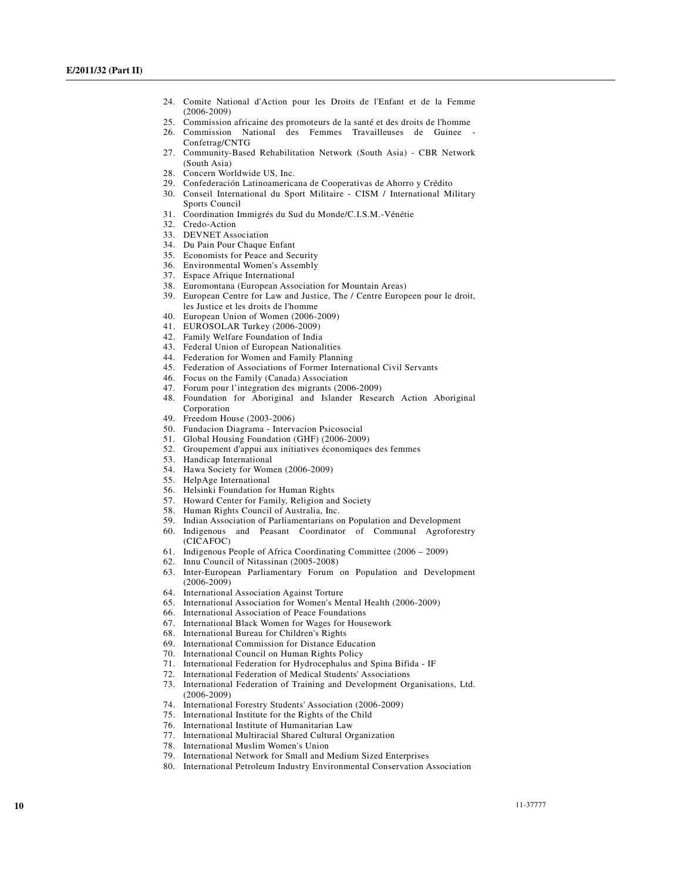24. Comite National d'Action pour les Droits de l'Enfant et de la Femme (2006-2009)
25. Commission africaine des promoteurs de la santé et des droits de l'homme
26. Commission National des Femmes Travailleuses de Guinee - Confetrag/CNTG
27. Community-Based Rehabilitation Network (South Asia) - CBR Network (South Asia)
28. Concern Worldwide US, Inc.
29. Confederación Latinoamericana de Cooperativas de Ahorro y Crédito
30. Conseil International du Sport Militaire - CISM / International Military Sports Council
31. Coordination Immigrés du Sud du Monde/C.I.S.M.-Vénétie
32. Credo-Action
33. DEVNET Association
34. Du Pain Pour Chaque Enfant
35. Economists for Peace and Security
36. Environmental Women's Assembly
37. Espace Afrique International
38. Euromontana (European Association for Mountain Areas)
39. European Centre for Law and Justice, The / Centre Europeen pour le droit, les Justice et les droits de l'homme
40. European Union of Women (2006-2009)
41. EUROSOLAR Turkey (2006-2009)
42. Family Welfare Foundation of India
43. Federal Union of European Nationalities
44. Federation for Women and Family Planning
45. Federation of Associations of Former International Civil Servants
46. Focus on the Family (Canada) Association
47. Forum pour l'integration des migrants (2006-2009)
48. Foundation for Aboriginal and Islander Research Action Aboriginal Corporation
49. Freedom House (2003-2006)
50. Fundacion Diagrama - Intervacion Psicosocial
51. Global Housing Foundation (GHF) (2006-2009)
52. Groupement d'appui aux initiatives économiques des femmes
53. Handicap International
54. Hawa Society for Women (2006-2009)
55. HelpAge International
56. Helsinki Foundation for Human Rights
57. Howard Center for Family, Religion and Society
58. Human Rights Council of Australia, Inc.
59. Indian Association of Parliamentarians on Population and Development
60. Indigenous and Peasant Coordinator of Communal Agroforestry (CICAFOC)
61. Indigenous People of Africa Coordinating Committee (2006 – 2009)
62. Innu Council of Nitassinan (2005-2008)
63. Inter-European Parliamentary Forum on Population and Development (2006-2009)
64. International Association Against Torture
65. International Association for Women's Mental Health (2006-2009)
66. International Association of Peace Foundations
67. International Black Women for Wages for Housework
68. International Bureau for Children's Rights
69. International Commission for Distance Education
70. International Council on Human Rights Policy
71. International Federation for Hydrocephalus and Spina Bifida - IF
72. International Federation of Medical Students' Associations
73. International Federation of Training and Development Organisations, Ltd. (2006-2009)
74. International Forestry Students' Association (2006-2009)
75. International Institute for the Rights of the Child
76. International Institute of Humanitarian Law
77. International Multiracial Shared Cultural Organization
78. International Muslim Women's Union
79. International Network for Small and Medium Sized Enterprises
80. International Petroleum Industry Environmental Conservation Association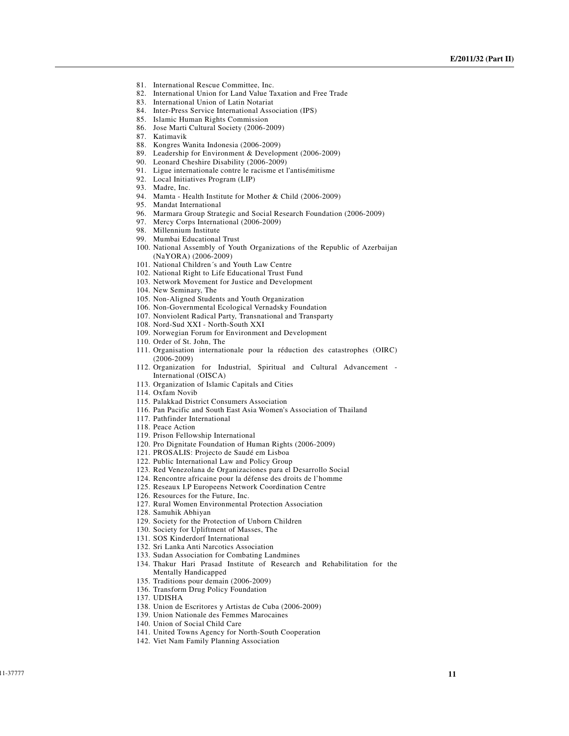81. International Rescue Committee, Inc.
82. International Union for Land Value Taxation and Free Trade
83. International Union of Latin Notariat
84. Inter-Press Service International Association (IPS)
85. Islamic Human Rights Commission
86. Jose Marti Cultural Society (2006-2009)
87. Katimavik
88. Kongres Wanita Indonesia (2006-2009)
89. Leadership for Environment & Development (2006-2009)
90. Leonard Cheshire Disability (2006-2009)
91. Ligue internationale contre le racisme et l'antisémitisme
92. Local Initiatives Program (LIP)
93. Madre, Inc.
94. Mamta - Health Institute for Mother & Child (2006-2009)
95. Mandat International
96. Marmara Group Strategic and Social Research Foundation (2006-2009)
97. Mercy Corps International (2006-2009)
98. Millennium Institute
99. Mumbai Educational Trust
100. National Assembly of Youth Organizations of the Republic of Azerbaijan (NaYORA) (2006-2009)
101. National Children´s and Youth Law Centre
102. National Right to Life Educational Trust Fund
103. Network Movement for Justice and Development
104. New Seminary, The
105. Non-Aligned Students and Youth Organization
106. Non-Governmental Ecological Vernadsky Foundation
107. Nonviolent Radical Party, Transnational and Transparty
108. Nord-Sud XXI - North-South XXI
109. Norwegian Forum for Environment and Development
110. Order of St. John, The
111. Organisation internationale pour la réduction des catastrophes (OIRC) (2006-2009)
112. Organization for Industrial, Spiritual and Cultural Advancement - International (OISCA)
113. Organization of Islamic Capitals and Cities
114. Oxfam Novib
115. Palakkad District Consumers Association
116. Pan Pacific and South East Asia Women's Association of Thailand
117. Pathfinder International
118. Peace Action
119. Prison Fellowship International
120. Pro Dignitate Foundation of Human Rights (2006-2009)
121. PROSALIS: Projecto de Saudé em Lisboa
122. Public International Law and Policy Group
123. Red Venezolana de Organizaciones para el Desarrollo Social
124. Rencontre africaine pour la défense des droits de l'homme
125. Reseaux I.P Europeens Network Coordination Centre
126. Resources for the Future, Inc.
127. Rural Women Environmental Protection Association
128. Samuhik Abhiyan
129. Society for the Protection of Unborn Children
130. Society for Upliftment of Masses, The
131. SOS Kinderdorf International
132. Sri Lanka Anti Narcotics Association
133. Sudan Association for Combating Landmines
134. Thakur Hari Prasad Institute of Research and Rehabilitation for the Mentally Handicapped
135. Traditions pour demain (2006-2009)
136. Transform Drug Policy Foundation
137. UDISHA
138. Union de Escritores y Artistas de Cuba (2006-2009)
139. Union Nationale des Femmes Marocaines
140. Union of Social Child Care
141. United Towns Agency for North-South Cooperation
142. Viet Nam Family Planning Association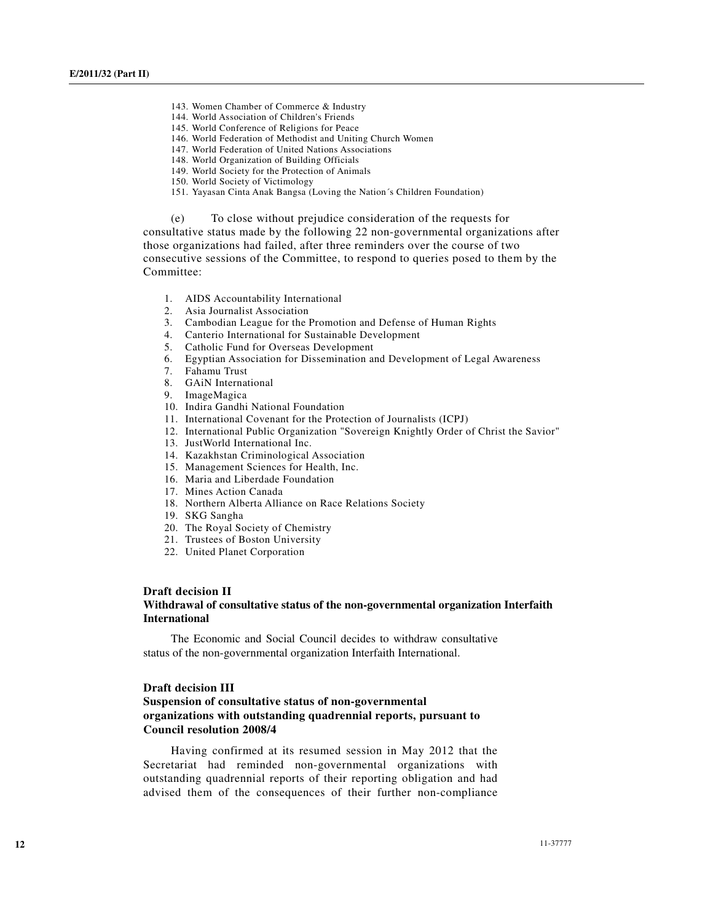143. Women Chamber of Commerce & Industry
144. World Association of Children's Friends
145. World Conference of Religions for Peace
146. World Federation of Methodist and Uniting Church Women
147. World Federation of United Nations Associations
148. World Organization of Building Officials
149. World Society for the Protection of Animals
150. World Society of Victimology
151. Yayasan Cinta Anak Bangsa (Loving the Nation´s Children Foundation)

(e) To close without prejudice consideration of the requests for consultative status made by the following 22 non-governmental organizations after those organizations had failed, after three reminders over the course of two consecutive sessions of the Committee, to respond to queries posed to them by the Committee:

1. AIDS Accountability International
2. Asia Journalist Association
3. Cambodian League for the Promotion and Defense of Human Rights
4. Canterio International for Sustainable Development
5. Catholic Fund for Overseas Development
6. Egyptian Association for Dissemination and Development of Legal Awareness
7. Fahamu Trust
8. GAiN International
9. ImageMagica
10. Indira Gandhi National Foundation
11. International Covenant for the Protection of Journalists (ICPJ)
12. International Public Organization "Sovereign Knightly Order of Christ the Savior"
13. JustWorld International Inc.
14. Kazakhstan Criminological Association
15. Management Sciences for Health, Inc.
16. Maria and Liberdade Foundation
17. Mines Action Canada
18. Northern Alberta Alliance on Race Relations Society
19. SKG Sangha
20. The Royal Society of Chemistry
21. Trustees of Boston University
22. United Planet Corporation

### Draft decision II
### Withdrawal of consultative status of the non-governmental organization Interfaith International

The Economic and Social Council decides to withdraw consultative status of the non-governmental organization Interfaith International.

### Draft decision III
### Suspension of consultative status of non-governmental organizations with outstanding quadrennial reports, pursuant to Council resolution 2008/4

Having confirmed at its resumed session in May 2012 that the Secretariat had reminded non-governmental organizations with outstanding quadrennial reports of their reporting obligation and had advised them of the consequences of their further non-compliance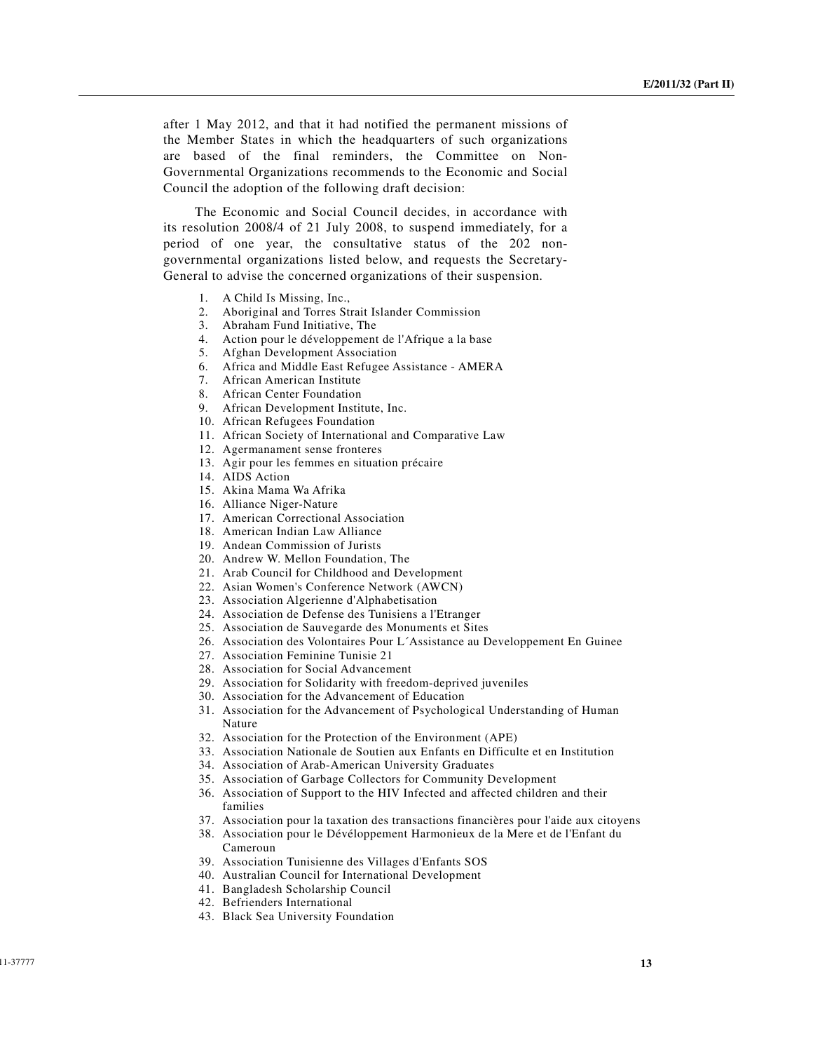after 1 May 2012, and that it had notified the permanent missions of the Member States in which the headquarters of such organizations are based of the final reminders, the Committee on Non-Governmental Organizations recommends to the Economic and Social Council the adoption of the following draft decision:

The Economic and Social Council decides, in accordance with its resolution 2008/4 of 21 July 2008, to suspend immediately, for a period of one year, the consultative status of the 202 non-governmental organizations listed below, and requests the Secretary-General to advise the concerned organizations of their suspension.

1. A Child Is Missing, Inc.,
2. Aboriginal and Torres Strait Islander Commission
3. Abraham Fund Initiative, The
4. Action pour le développement de l'Afrique a la base
5. Afghan Development Association
6. Africa and Middle East Refugee Assistance - AMERA
7. African American Institute
8. African Center Foundation
9. African Development Institute, Inc.
10. African Refugees Foundation
11. African Society of International and Comparative Law
12. Agermanament sense fronteres
13. Agir pour les femmes en situation précaire
14. AIDS Action
15. Akina Mama Wa Afrika
16. Alliance Niger-Nature
17. American Correctional Association
18. American Indian Law Alliance
19. Andean Commission of Jurists
20. Andrew W. Mellon Foundation, The
21. Arab Council for Childhood and Development
22. Asian Women's Conference Network (AWCN)
23. Association Algerienne d'Alphabetisation
24. Association de Defense des Tunisiens a l'Etranger
25. Association de Sauvegarde des Monuments et Sites
26. Association des Volontaires Pour L´Assistance au Developpement En Guinee
27. Association Feminine Tunisie 21
28. Association for Social Advancement
29. Association for Solidarity with freedom-deprived juveniles
30. Association for the Advancement of Education
31. Association for the Advancement of Psychological Understanding of Human Nature
32. Association for the Protection of the Environment (APE)
33. Association Nationale de Soutien aux Enfants en Difficulte et en Institution
34. Association of Arab-American University Graduates
35. Association of Garbage Collectors for Community Development
36. Association of Support to the HIV Infected and affected children and their families
37. Association pour la taxation des transactions financières pour l'aide aux citoyens
38. Association pour le Dévéloppement Harmonieux de la Mere et de l'Enfant du Cameroun
39. Association Tunisienne des Villages d'Enfants SOS
40. Australian Council for International Development
41. Bangladesh Scholarship Council
42. Befrienders International
43. Black Sea University Foundation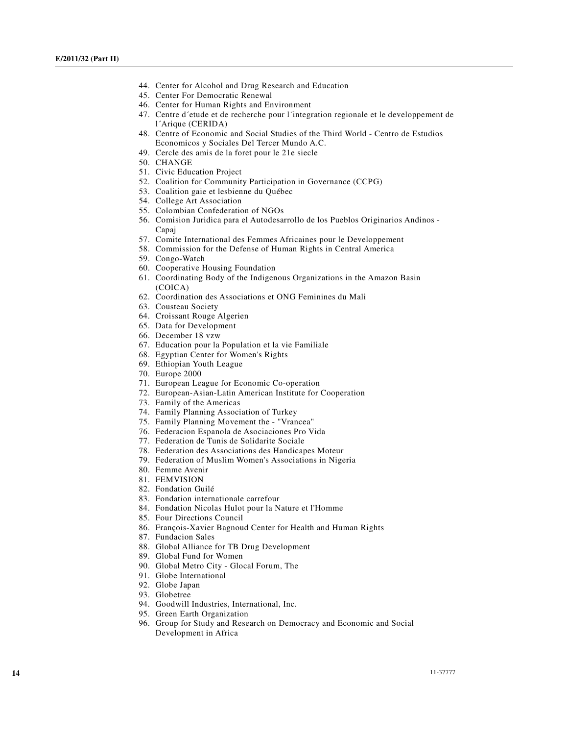44. Center for Alcohol and Drug Research and Education
45. Center For Democratic Renewal
46. Center for Human Rights and Environment
47. Centre d´etude et de recherche pour l´integration regionale et le developpement de l´Arique (CERIDA)
48. Centre of Economic and Social Studies of the Third World - Centro de Estudios Economicos y Sociales Del Tercer Mundo A.C.
49. Cercle des amis de la foret pour le 21e siecle
50. CHANGE
51. Civic Education Project
52. Coalition for Community Participation in Governance (CCPG)
53. Coalition gaie et lesbienne du Québec
54. College Art Association
55. Colombian Confederation of NGOs
56. Comision Juridica para el Autodesarrollo de los Pueblos Originarios Andinos - Capaj
57. Comite International des Femmes Africaines pour le Developpement
58. Commission for the Defense of Human Rights in Central America
59. Congo-Watch
60. Cooperative Housing Foundation
61. Coordinating Body of the Indigenous Organizations in the Amazon Basin (COICA)
62. Coordination des Associations et ONG Feminines du Mali
63. Cousteau Society
64. Croissant Rouge Algerien
65. Data for Development
66. December 18 vzw
67. Education pour la Population et la vie Familiale
68. Egyptian Center for Women's Rights
69. Ethiopian Youth League
70. Europe 2000
71. European League for Economic Co-operation
72. European-Asian-Latin American Institute for Cooperation
73. Family of the Americas
74. Family Planning Association of Turkey
75. Family Planning Movement the - "Vrancea"
76. Federacion Espanola de Asociaciones Pro Vida
77. Federation de Tunis de Solidarite Sociale
78. Federation des Associations des Handicapes Moteur
79. Federation of Muslim Women's Associations in Nigeria
80. Femme Avenir
81. FEMVISION
82. Fondation Guilé
83. Fondation internationale carrefour
84. Fondation Nicolas Hulot pour la Nature et l'Homme
85. Four Directions Council
86. François-Xavier Bagnoud Center for Health and Human Rights
87. Fundacion Sales
88. Global Alliance for TB Drug Development
89. Global Fund for Women
90. Global Metro City - Glocal Forum, The
91. Globe International
92. Globe Japan
93. Globetree
94. Goodwill Industries, International, Inc.
95. Green Earth Organization
96. Group for Study and Research on Democracy and Economic and Social Development in Africa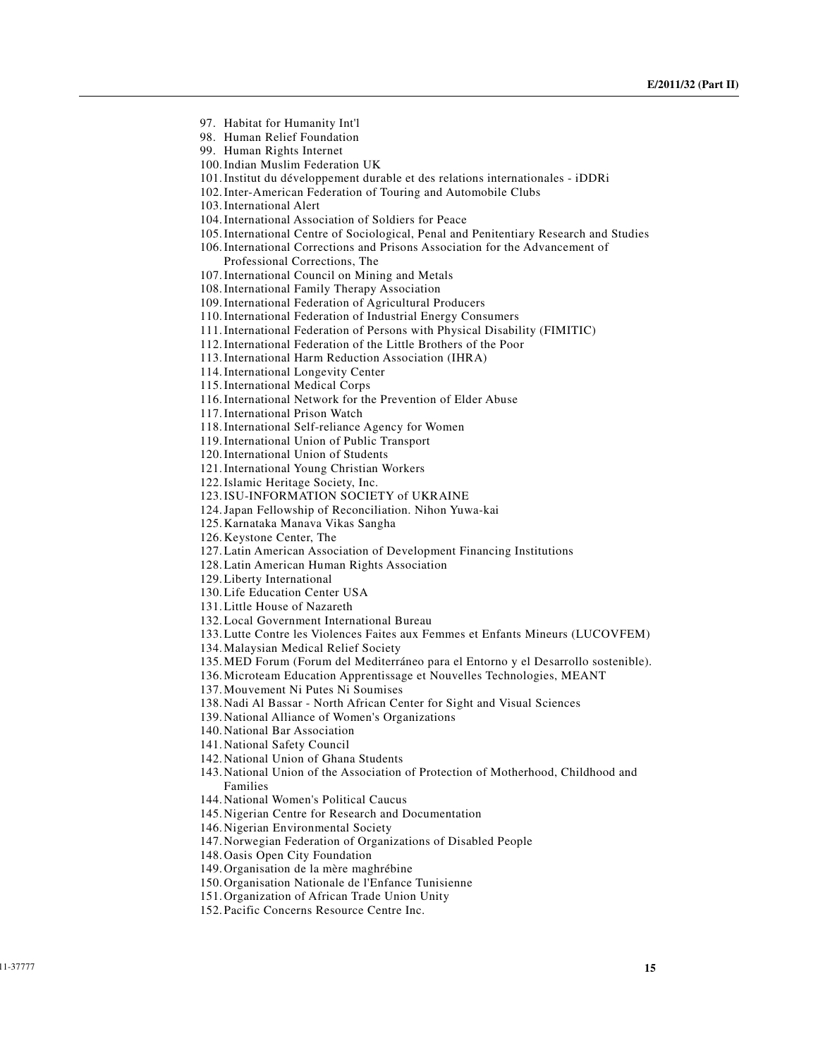97. Habitat for Humanity Int'l
98. Human Relief Foundation
99. Human Rights Internet
100. Indian Muslim Federation UK
101. Institut du développement durable et des relations internationales - iDDRi
102. Inter-American Federation of Touring and Automobile Clubs
103. International Alert
104. International Association of Soldiers for Peace
105. International Centre of Sociological, Penal and Penitentiary Research and Studies
106. International Corrections and Prisons Association for the Advancement of Professional Corrections, The
107. International Council on Mining and Metals
108. International Family Therapy Association
109. International Federation of Agricultural Producers
110. International Federation of Industrial Energy Consumers
111. International Federation of Persons with Physical Disability (FIMITIC)
112. International Federation of the Little Brothers of the Poor
113. International Harm Reduction Association (IHRA)
114. International Longevity Center
115. International Medical Corps
116. International Network for the Prevention of Elder Abuse
117. International Prison Watch
118. International Self-reliance Agency for Women
119. International Union of Public Transport
120. International Union of Students
121. International Young Christian Workers
122. Islamic Heritage Society, Inc.
123. ISU-INFORMATION SOCIETY of UKRAINE
124. Japan Fellowship of Reconciliation. Nihon Yuwa-kai
125. Karnataka Manava Vikas Sangha
126. Keystone Center, The
127. Latin American Association of Development Financing Institutions
128. Latin American Human Rights Association
129. Liberty International
130. Life Education Center USA
131. Little House of Nazareth
132. Local Government International Bureau
133. Lutte Contre les Violences Faites aux Femmes et Enfants Mineurs (LUCOVFEM)
134. Malaysian Medical Relief Society
135. MED Forum (Forum del Mediterráneo para el Entorno y el Desarrollo sostenible).
136. Microteam Education Apprentissage et Nouvelles Technologies, MEANT
137. Mouvement Ni Putes Ni Soumises
138. Nadi Al Bassar - North African Center for Sight and Visual Sciences
139. National Alliance of Women's Organizations
140. National Bar Association
141. National Safety Council
142. National Union of Ghana Students
143. National Union of the Association of Protection of Motherhood, Childhood and Families
144. National Women's Political Caucus
145. Nigerian Centre for Research and Documentation
146. Nigerian Environmental Society
147. Norwegian Federation of Organizations of Disabled People
148. Oasis Open City Foundation
149. Organisation de la mère maghrébine
150. Organisation Nationale de l'Enfance Tunisienne
151. Organization of African Trade Union Unity
152. Pacific Concerns Resource Centre Inc.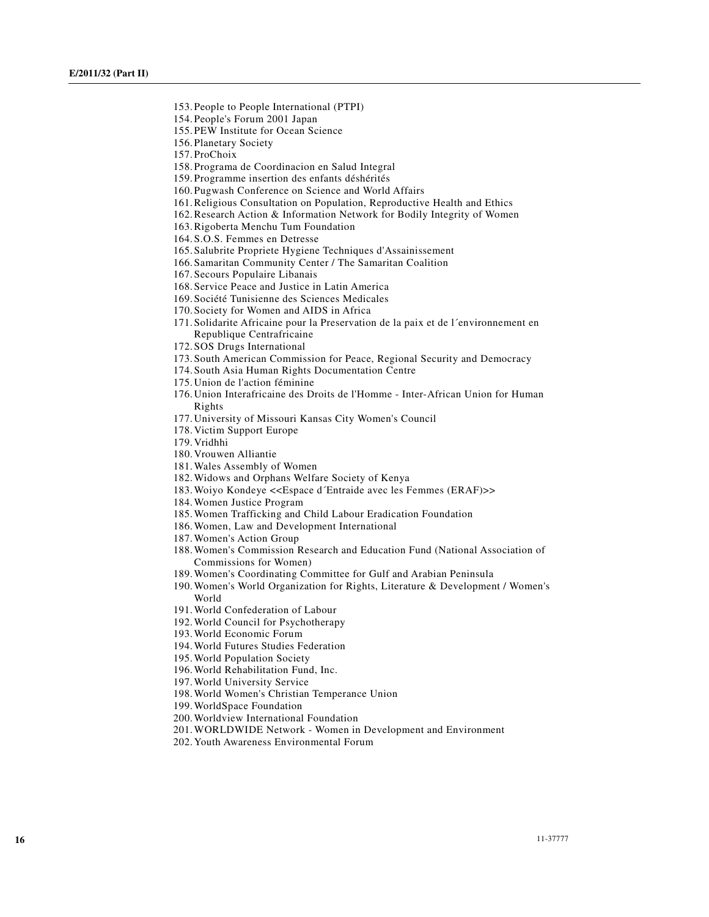153. People to People International (PTPI)
154. People's Forum 2001 Japan
155. PEW Institute for Ocean Science
156. Planetary Society
157. ProChoix
158. Programa de Coordinacion en Salud Integral
159. Programme insertion des enfants déshérités
160. Pugwash Conference on Science and World Affairs
161. Religious Consultation on Population, Reproductive Health and Ethics
162. Research Action & Information Network for Bodily Integrity of Women
163. Rigoberta Menchu Tum Foundation
164. S.O.S. Femmes en Detresse
165. Salubrite Propriete Hygiene Techniques d'Assainissement
166. Samaritan Community Center / The Samaritan Coalition
167. Secours Populaire Libanais
168. Service Peace and Justice in Latin America
169. Société Tunisienne des Sciences Medicales
170. Society for Women and AIDS in Africa
171. Solidarite Africaine pour la Preservation de la paix et de l´environnement en Republique Centrafricaine
172. SOS Drugs International
173. South American Commission for Peace, Regional Security and Democracy
174. South Asia Human Rights Documentation Centre
175. Union de l'action féminine
176. Union Interafricaine des Droits de l'Homme - Inter-African Union for Human Rights
177. University of Missouri Kansas City Women's Council
178. Victim Support Europe
179. Vridhhi
180. Vrouwen Alliantie
181. Wales Assembly of Women
182. Widows and Orphans Welfare Society of Kenya
183. Woiyo Kondeye <<Espace d´Entraide avec les Femmes (ERAF)>>
184. Women Justice Program
185. Women Trafficking and Child Labour Eradication Foundation
186. Women, Law and Development International
187. Women's Action Group
188. Women's Commission Research and Education Fund (National Association of Commissions for Women)
189. Women's Coordinating Committee for Gulf and Arabian Peninsula
190. Women's World Organization for Rights, Literature & Development / Women's World
191. World Confederation of Labour
192. World Council for Psychotherapy
193. World Economic Forum
194. World Futures Studies Federation
195. World Population Society
196. World Rehabilitation Fund, Inc.
197. World University Service
198. World Women's Christian Temperance Union
199. WorldSpace Foundation
200. Worldview International Foundation
201. WORLDWIDE Network - Women in Development and Environment
202. Youth Awareness Environmental Forum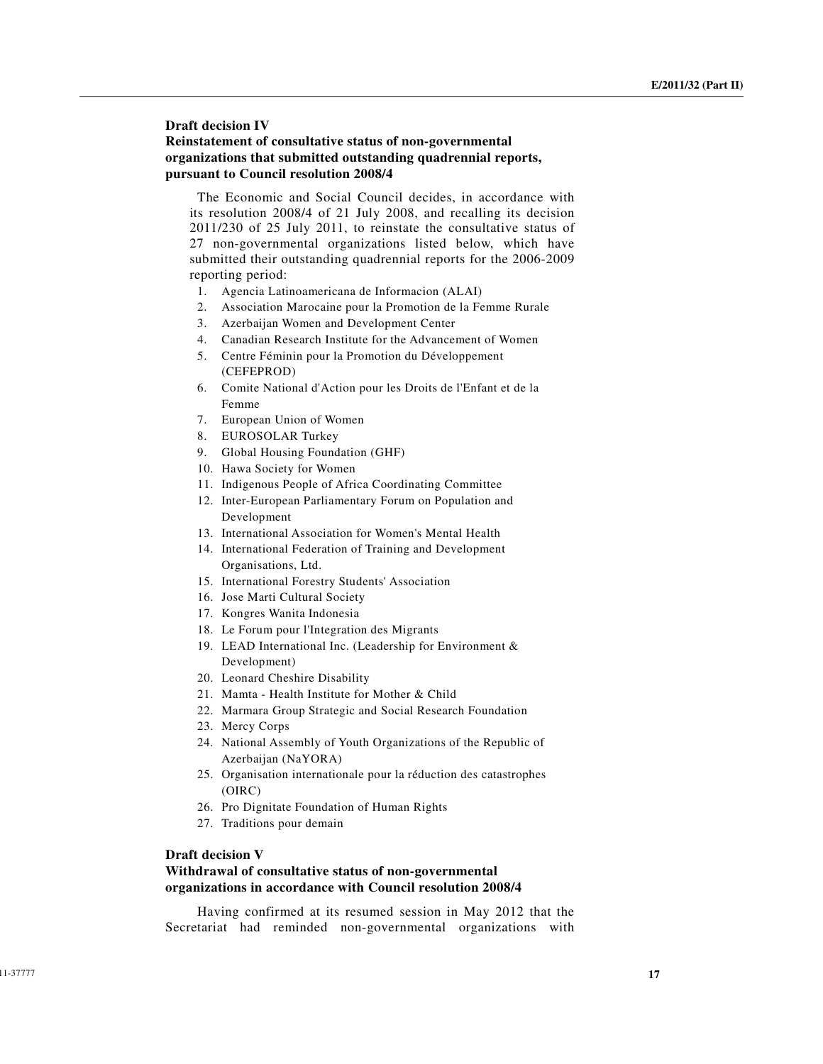### Draft decision IV

### Reinstatement of consultative status of non-governmental organizations that submitted outstanding quadrennial reports, pursuant to Council resolution 2008/4

The Economic and Social Council decides, in accordance with its resolution 2008/4 of 21 July 2008, and recalling its decision 2011/230 of 25 July 2011, to reinstate the consultative status of 27 non-governmental organizations listed below, which have submitted their outstanding quadrennial reports for the 2006-2009 reporting period:

1. Agencia Latinoamericana de Informacion (ALAI)
2. Association Marocaine pour la Promotion de la Femme Rurale
3. Azerbaijan Women and Development Center
4. Canadian Research Institute for the Advancement of Women
5. Centre Féminin pour la Promotion du Développement (CEFEPROD)
6. Comite National d'Action pour les Droits de l'Enfant et de la Femme
7. European Union of Women
8. EUROSOLAR Turkey
9. Global Housing Foundation (GHF)
10. Hawa Society for Women
11. Indigenous People of Africa Coordinating Committee
12. Inter-European Parliamentary Forum on Population and Development
13. International Association for Women's Mental Health
14. International Federation of Training and Development Organisations, Ltd.
15. International Forestry Students' Association
16. Jose Marti Cultural Society
17. Kongres Wanita Indonesia
18. Le Forum pour l'Integration des Migrants
19. LEAD International Inc. (Leadership for Environment & Development)
20. Leonard Cheshire Disability
21. Mamta - Health Institute for Mother & Child
22. Marmara Group Strategic and Social Research Foundation
23. Mercy Corps
24. National Assembly of Youth Organizations of the Republic of Azerbaijan (NaYORA)
25. Organisation internationale pour la réduction des catastrophes (OIRC)
26. Pro Dignitate Foundation of Human Rights
27. Traditions pour demain

### Draft decision V

### Withdrawal of consultative status of non-governmental organizations in accordance with Council resolution 2008/4

Having confirmed at its resumed session in May 2012 that the Secretariat had reminded non-governmental organizations with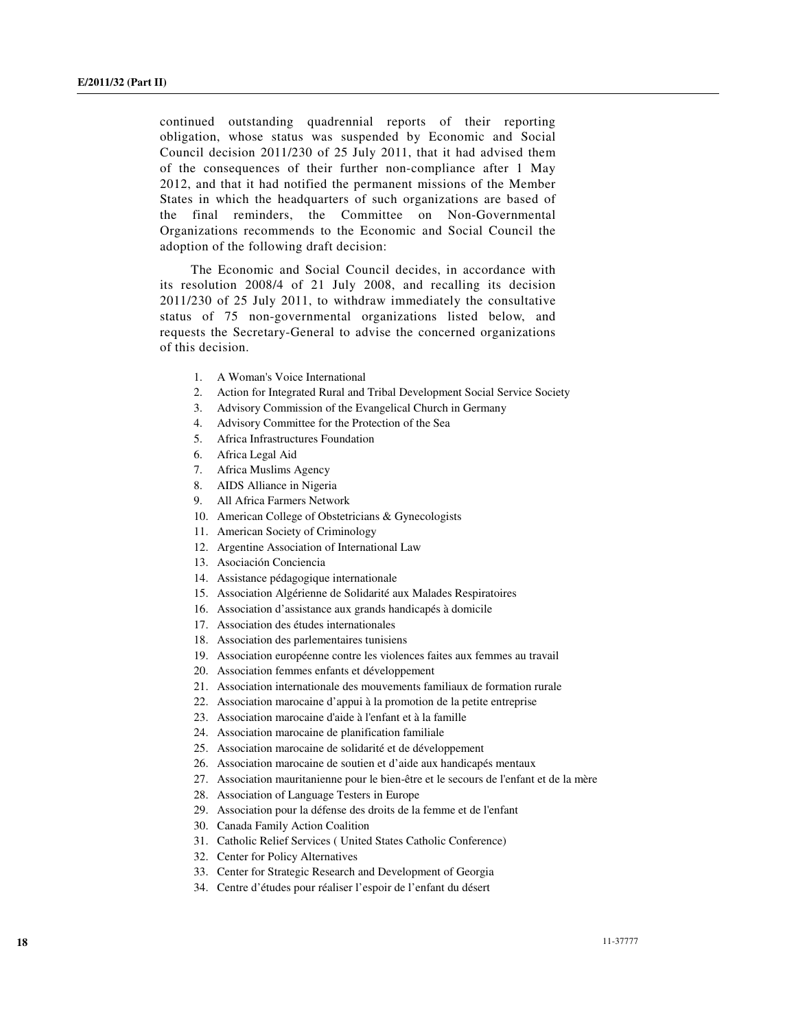continued outstanding quadrennial reports of their reporting obligation, whose status was suspended by Economic and Social Council decision 2011/230 of 25 July 2011, that it had advised them of the consequences of their further non-compliance after 1 May 2012, and that it had notified the permanent missions of the Member States in which the headquarters of such organizations are based of the final reminders, the Committee on Non-Governmental Organizations recommends to the Economic and Social Council the adoption of the following draft decision:

The Economic and Social Council decides, in accordance with its resolution 2008/4 of 21 July 2008, and recalling its decision 2011/230 of 25 July 2011, to withdraw immediately the consultative status of 75 non-governmental organizations listed below, and requests the Secretary-General to advise the concerned organizations of this decision.

1. A Woman's Voice International
2. Action for Integrated Rural and Tribal Development Social Service Society
3. Advisory Commission of the Evangelical Church in Germany
4. Advisory Committee for the Protection of the Sea
5. Africa Infrastructures Foundation
6. Africa Legal Aid
7. Africa Muslims Agency
8. AIDS Alliance in Nigeria
9. All Africa Farmers Network
10. American College of Obstetricians & Gynecologists
11. American Society of Criminology
12. Argentine Association of International Law
13. Asociación Conciencia
14. Assistance pédagogique internationale
15. Association Algérienne de Solidarité aux Malades Respiratoires
16. Association d'assistance aux grands handicapés à domicile
17. Association des études internationales
18. Association des parlementaires tunisiens
19. Association européenne contre les violences faites aux femmes au travail
20. Association femmes enfants et développement
21. Association internationale des mouvements familiaux de formation rurale
22. Association marocaine d'appui à la promotion de la petite entreprise
23. Association marocaine d'aide à l'enfant et à la famille
24. Association marocaine de planification familiale
25. Association marocaine de solidarité et de développement
26. Association marocaine de soutien et d'aide aux handicapés mentaux
27. Association mauritanienne pour le bien-être et le secours de l'enfant et de la mère
28. Association of Language Testers in Europe
29. Association pour la défense des droits de la femme et de l'enfant
30. Canada Family Action Coalition
31. Catholic Relief Services ( United States Catholic Conference)
32. Center for Policy Alternatives
33. Center for Strategic Research and Development of Georgia
34. Centre d'études pour réaliser l'espoir de l'enfant du désert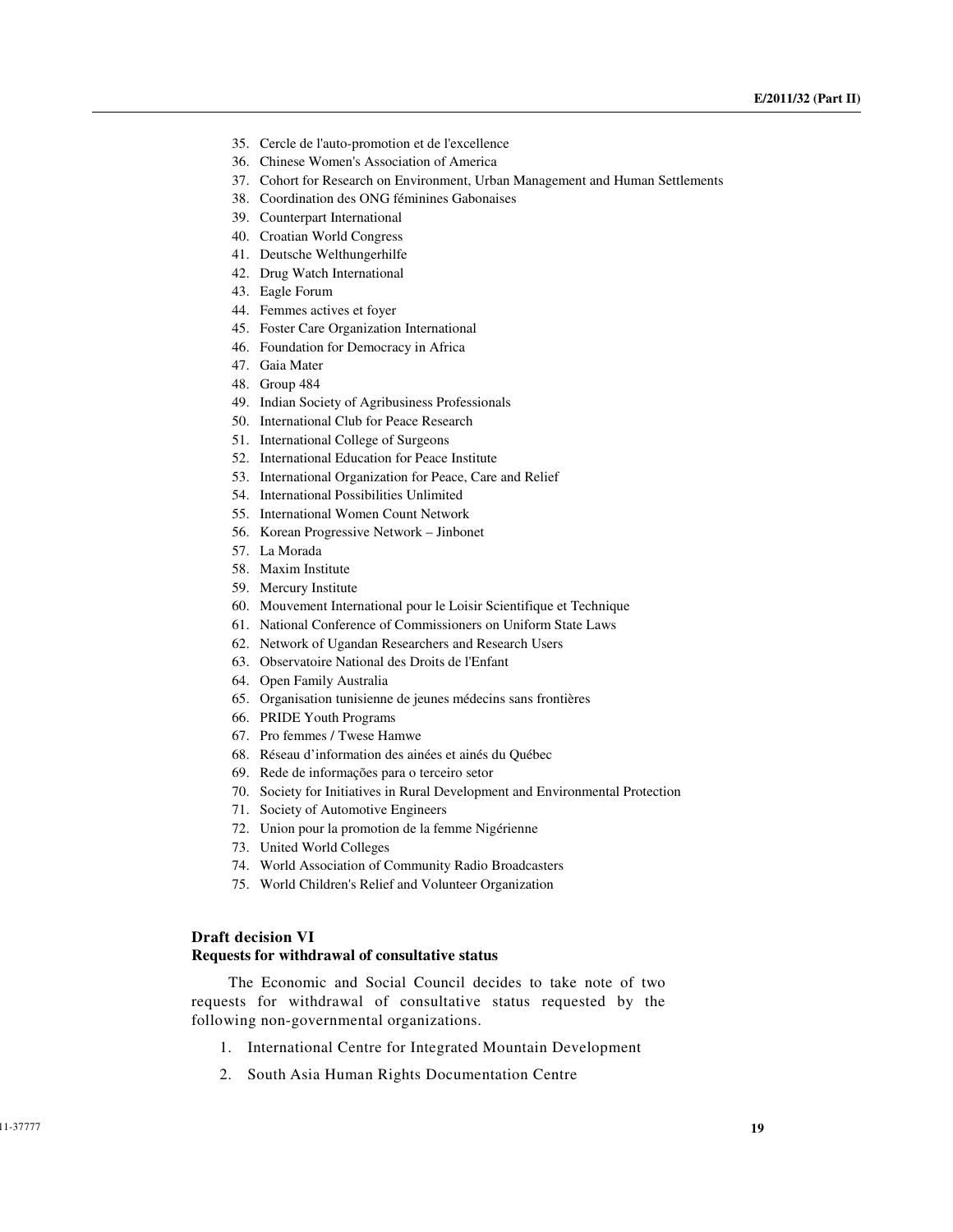35. Cercle de l'auto-promotion et de l'excellence
36. Chinese Women's Association of America
37. Cohort for Research on Environment, Urban Management and Human Settlements
38. Coordination des ONG féminines Gabonaises
39. Counterpart International
40. Croatian World Congress
41. Deutsche Welthungerhilfe
42. Drug Watch International
43. Eagle Forum
44. Femmes actives et foyer
45. Foster Care Organization International
46. Foundation for Democracy in Africa
47. Gaia Mater
48. Group 484
49. Indian Society of Agribusiness Professionals
50. International Club for Peace Research
51. International College of Surgeons
52. International Education for Peace Institute
53. International Organization for Peace, Care and Relief
54. International Possibilities Unlimited
55. International Women Count Network
56. Korean Progressive Network – Jinbonet
57. La Morada
58. Maxim Institute
59. Mercury Institute
60. Mouvement International pour le Loisir Scientifique et Technique
61. National Conference of Commissioners on Uniform State Laws
62. Network of Ugandan Researchers and Research Users
63. Observatoire National des Droits de l'Enfant
64. Open Family Australia
65. Organisation tunisienne de jeunes médecins sans frontières
66. PRIDE Youth Programs
67. Pro femmes / Twese Hamwe
68. Réseau d'information des ainées et ainés du Québec
69. Rede de informações para o terceiro setor
70. Society for Initiatives in Rural Development and Environmental Protection
71. Society of Automotive Engineers
72. Union pour la promotion de la femme Nigérienne
73. United World Colleges
74. World Association of Community Radio Broadcasters
75. World Children's Relief and Volunteer Organization

### Draft decision VI
### Requests for withdrawal of consultative status

The Economic and Social Council decides to take note of two requests for withdrawal of consultative status requested by the following non-governmental organizations.

1. International Centre for Integrated Mountain Development
2. South Asia Human Rights Documentation Centre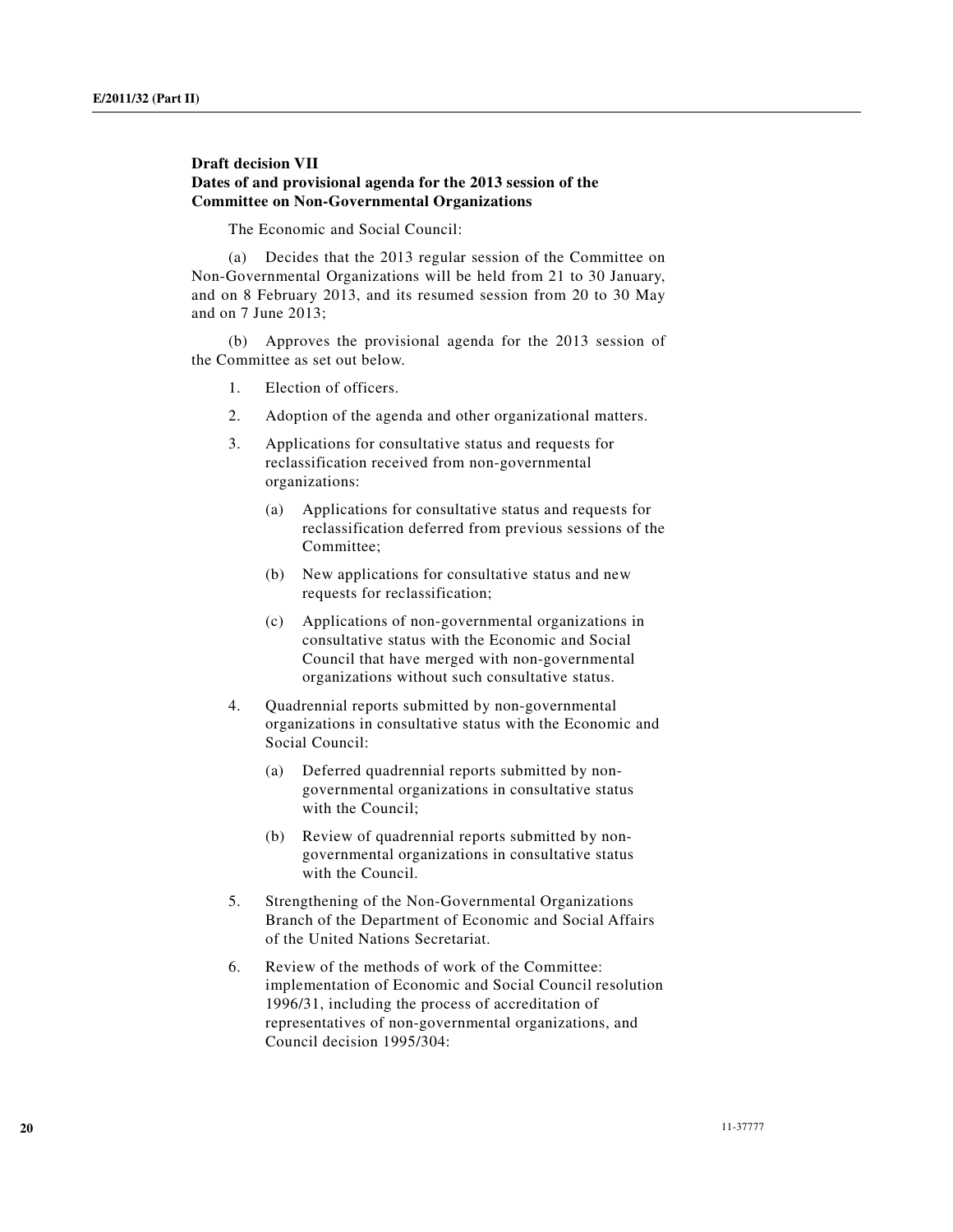**Draft decision VII**
**Dates of and provisional agenda for the 2013 session of the Committee on Non-Governmental Organizations**

The Economic and Social Council:

(a) Decides that the 2013 regular session of the Committee on Non-Governmental Organizations will be held from 21 to 30 January, and on 8 February 2013, and its resumed session from 20 to 30 May and on 7 June 2013;

(b) Approves the provisional agenda for the 2013 session of the Committee as set out below.

1. Election of officers.

2. Adoption of the agenda and other organizational matters.

3. Applications for consultative status and requests for reclassification received from non-governmental organizations:

   (a) Applications for consultative status and requests for reclassification deferred from previous sessions of the Committee;

   (b) New applications for consultative status and new requests for reclassification;

   (c) Applications of non-governmental organizations in consultative status with the Economic and Social Council that have merged with non-governmental organizations without such consultative status.

4. Quadrennial reports submitted by non-governmental organizations in consultative status with the Economic and Social Council:

   (a) Deferred quadrennial reports submitted by non-governmental organizations in consultative status with the Council;

   (b) Review of quadrennial reports submitted by non-governmental organizations in consultative status with the Council.

5. Strengthening of the Non-Governmental Organizations Branch of the Department of Economic and Social Affairs of the United Nations Secretariat.

6. Review of the methods of work of the Committee: implementation of Economic and Social Council resolution 1996/31, including the process of accreditation of representatives of non-governmental organizations, and Council decision 1995/304: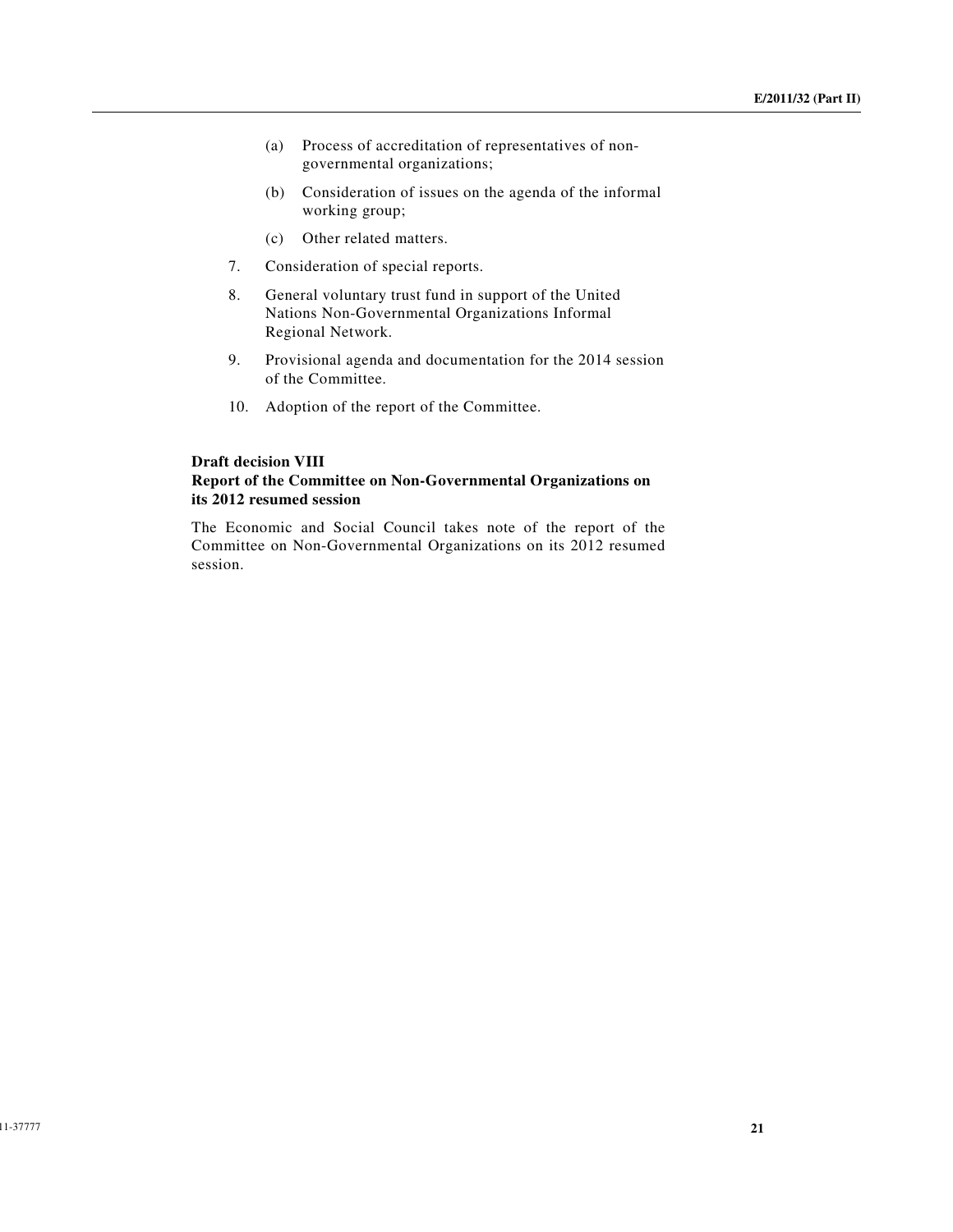(a) Process of accreditation of representatives of non-governmental organizations;

(b) Consideration of issues on the agenda of the informal working group;

(c) Other related matters.

7. Consideration of special reports.

8. General voluntary trust fund in support of the United Nations Non-Governmental Organizations Informal Regional Network.

9. Provisional agenda and documentation for the 2014 session of the Committee.

10. Adoption of the report of the Committee.

### Draft decision VIII
### Report of the Committee on Non-Governmental Organizations on its 2012 resumed session

The Economic and Social Council takes note of the report of the Committee on Non-Governmental Organizations on its 2012 resumed session.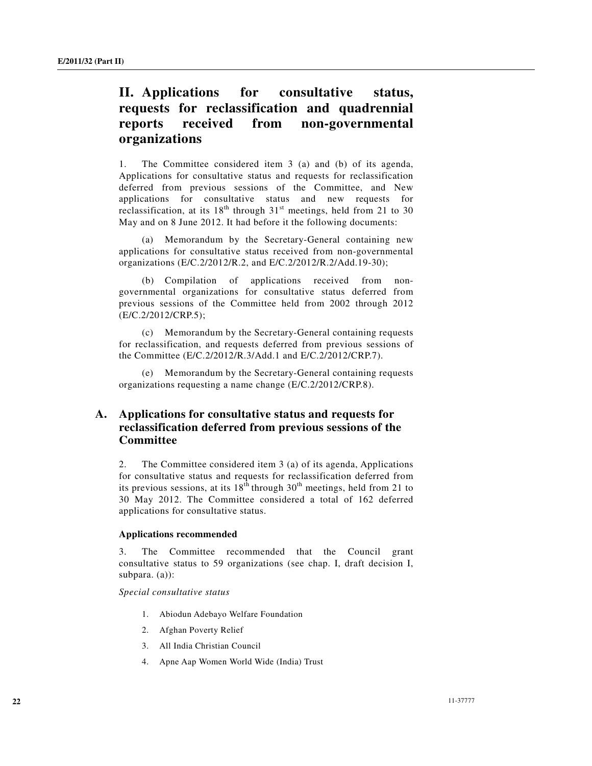# II. Applications for consultative status, requests for reclassification and quadrennial reports received from non-governmental organizations

1. The Committee considered item 3 (a) and (b) of its agenda, Applications for consultative status and requests for reclassification deferred from previous sessions of the Committee, and New applications for consultative status and new requests for reclassification, at its 18th through 31st meetings, held from 21 to 30 May and on 8 June 2012. It had before it the following documents:

(a) Memorandum by the Secretary-General containing new applications for consultative status received from non-governmental organizations (E/C.2/2012/R.2, and E/C.2/2012/R.2/Add.19-30);

(b) Compilation of applications received from non-governmental organizations for consultative status deferred from previous sessions of the Committee held from 2002 through 2012 (E/C.2/2012/CRP.5);

(c) Memorandum by the Secretary-General containing requests for reclassification, and requests deferred from previous sessions of the Committee (E/C.2/2012/R.3/Add.1 and E/C.2/2012/CRP.7).

(e) Memorandum by the Secretary-General containing requests organizations requesting a name change (E/C.2/2012/CRP.8).

## A. Applications for consultative status and requests for reclassification deferred from previous sessions of the Committee

2. The Committee considered item 3 (a) of its agenda, Applications for consultative status and requests for reclassification deferred from its previous sessions, at its 18th through 30th meetings, held from 21 to 30 May 2012. The Committee considered a total of 162 deferred applications for consultative status.

### Applications recommended

3. The Committee recommended that the Council grant consultative status to 59 organizations (see chap. I, draft decision I, subpara. (a)):

*Special consultative status*

1. Abiodun Adebayo Welfare Foundation
2. Afghan Poverty Relief
3. All India Christian Council
4. Apne Aap Women World Wide (India) Trust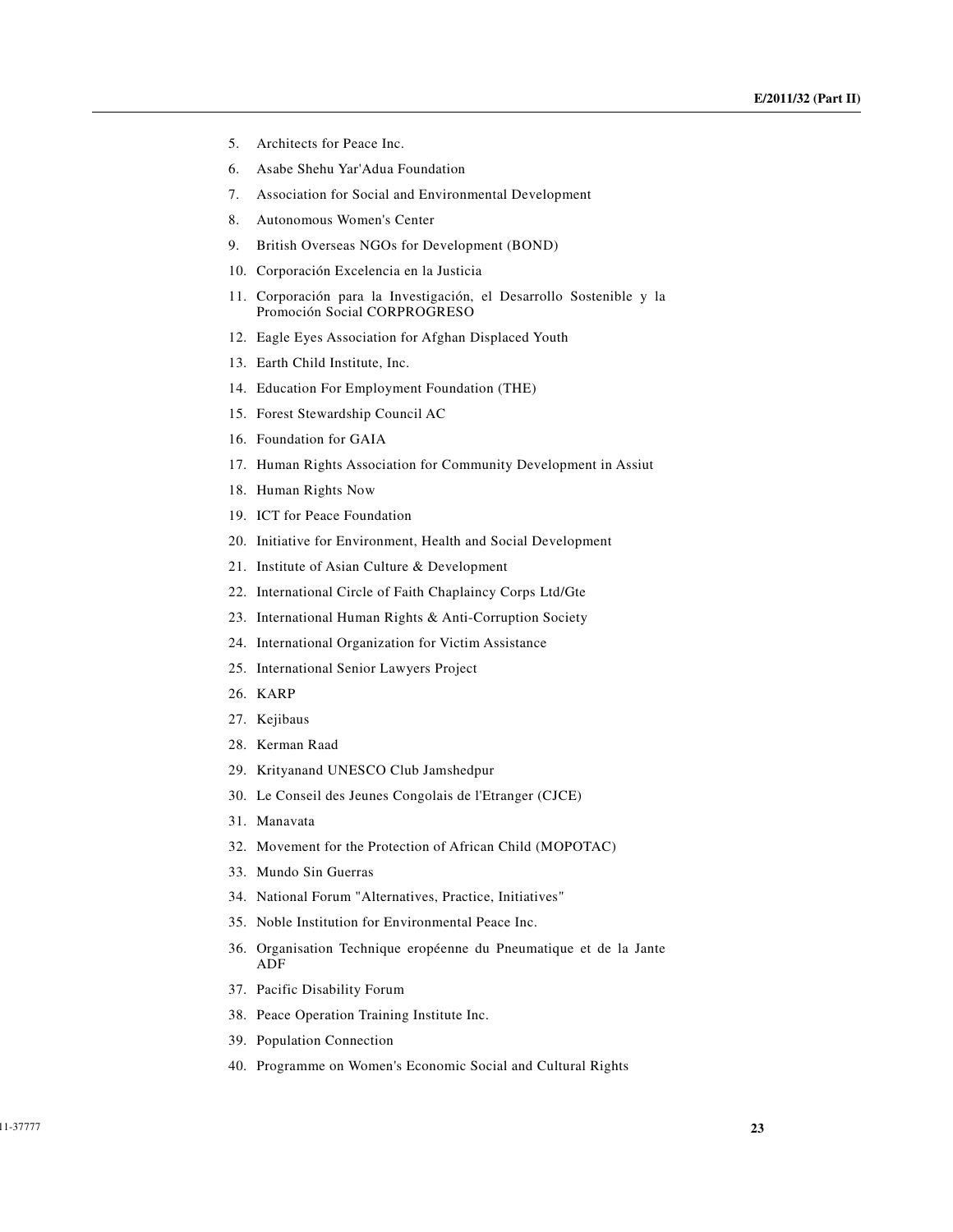5. Architects for Peace Inc.
6. Asabe Shehu Yar'Adua Foundation
7. Association for Social and Environmental Development
8. Autonomous Women's Center
9. British Overseas NGOs for Development (BOND)
10. Corporación Excelencia en la Justicia
11. Corporación para la Investigación, el Desarrollo Sostenible y la Promoción Social CORPROGRESO
12. Eagle Eyes Association for Afghan Displaced Youth
13. Earth Child Institute, Inc.
14. Education For Employment Foundation (THE)
15. Forest Stewardship Council AC
16. Foundation for GAIA
17. Human Rights Association for Community Development in Assiut
18. Human Rights Now
19. ICT for Peace Foundation
20. Initiative for Environment, Health and Social Development
21. Institute of Asian Culture & Development
22. International Circle of Faith Chaplaincy Corps Ltd/Gte
23. International Human Rights & Anti-Corruption Society
24. International Organization for Victim Assistance
25. International Senior Lawyers Project
26. KARP
27. Kejibaus
28. Kerman Raad
29. Krityanand UNESCO Club Jamshedpur
30. Le Conseil des Jeunes Congolais de l'Etranger (CJCE)
31. Manavata
32. Movement for the Protection of African Child (MOPOTAC)
33. Mundo Sin Guerras
34. National Forum "Alternatives, Practice, Initiatives"
35. Noble Institution for Environmental Peace Inc.
36. Organisation Technique eropéenne du Pneumatique et de la Jante ADF
37. Pacific Disability Forum
38. Peace Operation Training Institute Inc.
39. Population Connection
40. Programme on Women's Economic Social and Cultural Rights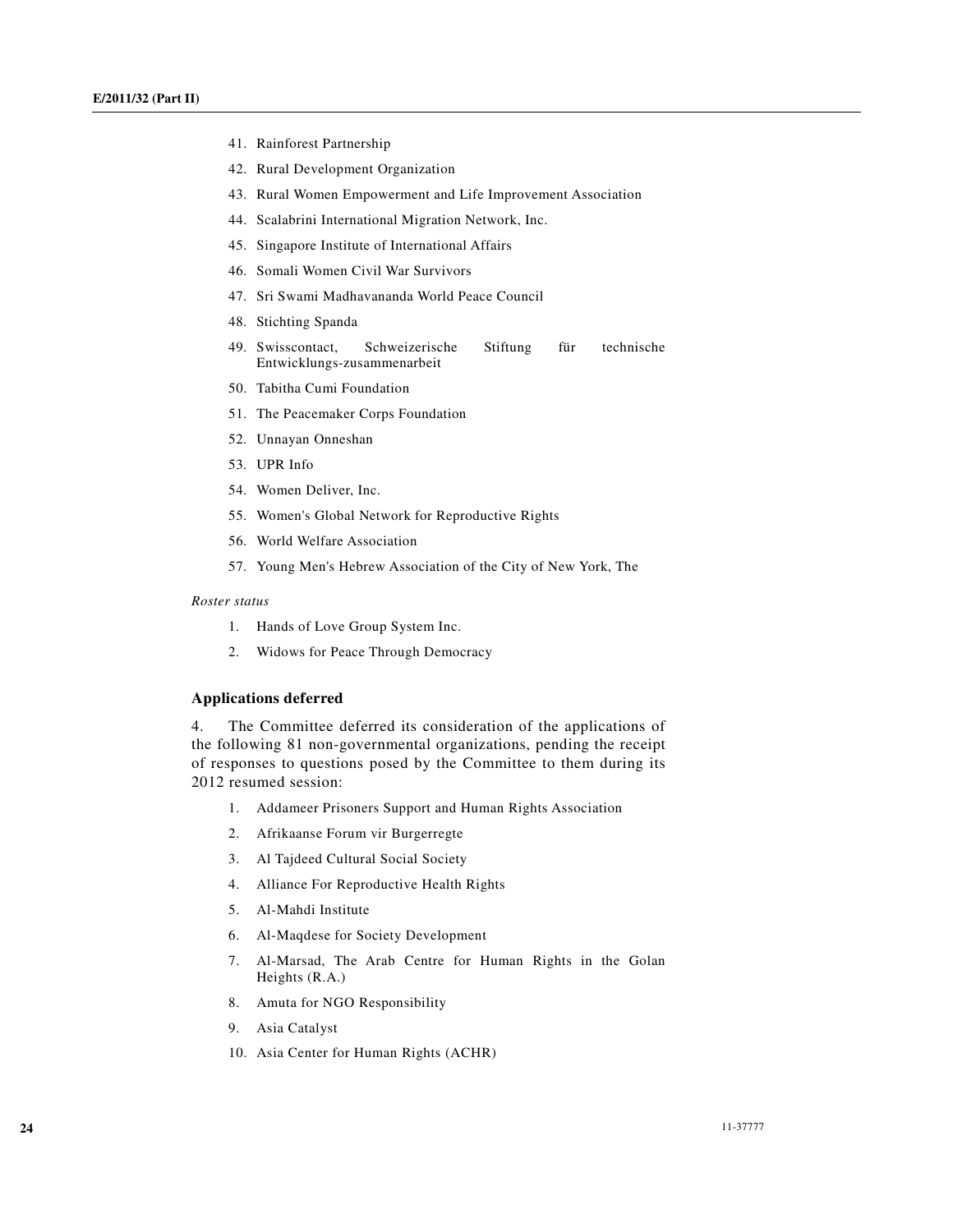41. Rainforest Partnership
42. Rural Development Organization
43. Rural Women Empowerment and Life Improvement Association
44. Scalabrini International Migration Network, Inc.
45. Singapore Institute of International Affairs
46. Somali Women Civil War Survivors
47. Sri Swami Madhavananda World Peace Council
48. Stichting Spanda
49. Swisscontact, Schweizerische Stiftung für technische Entwicklungs-zusammenarbeit
50. Tabitha Cumi Foundation
51. The Peacemaker Corps Foundation
52. Unnayan Onneshan
53. UPR Info
54. Women Deliver, Inc.
55. Women's Global Network for Reproductive Rights
56. World Welfare Association
57. Young Men's Hebrew Association of the City of New York, The

*Roster status*

1. Hands of Love Group System Inc.
2. Widows for Peace Through Democracy

### Applications deferred

4. The Committee deferred its consideration of the applications of the following 81 non-governmental organizations, pending the receipt of responses to questions posed by the Committee to them during its 2012 resumed session:

1. Addameer Prisoners Support and Human Rights Association
2. Afrikaanse Forum vir Burgerregte
3. Al Tajdeed Cultural Social Society
4. Alliance For Reproductive Health Rights
5. Al-Mahdi Institute
6. Al-Maqdese for Society Development
7. Al-Marsad, The Arab Centre for Human Rights in the Golan Heights (R.A.)
8. Amuta for NGO Responsibility
9. Asia Catalyst
10. Asia Center for Human Rights (ACHR)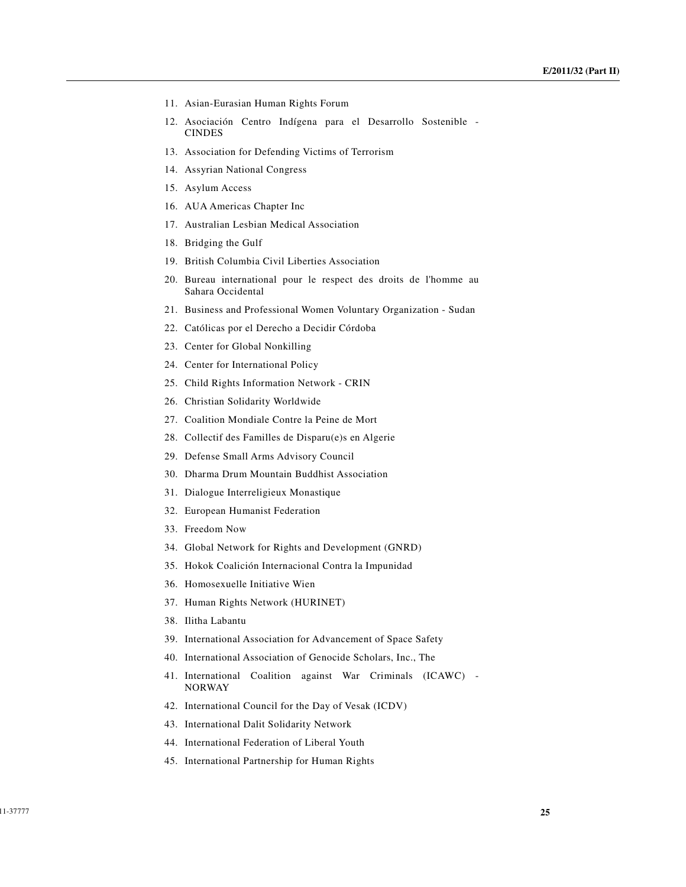11. Asian-Eurasian Human Rights Forum
12. Asociación Centro Indígena para el Desarrollo Sostenible - CINDES
13. Association for Defending Victims of Terrorism
14. Assyrian National Congress
15. Asylum Access
16. AUA Americas Chapter Inc
17. Australian Lesbian Medical Association
18. Bridging the Gulf
19. British Columbia Civil Liberties Association
20. Bureau international pour le respect des droits de l'homme au Sahara Occidental
21. Business and Professional Women Voluntary Organization - Sudan
22. Católicas por el Derecho a Decidir Córdoba
23. Center for Global Nonkilling
24. Center for International Policy
25. Child Rights Information Network - CRIN
26. Christian Solidarity Worldwide
27. Coalition Mondiale Contre la Peine de Mort
28. Collectif des Familles de Disparu(e)s en Algerie
29. Defense Small Arms Advisory Council
30. Dharma Drum Mountain Buddhist Association
31. Dialogue Interreligieux Monastique
32. European Humanist Federation
33. Freedom Now
34. Global Network for Rights and Development (GNRD)
35. Hokok Coalición Internacional Contra la Impunidad
36. Homosexuelle Initiative Wien
37. Human Rights Network (HURINET)
38. Ilitha Labantu
39. International Association for Advancement of Space Safety
40. International Association of Genocide Scholars, Inc., The
41. International Coalition against War Criminals (ICAWC) - NORWAY
42. International Council for the Day of Vesak (ICDV)
43. International Dalit Solidarity Network
44. International Federation of Liberal Youth
45. International Partnership for Human Rights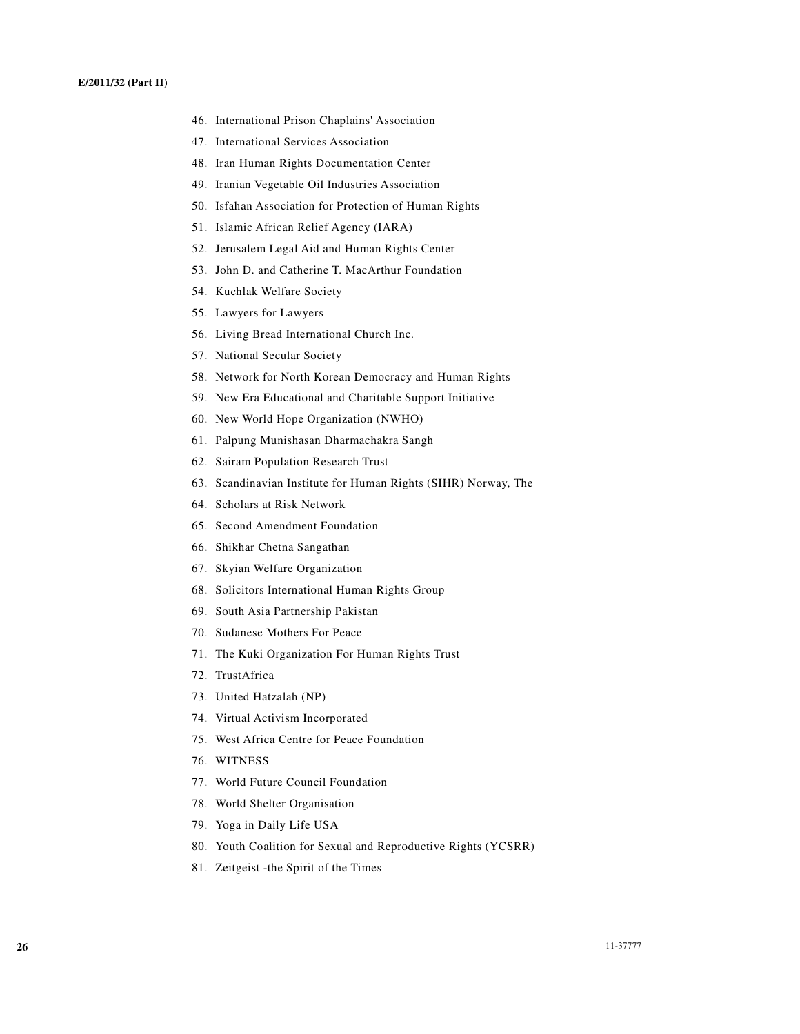46. International Prison Chaplains' Association
47. International Services Association
48. Iran Human Rights Documentation Center
49. Iranian Vegetable Oil Industries Association
50. Isfahan Association for Protection of Human Rights
51. Islamic African Relief Agency (IARA)
52. Jerusalem Legal Aid and Human Rights Center
53. John D. and Catherine T. MacArthur Foundation
54. Kuchlak Welfare Society
55. Lawyers for Lawyers
56. Living Bread International Church Inc.
57. National Secular Society
58. Network for North Korean Democracy and Human Rights
59. New Era Educational and Charitable Support Initiative
60. New World Hope Organization (NWHO)
61. Palpung Munishasan Dharmachakra Sangh
62. Sairam Population Research Trust
63. Scandinavian Institute for Human Rights (SIHR) Norway, The
64. Scholars at Risk Network
65. Second Amendment Foundation
66. Shikhar Chetna Sangathan
67. Skyian Welfare Organization
68. Solicitors International Human Rights Group
69. South Asia Partnership Pakistan
70. Sudanese Mothers For Peace
71. The Kuki Organization For Human Rights Trust
72. TrustAfrica
73. United Hatzalah (NP)
74. Virtual Activism Incorporated
75. West Africa Centre for Peace Foundation
76. WITNESS
77. World Future Council Foundation
78. World Shelter Organisation
79. Yoga in Daily Life USA
80. Youth Coalition for Sexual and Reproductive Rights (YCSRR)
81. Zeitgeist -the Spirit of the Times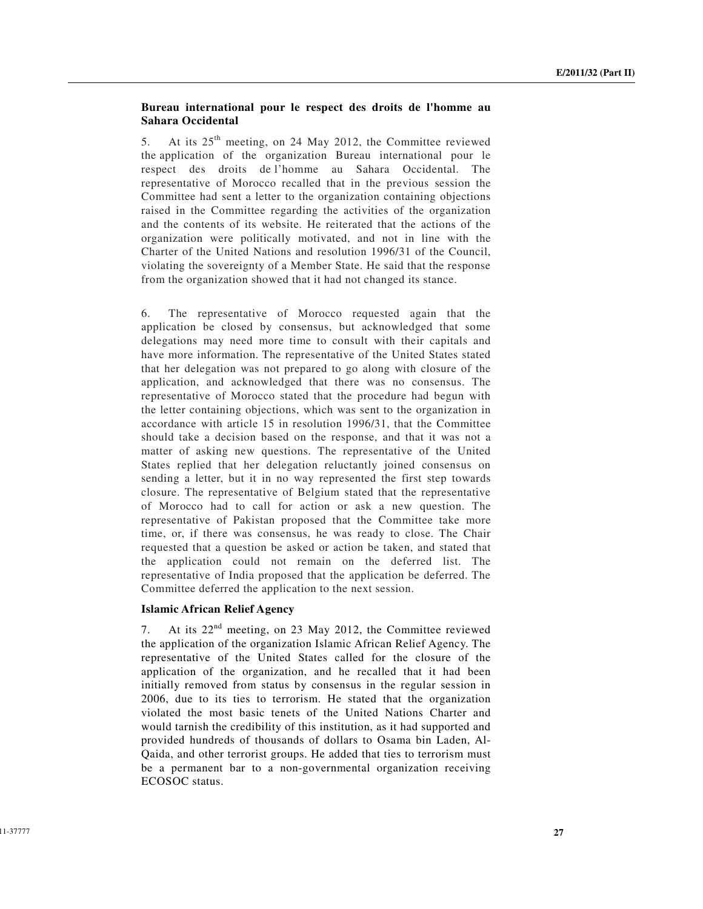**Bureau international pour le respect des droits de l'homme au Sahara Occidental**

5. At its 25th meeting, on 24 May 2012, the Committee reviewed the application of the organization Bureau international pour le respect des droits de l'homme au Sahara Occidental. The representative of Morocco recalled that in the previous session the Committee had sent a letter to the organization containing objections raised in the Committee regarding the activities of the organization and the contents of its website. He reiterated that the actions of the organization were politically motivated, and not in line with the Charter of the United Nations and resolution 1996/31 of the Council, violating the sovereignty of a Member State. He said that the response from the organization showed that it had not changed its stance.

6. The representative of Morocco requested again that the application be closed by consensus, but acknowledged that some delegations may need more time to consult with their capitals and have more information. The representative of the United States stated that her delegation was not prepared to go along with closure of the application, and acknowledged that there was no consensus. The representative of Morocco stated that the procedure had begun with the letter containing objections, which was sent to the organization in accordance with article 15 in resolution 1996/31, that the Committee should take a decision based on the response, and that it was not a matter of asking new questions. The representative of the United States replied that her delegation reluctantly joined consensus on sending a letter, but it in no way represented the first step towards closure. The representative of Belgium stated that the representative of Morocco had to call for action or ask a new question. The representative of Pakistan proposed that the Committee take more time, or, if there was consensus, he was ready to close. The Chair requested that a question be asked or action be taken, and stated that the application could not remain on the deferred list. The representative of India proposed that the application be deferred. The Committee deferred the application to the next session.

**Islamic African Relief Agency**

7. At its 22nd meeting, on 23 May 2012, the Committee reviewed the application of the organization Islamic African Relief Agency. The representative of the United States called for the closure of the application of the organization, and he recalled that it had been initially removed from status by consensus in the regular session in 2006, due to its ties to terrorism. He stated that the organization violated the most basic tenets of the United Nations Charter and would tarnish the credibility of this institution, as it had supported and provided hundreds of thousands of dollars to Osama bin Laden, Al-Qaida, and other terrorist groups. He added that ties to terrorism must be a permanent bar to a non-governmental organization receiving ECOSOC status.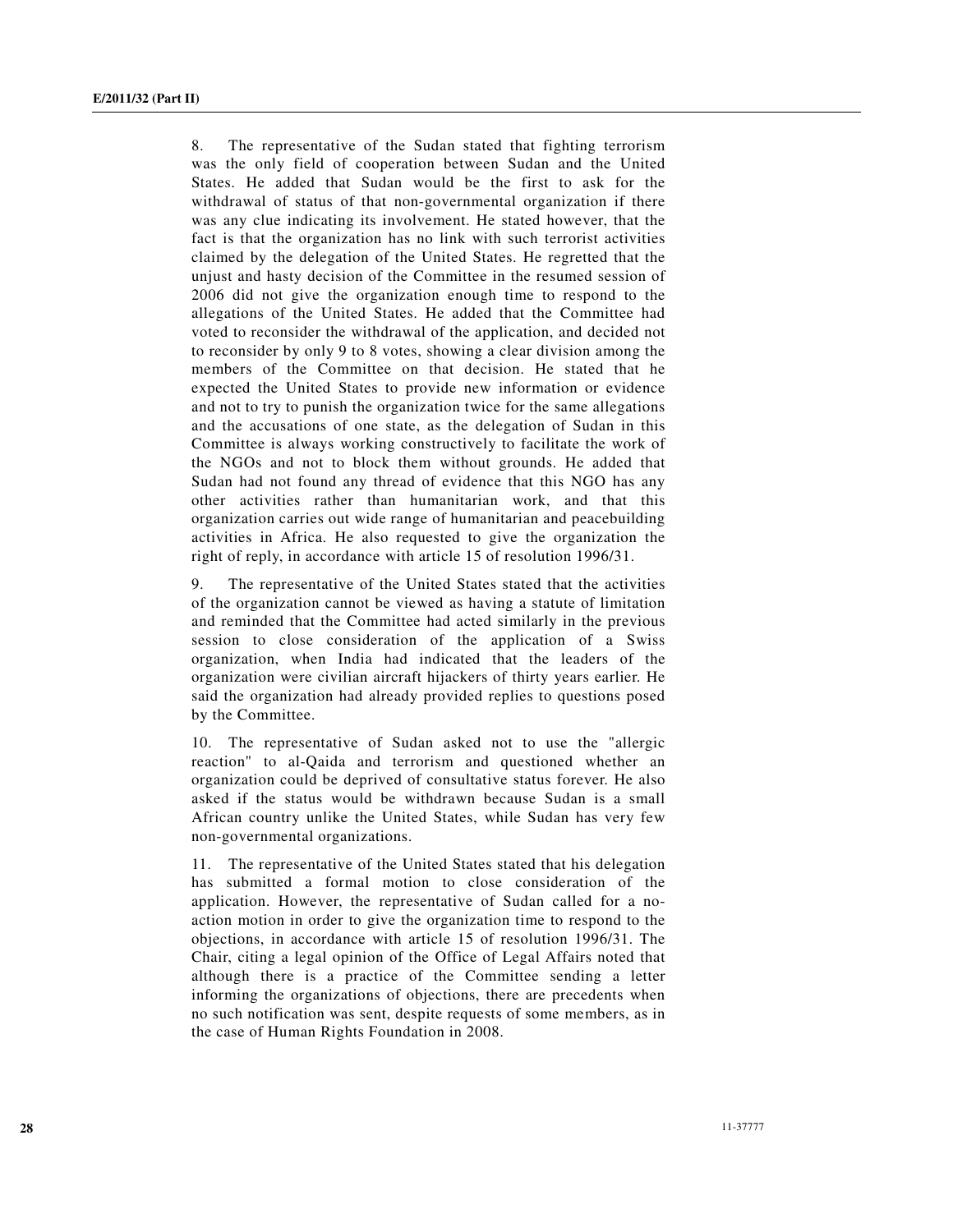8. The representative of the Sudan stated that fighting terrorism was the only field of cooperation between Sudan and the United States. He added that Sudan would be the first to ask for the withdrawal of status of that non-governmental organization if there was any clue indicating its involvement. He stated however, that the fact is that the organization has no link with such terrorist activities claimed by the delegation of the United States. He regretted that the unjust and hasty decision of the Committee in the resumed session of 2006 did not give the organization enough time to respond to the allegations of the United States. He added that the Committee had voted to reconsider the withdrawal of the application, and decided not to reconsider by only 9 to 8 votes, showing a clear division among the members of the Committee on that decision. He stated that he expected the United States to provide new information or evidence and not to try to punish the organization twice for the same allegations and the accusations of one state, as the delegation of Sudan in this Committee is always working constructively to facilitate the work of the NGOs and not to block them without grounds. He added that Sudan had not found any thread of evidence that this NGO has any other activities rather than humanitarian work, and that this organization carries out wide range of humanitarian and peacebuilding activities in Africa. He also requested to give the organization the right of reply, in accordance with article 15 of resolution 1996/31.

9. The representative of the United States stated that the activities of the organization cannot be viewed as having a statute of limitation and reminded that the Committee had acted similarly in the previous session to close consideration of the application of a Swiss organization, when India had indicated that the leaders of the organization were civilian aircraft hijackers of thirty years earlier. He said the organization had already provided replies to questions posed by the Committee.

10. The representative of Sudan asked not to use the "allergic reaction" to al-Qaida and terrorism and questioned whether an organization could be deprived of consultative status forever. He also asked if the status would be withdrawn because Sudan is a small African country unlike the United States, while Sudan has very few non-governmental organizations.

11. The representative of the United States stated that his delegation has submitted a formal motion to close consideration of the application. However, the representative of Sudan called for a no-action motion in order to give the organization time to respond to the objections, in accordance with article 15 of resolution 1996/31. The Chair, citing a legal opinion of the Office of Legal Affairs noted that although there is a practice of the Committee sending a letter informing the organizations of objections, there are precedents when no such notification was sent, despite requests of some members, as in the case of Human Rights Foundation in 2008.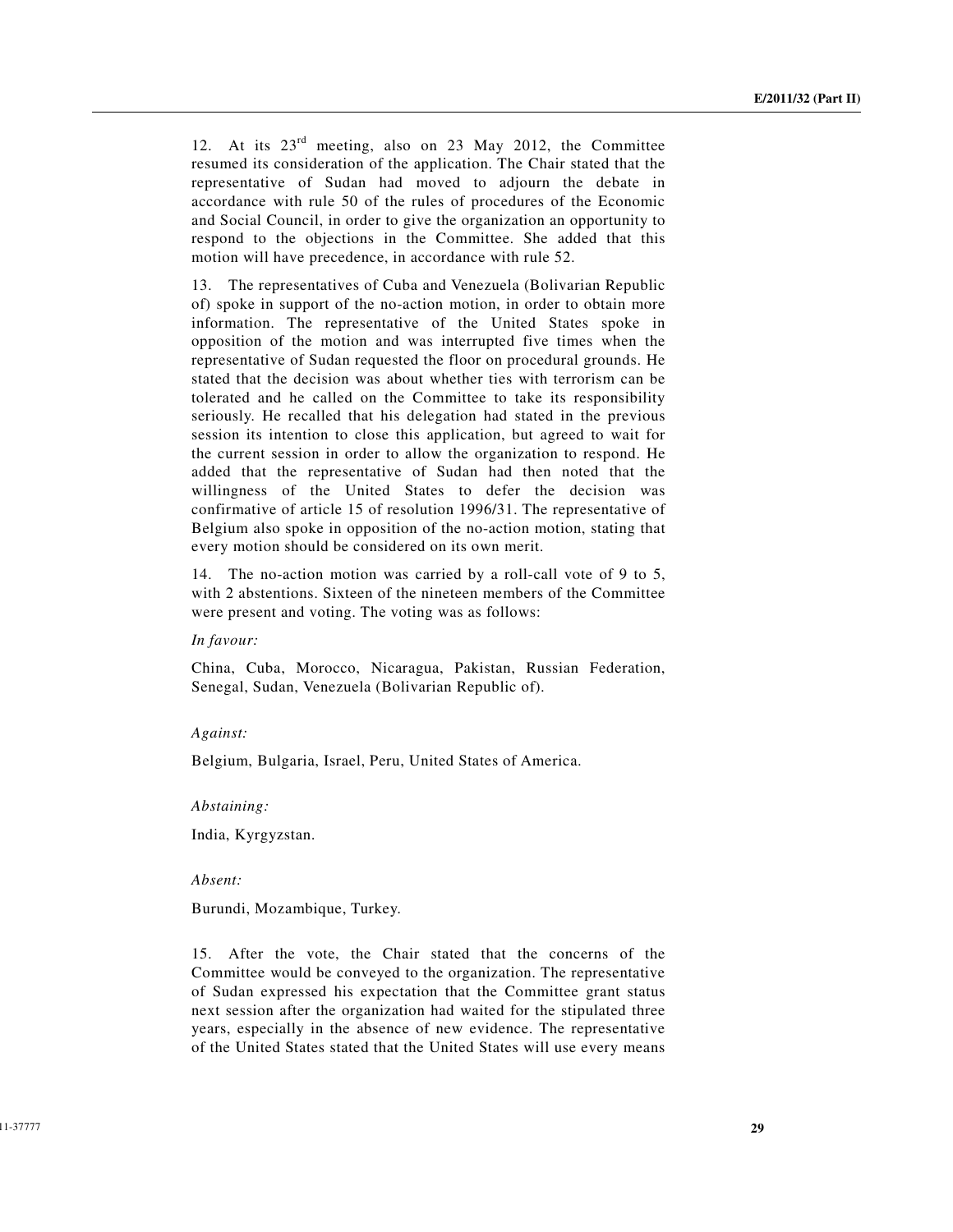12. At its 23rd meeting, also on 23 May 2012, the Committee resumed its consideration of the application. The Chair stated that the representative of Sudan had moved to adjourn the debate in accordance with rule 50 of the rules of procedures of the Economic and Social Council, in order to give the organization an opportunity to respond to the objections in the Committee. She added that this motion will have precedence, in accordance with rule 52.

13. The representatives of Cuba and Venezuela (Bolivarian Republic of) spoke in support of the no-action motion, in order to obtain more information. The representative of the United States spoke in opposition of the motion and was interrupted five times when the representative of Sudan requested the floor on procedural grounds. He stated that the decision was about whether ties with terrorism can be tolerated and he called on the Committee to take its responsibility seriously. He recalled that his delegation had stated in the previous session its intention to close this application, but agreed to wait for the current session in order to allow the organization to respond. He added that the representative of Sudan had then noted that the willingness of the United States to defer the decision was confirmative of article 15 of resolution 1996/31. The representative of Belgium also spoke in opposition of the no-action motion, stating that every motion should be considered on its own merit.

14. The no-action motion was carried by a roll-call vote of 9 to 5, with 2 abstentions. Sixteen of the nineteen members of the Committee were present and voting. The voting was as follows:

*In favour:*

China, Cuba, Morocco, Nicaragua, Pakistan, Russian Federation, Senegal, Sudan, Venezuela (Bolivarian Republic of).

*Against:*

Belgium, Bulgaria, Israel, Peru, United States of America.

*Abstaining:*

India, Kyrgyzstan.

*Absent:*

Burundi, Mozambique, Turkey.

15. After the vote, the Chair stated that the concerns of the Committee would be conveyed to the organization. The representative of Sudan expressed his expectation that the Committee grant status next session after the organization had waited for the stipulated three years, especially in the absence of new evidence. The representative of the United States stated that the United States will use every means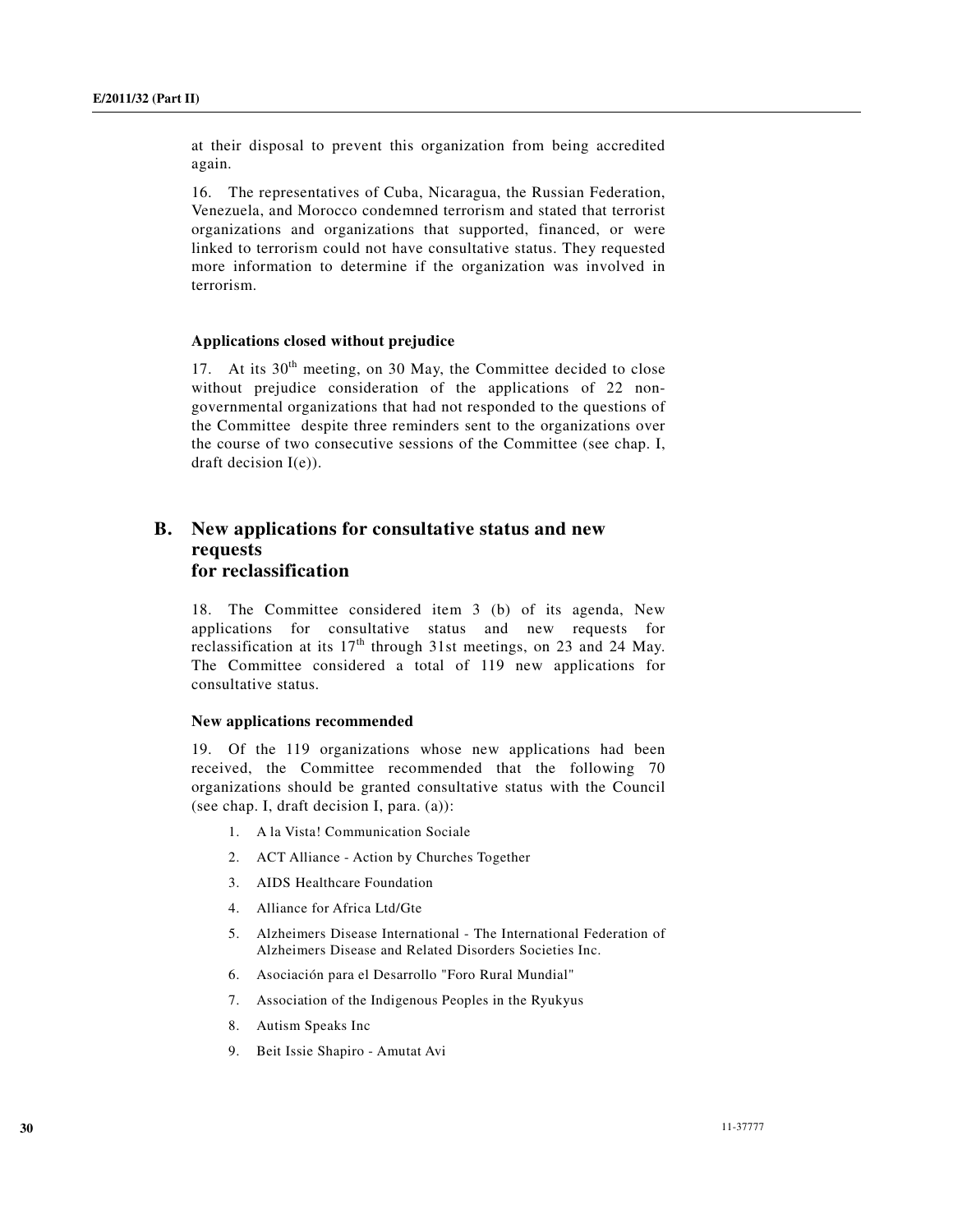at their disposal to prevent this organization from being accredited again.

16. The representatives of Cuba, Nicaragua, the Russian Federation, Venezuela, and Morocco condemned terrorism and stated that terrorist organizations and organizations that supported, financed, or were linked to terrorism could not have consultative status. They requested more information to determine if the organization was involved in terrorism.

### Applications closed without prejudice

17. At its 30th meeting, on 30 May, the Committee decided to close without prejudice consideration of the applications of 22 non-governmental organizations that had not responded to the questions of the Committee despite three reminders sent to the organizations over the course of two consecutive sessions of the Committee (see chap. I, draft decision I(e)).

## B. New applications for consultative status and new requests for reclassification

18. The Committee considered item 3 (b) of its agenda, New applications for consultative status and new requests for reclassification at its 17th through 31st meetings, on 23 and 24 May. The Committee considered a total of 119 new applications for consultative status.

### New applications recommended

19. Of the 119 organizations whose new applications had been received, the Committee recommended that the following 70 organizations should be granted consultative status with the Council (see chap. I, draft decision I, para. (a)):

1. A la Vista! Communication Sociale
2. ACT Alliance - Action by Churches Together
3. AIDS Healthcare Foundation
4. Alliance for Africa Ltd/Gte
5. Alzheimers Disease International - The International Federation of Alzheimers Disease and Related Disorders Societies Inc.
6. Asociación para el Desarrollo "Foro Rural Mundial"
7. Association of the Indigenous Peoples in the Ryukyus
8. Autism Speaks Inc
9. Beit Issie Shapiro - Amutat Avi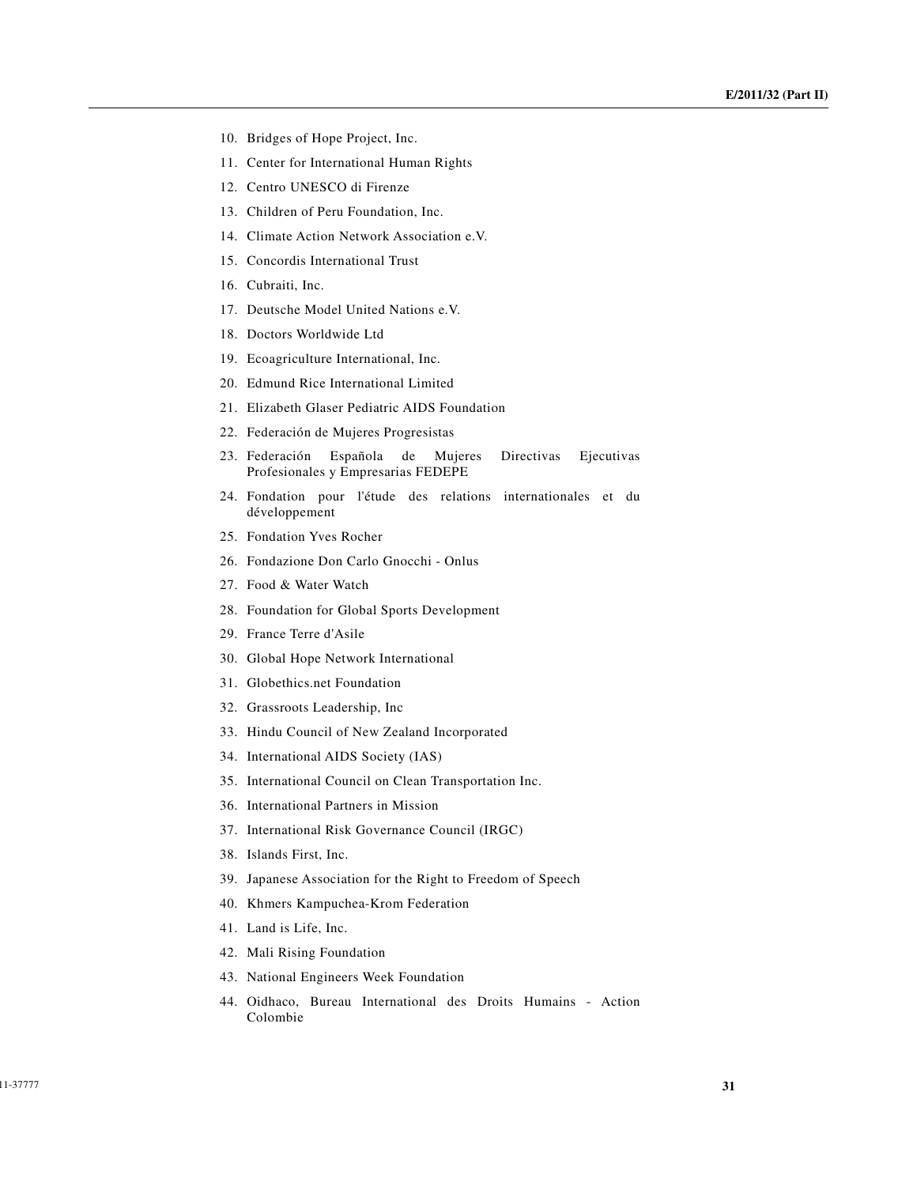10. Bridges of Hope Project, Inc.
11. Center for International Human Rights
12. Centro UNESCO di Firenze
13. Children of Peru Foundation, Inc.
14. Climate Action Network Association e.V.
15. Concordis International Trust
16. Cubraiti, Inc.
17. Deutsche Model United Nations e.V.
18. Doctors Worldwide Ltd
19. Ecoagriculture International, Inc.
20. Edmund Rice International Limited
21. Elizabeth Glaser Pediatric AIDS Foundation
22. Federación de Mujeres Progresistas
23. Federación Española de Mujeres Directivas Ejecutivas Profesionales y Empresarias FEDEPE
24. Fondation pour l'étude des relations internationales et du développement
25. Fondation Yves Rocher
26. Fondazione Don Carlo Gnocchi - Onlus
27. Food & Water Watch
28. Foundation for Global Sports Development
29. France Terre d'Asile
30. Global Hope Network International
31. Globethics.net Foundation
32. Grassroots Leadership, Inc
33. Hindu Council of New Zealand Incorporated
34. International AIDS Society (IAS)
35. International Council on Clean Transportation Inc.
36. International Partners in Mission
37. International Risk Governance Council (IRGC)
38. Islands First, Inc.
39. Japanese Association for the Right to Freedom of Speech
40. Khmers Kampuchea-Krom Federation
41. Land is Life, Inc.
42. Mali Rising Foundation
43. National Engineers Week Foundation
44. Oidhaco, Bureau International des Droits Humains - Action Colombie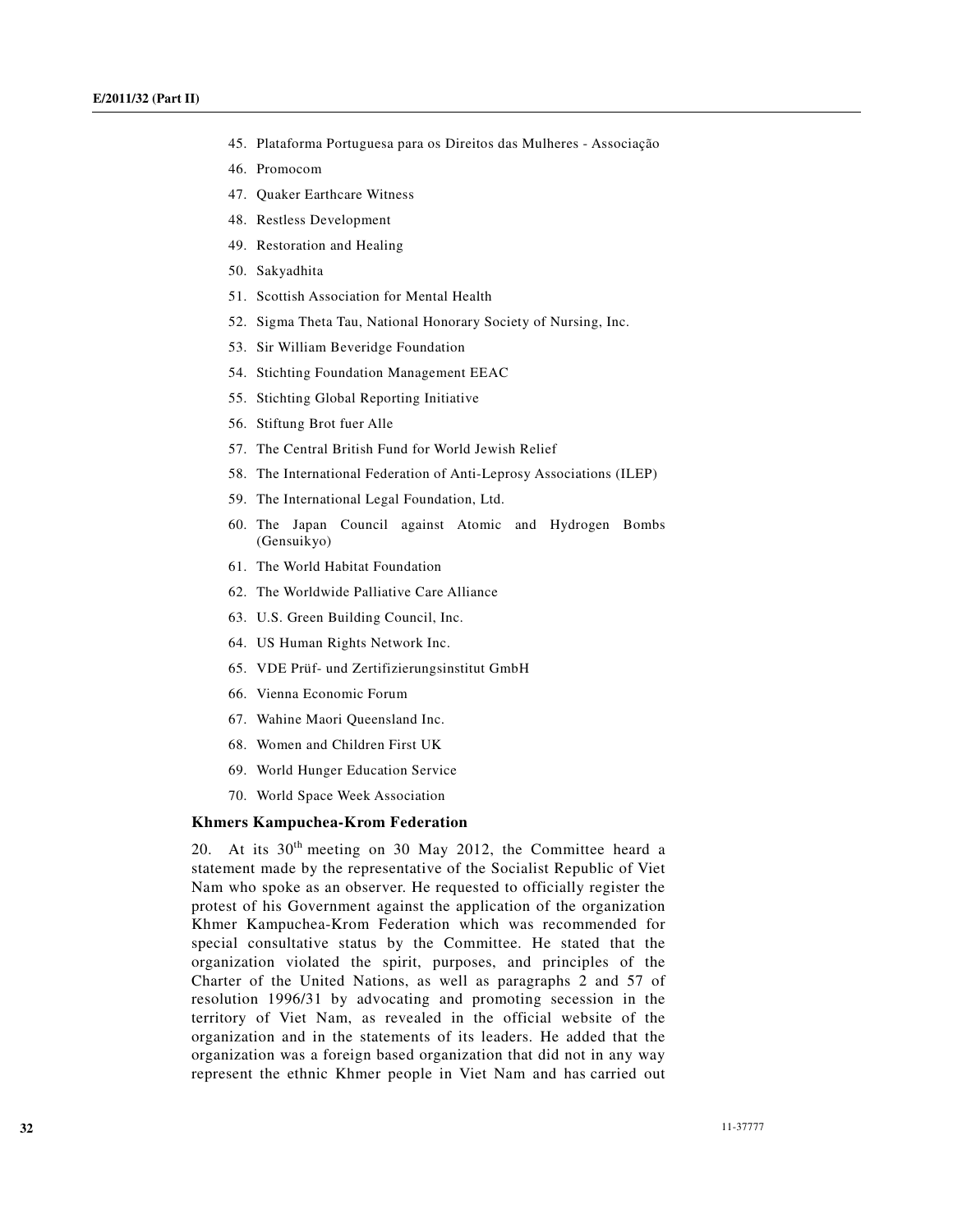45. Plataforma Portuguesa para os Direitos das Mulheres - Associação
46. Promocom
47. Quaker Earthcare Witness
48. Restless Development
49. Restoration and Healing
50. Sakyadhita
51. Scottish Association for Mental Health
52. Sigma Theta Tau, National Honorary Society of Nursing, Inc.
53. Sir William Beveridge Foundation
54. Stichting Foundation Management EEAC
55. Stichting Global Reporting Initiative
56. Stiftung Brot fuer Alle
57. The Central British Fund for World Jewish Relief
58. The International Federation of Anti-Leprosy Associations (ILEP)
59. The International Legal Foundation, Ltd.
60. The Japan Council against Atomic and Hydrogen Bombs (Gensuikyo)
61. The World Habitat Foundation
62. The Worldwide Palliative Care Alliance
63. U.S. Green Building Council, Inc.
64. US Human Rights Network Inc.
65. VDE Prüf- und Zertifizierungsinstitut GmbH
66. Vienna Economic Forum
67. Wahine Maori Queensland Inc.
68. Women and Children First UK
69. World Hunger Education Service
70. World Space Week Association

**Khmers Kampuchea-Krom Federation**

20. At its 30th meeting on 30 May 2012, the Committee heard a statement made by the representative of the Socialist Republic of Viet Nam who spoke as an observer. He requested to officially register the protest of his Government against the application of the organization Khmer Kampuchea-Krom Federation which was recommended for special consultative status by the Committee. He stated that the organization violated the spirit, purposes, and principles of the Charter of the United Nations, as well as paragraphs 2 and 57 of resolution 1996/31 by advocating and promoting secession in the territory of Viet Nam, as revealed in the official website of the organization and in the statements of its leaders. He added that the organization was a foreign based organization that did not in any way represent the ethnic Khmer people in Viet Nam and has carried out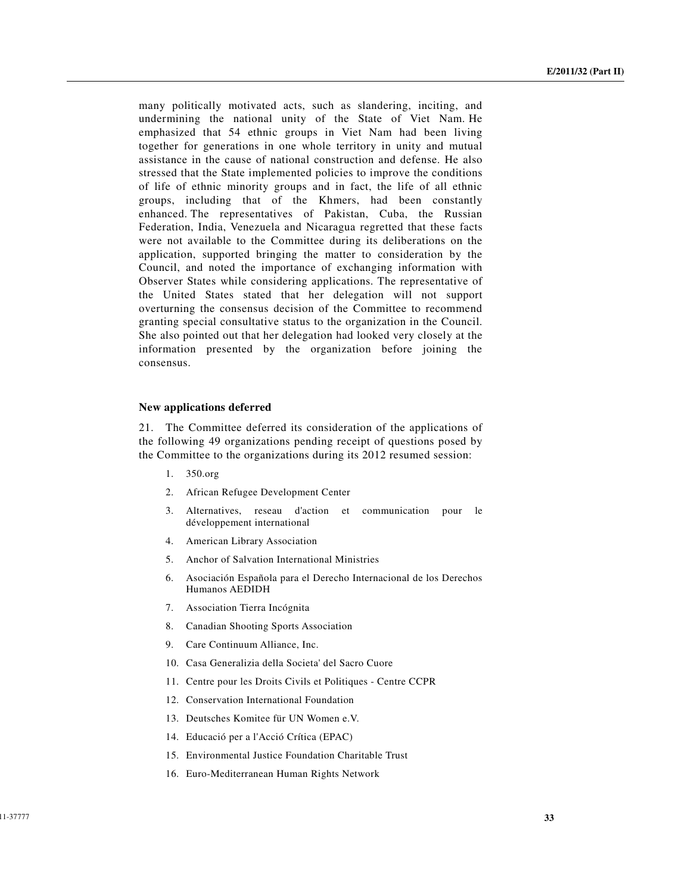many politically motivated acts, such as slandering, inciting, and undermining the national unity of the State of Viet Nam. He emphasized that 54 ethnic groups in Viet Nam had been living together for generations in one whole territory in unity and mutual assistance in the cause of national construction and defense. He also stressed that the State implemented policies to improve the conditions of life of ethnic minority groups and in fact, the life of all ethnic groups, including that of the Khmers, had been constantly enhanced. The representatives of Pakistan, Cuba, the Russian Federation, India, Venezuela and Nicaragua regretted that these facts were not available to the Committee during its deliberations on the application, supported bringing the matter to consideration by the Council, and noted the importance of exchanging information with Observer States while considering applications. The representative of the United States stated that her delegation will not support overturning the consensus decision of the Committee to recommend granting special consultative status to the organization in the Council. She also pointed out that her delegation had looked very closely at the information presented by the organization before joining the consensus.

### New applications deferred

21. The Committee deferred its consideration of the applications of the following 49 organizations pending receipt of questions posed by the Committee to the organizations during its 2012 resumed session:

1. 350.org
2. African Refugee Development Center
3. Alternatives, reseau d'action et communication pour le développement international
4. American Library Association
5. Anchor of Salvation International Ministries
6. Asociación Española para el Derecho Internacional de los Derechos Humanos AEDIDH
7. Association Tierra Incógnita
8. Canadian Shooting Sports Association
9. Care Continuum Alliance, Inc.
10. Casa Generalizia della Societa' del Sacro Cuore
11. Centre pour les Droits Civils et Politiques - Centre CCPR
12. Conservation International Foundation
13. Deutsches Komitee für UN Women e.V.
14. Educació per a l'Acció Crítica (EPAC)
15. Environmental Justice Foundation Charitable Trust
16. Euro-Mediterranean Human Rights Network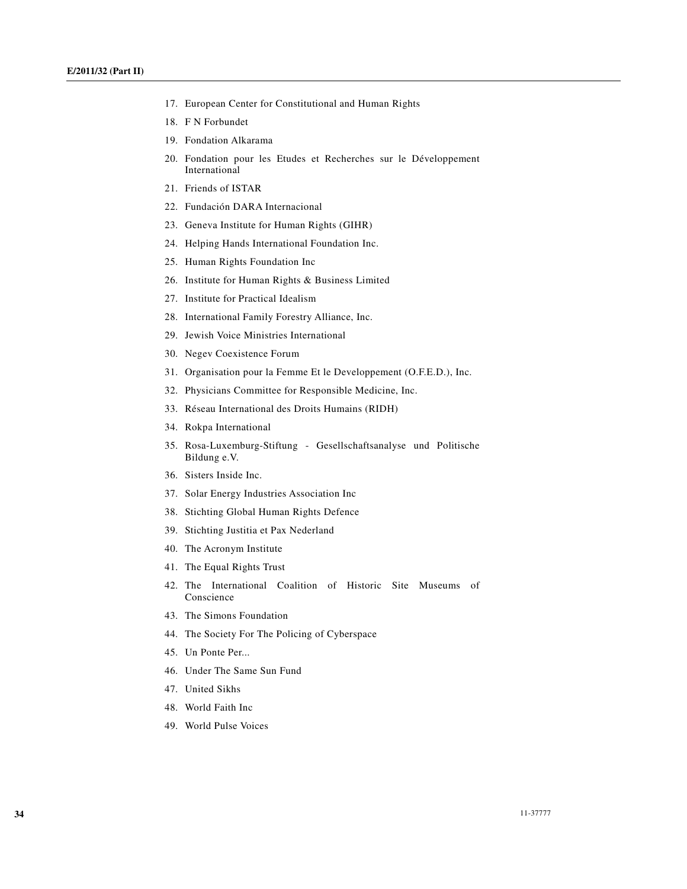17. European Center for Constitutional and Human Rights
18. F N Forbundet
19. Fondation Alkarama
20. Fondation pour les Etudes et Recherches sur le Développement International
21. Friends of ISTAR
22. Fundación DARA Internacional
23. Geneva Institute for Human Rights (GIHR)
24. Helping Hands International Foundation Inc.
25. Human Rights Foundation Inc
26. Institute for Human Rights & Business Limited
27. Institute for Practical Idealism
28. International Family Forestry Alliance, Inc.
29. Jewish Voice Ministries International
30. Negev Coexistence Forum
31. Organisation pour la Femme Et le Developpement (O.F.E.D.), Inc.
32. Physicians Committee for Responsible Medicine, Inc.
33. Réseau International des Droits Humains (RIDH)
34. Rokpa International
35. Rosa-Luxemburg-Stiftung - Gesellschaftsanalyse und Politische Bildung e.V.
36. Sisters Inside Inc.
37. Solar Energy Industries Association Inc
38. Stichting Global Human Rights Defence
39. Stichting Justitia et Pax Nederland
40. The Acronym Institute
41. The Equal Rights Trust
42. The International Coalition of Historic Site Museums of Conscience
43. The Simons Foundation
44. The Society For The Policing of Cyberspace
45. Un Ponte Per...
46. Under The Same Sun Fund
47. United Sikhs
48. World Faith Inc
49. World Pulse Voices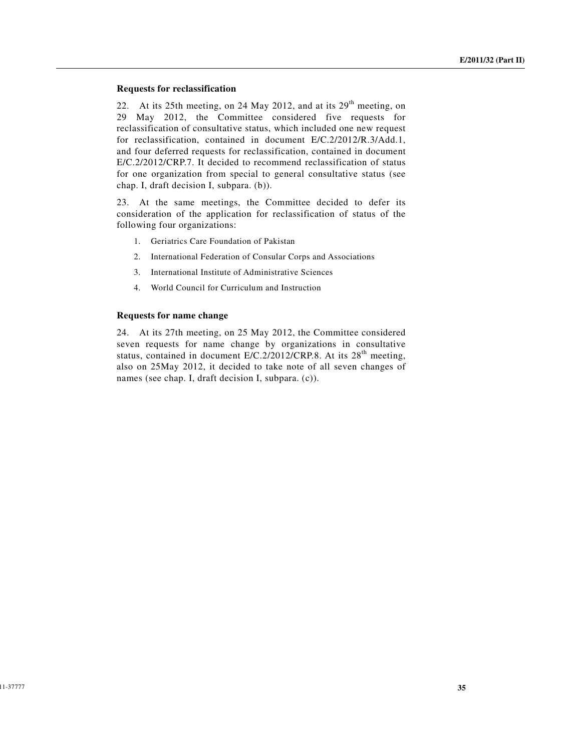### Requests for reclassification

22. At its 25th meeting, on 24 May 2012, and at its 29th meeting, on 29 May 2012, the Committee considered five requests for reclassification of consultative status, which included one new request for reclassification, contained in document E/C.2/2012/R.3/Add.1, and four deferred requests for reclassification, contained in document E/C.2/2012/CRP.7. It decided to recommend reclassification of status for one organization from special to general consultative status (see chap. I, draft decision I, subpara. (b)).

23. At the same meetings, the Committee decided to defer its consideration of the application for reclassification of status of the following four organizations:

1. Geriatrics Care Foundation of Pakistan
2. International Federation of Consular Corps and Associations
3. International Institute of Administrative Sciences
4. World Council for Curriculum and Instruction

### Requests for name change

24. At its 27th meeting, on 25 May 2012, the Committee considered seven requests for name change by organizations in consultative status, contained in document E/C.2/2012/CRP.8. At its 28th meeting, also on 25May 2012, it decided to take note of all seven changes of names (see chap. I, draft decision I, subpara. (c)).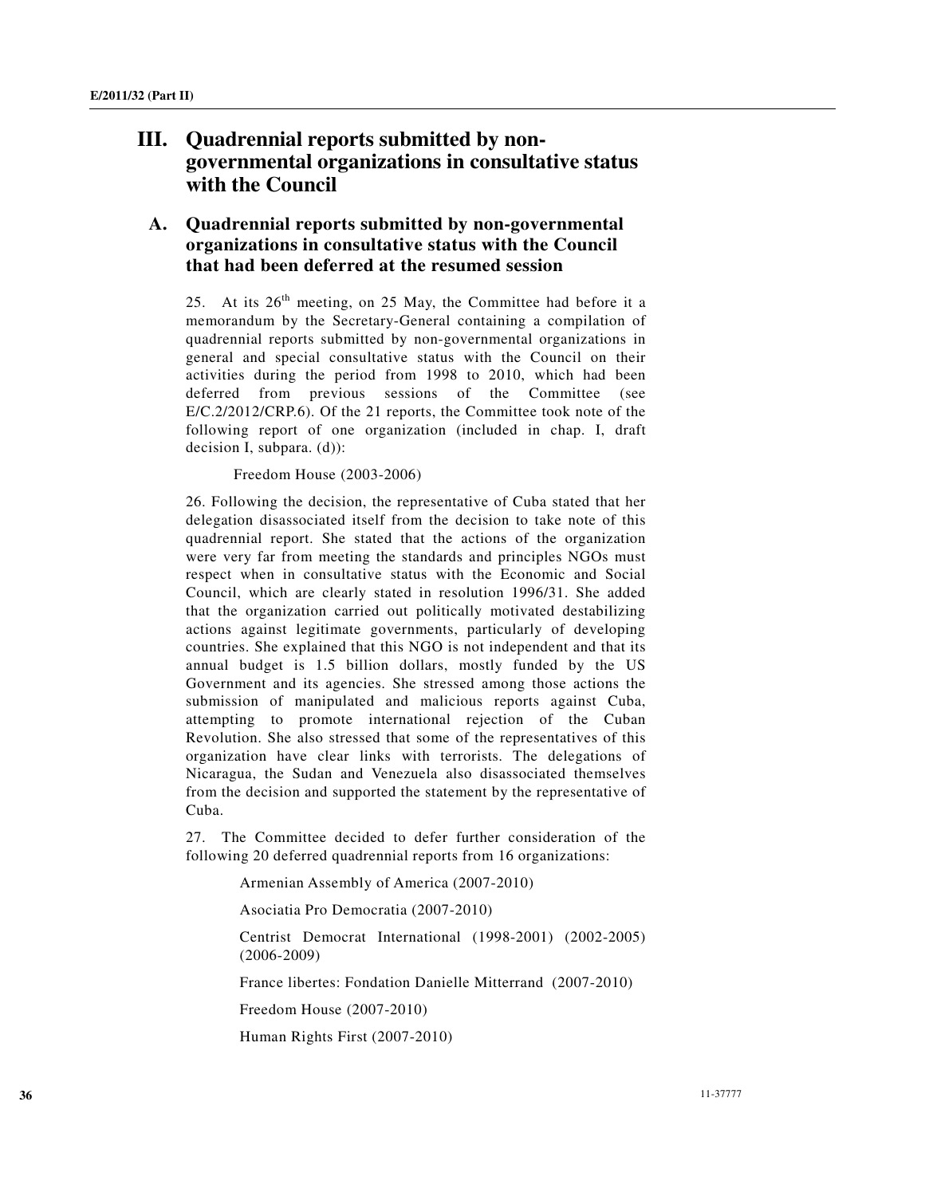# III. Quadrennial reports submitted by non-governmental organizations in consultative status with the Council

## A. Quadrennial reports submitted by non-governmental organizations in consultative status with the Council that had been deferred at the resumed session

25. At its 26th meeting, on 25 May, the Committee had before it a memorandum by the Secretary-General containing a compilation of quadrennial reports submitted by non-governmental organizations in general and special consultative status with the Council on their activities during the period from 1998 to 2010, which had been deferred from previous sessions of the Committee (see E/C.2/2012/CRP.6). Of the 21 reports, the Committee took note of the following report of one organization (included in chap. I, draft decision I, subpara. (d)):

Freedom House (2003-2006)

26. Following the decision, the representative of Cuba stated that her delegation disassociated itself from the decision to take note of this quadrennial report. She stated that the actions of the organization were very far from meeting the standards and principles NGOs must respect when in consultative status with the Economic and Social Council, which are clearly stated in resolution 1996/31. She added that the organization carried out politically motivated destabilizing actions against legitimate governments, particularly of developing countries. She explained that this NGO is not independent and that its annual budget is 1.5 billion dollars, mostly funded by the US Government and its agencies. She stressed among those actions the submission of manipulated and malicious reports against Cuba, attempting to promote international rejection of the Cuban Revolution. She also stressed that some of the representatives of this organization have clear links with terrorists. The delegations of Nicaragua, the Sudan and Venezuela also disassociated themselves from the decision and supported the statement by the representative of Cuba.

27. The Committee decided to defer further consideration of the following 20 deferred quadrennial reports from 16 organizations:

Armenian Assembly of America (2007-2010)

Asociatia Pro Democratia (2007-2010)

Centrist Democrat International (1998-2001) (2002-2005) (2006-2009)

France libertes: Fondation Danielle Mitterrand (2007-2010)

Freedom House (2007-2010)

Human Rights First (2007-2010)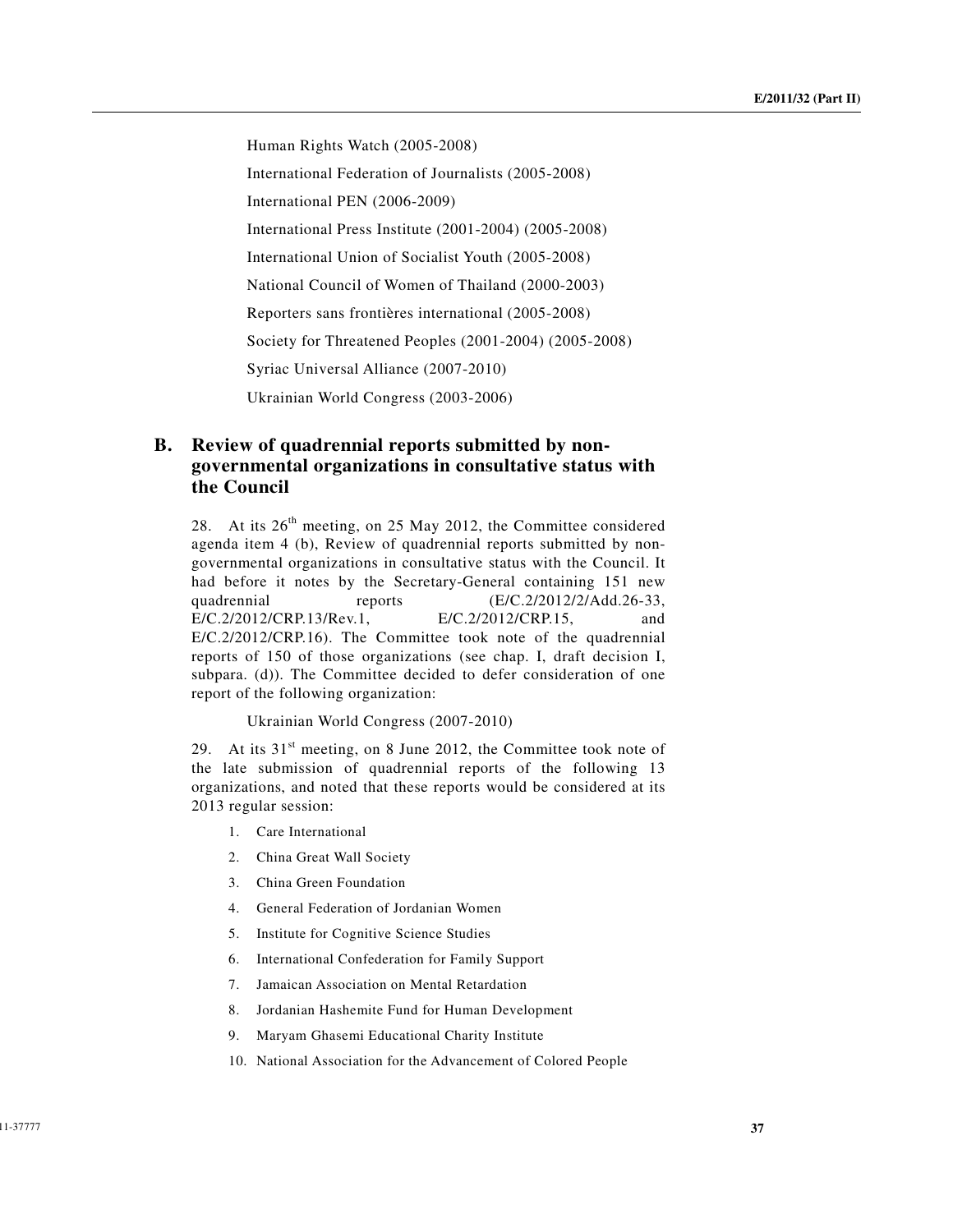Human Rights Watch (2005-2008)

International Federation of Journalists (2005-2008)

International PEN (2006-2009)

International Press Institute (2001-2004) (2005-2008)

International Union of Socialist Youth (2005-2008)

National Council of Women of Thailand (2000-2003)

Reporters sans frontières international (2005-2008)

Society for Threatened Peoples (2001-2004) (2005-2008)

Syriac Universal Alliance (2007-2010)

Ukrainian World Congress (2003-2006)

## B. Review of quadrennial reports submitted by non-governmental organizations in consultative status with the Council

28. At its 26th meeting, on 25 May 2012, the Committee considered agenda item 4 (b), Review of quadrennial reports submitted by non-governmental organizations in consultative status with the Council. It had before it notes by the Secretary-General containing 151 new quadrennial reports (E/C.2/2012/2/Add.26-33, E/C.2/2012/CRP.13/Rev.1, E/C.2/2012/CRP.15, and E/C.2/2012/CRP.16). The Committee took note of the quadrennial reports of 150 of those organizations (see chap. I, draft decision I, subpara. (d)). The Committee decided to defer consideration of one report of the following organization:

Ukrainian World Congress (2007-2010)

29. At its 31st meeting, on 8 June 2012, the Committee took note of the late submission of quadrennial reports of the following 13 organizations, and noted that these reports would be considered at its 2013 regular session:

1. Care International
2. China Great Wall Society
3. China Green Foundation
4. General Federation of Jordanian Women
5. Institute for Cognitive Science Studies
6. International Confederation for Family Support
7. Jamaican Association on Mental Retardation
8. Jordanian Hashemite Fund for Human Development
9. Maryam Ghasemi Educational Charity Institute
10. National Association for the Advancement of Colored People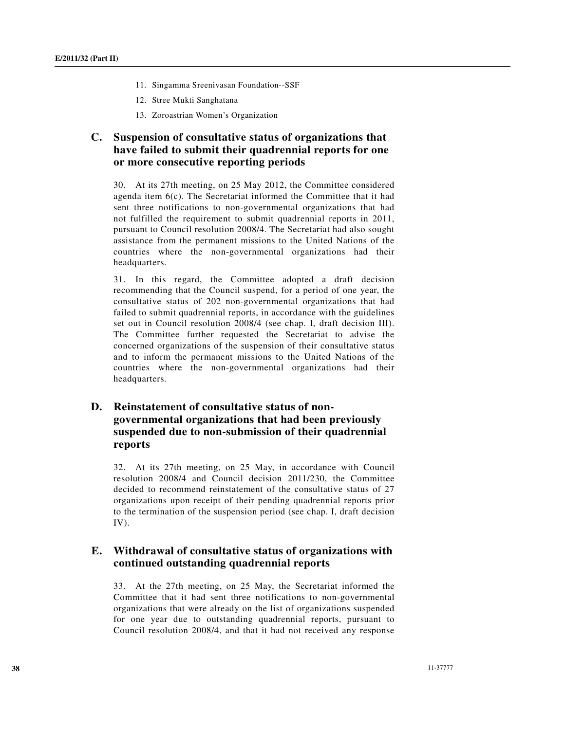11. Singamma Sreenivasan Foundation--SSF

12. Stree Mukti Sanghatana

13. Zoroastrian Women's Organization

## C. Suspension of consultative status of organizations that have failed to submit their quadrennial reports for one or more consecutive reporting periods

30. At its 27th meeting, on 25 May 2012, the Committee considered agenda item 6(c). The Secretariat informed the Committee that it had sent three notifications to non-governmental organizations that had not fulfilled the requirement to submit quadrennial reports in 2011, pursuant to Council resolution 2008/4. The Secretariat had also sought assistance from the permanent missions to the United Nations of the countries where the non-governmental organizations had their headquarters.

31. In this regard, the Committee adopted a draft decision recommending that the Council suspend, for a period of one year, the consultative status of 202 non-governmental organizations that had failed to submit quadrennial reports, in accordance with the guidelines set out in Council resolution 2008/4 (see chap. I, draft decision III). The Committee further requested the Secretariat to advise the concerned organizations of the suspension of their consultative status and to inform the permanent missions to the United Nations of the countries where the non-governmental organizations had their headquarters.

## D. Reinstatement of consultative status of non-governmental organizations that had been previously suspended due to non-submission of their quadrennial reports

32. At its 27th meeting, on 25 May, in accordance with Council resolution 2008/4 and Council decision 2011/230, the Committee decided to recommend reinstatement of the consultative status of 27 organizations upon receipt of their pending quadrennial reports prior to the termination of the suspension period (see chap. I, draft decision IV).

## E. Withdrawal of consultative status of organizations with continued outstanding quadrennial reports

33. At the 27th meeting, on 25 May, the Secretariat informed the Committee that it had sent three notifications to non-governmental organizations that were already on the list of organizations suspended for one year due to outstanding quadrennial reports, pursuant to Council resolution 2008/4, and that it had not received any response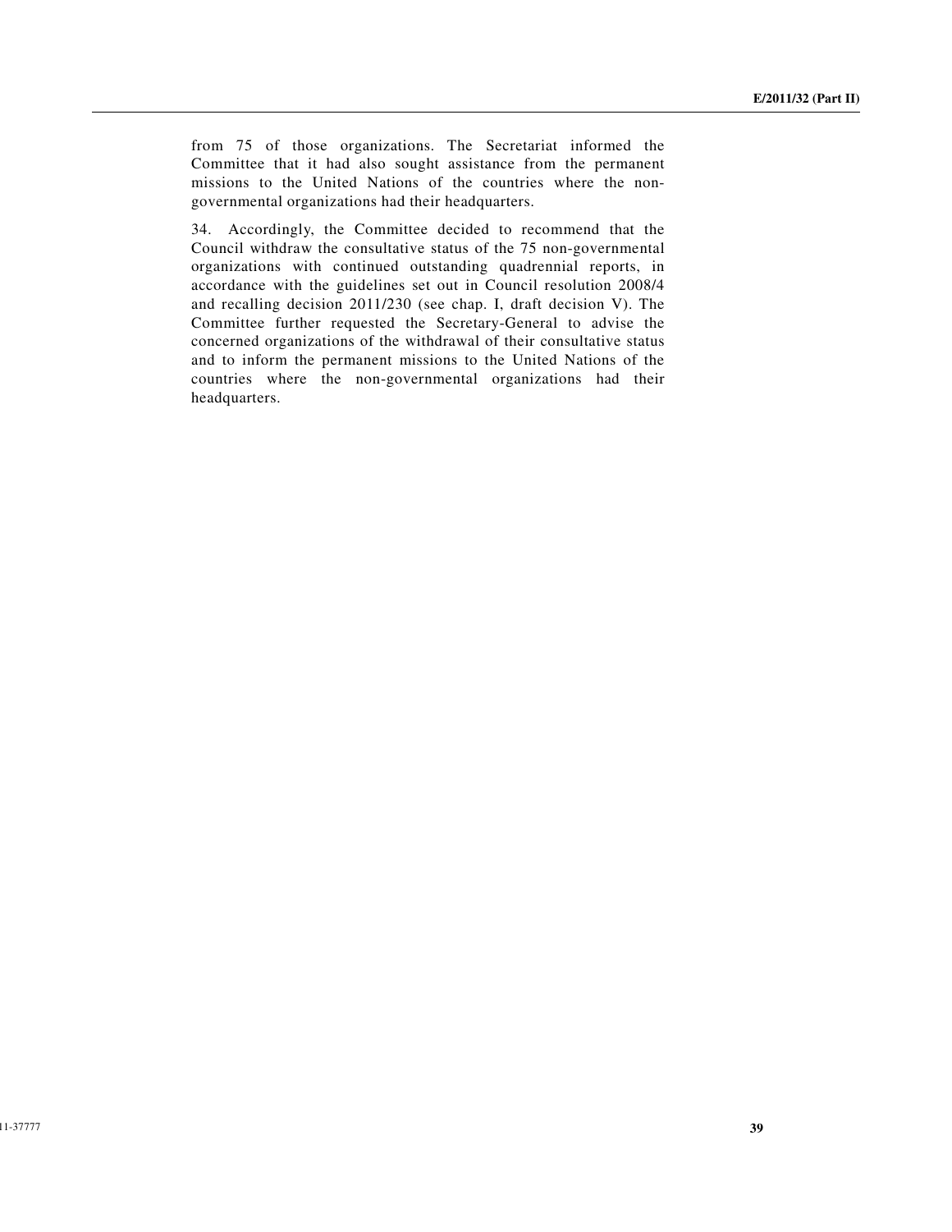from 75 of those organizations. The Secretariat informed the Committee that it had also sought assistance from the permanent missions to the United Nations of the countries where the non-governmental organizations had their headquarters.

34. Accordingly, the Committee decided to recommend that the Council withdraw the consultative status of the 75 non-governmental organizations with continued outstanding quadrennial reports, in accordance with the guidelines set out in Council resolution 2008/4 and recalling decision 2011/230 (see chap. I, draft decision V). The Committee further requested the Secretary-General to advise the concerned organizations of the withdrawal of their consultative status and to inform the permanent missions to the United Nations of the countries where the non-governmental organizations had their headquarters.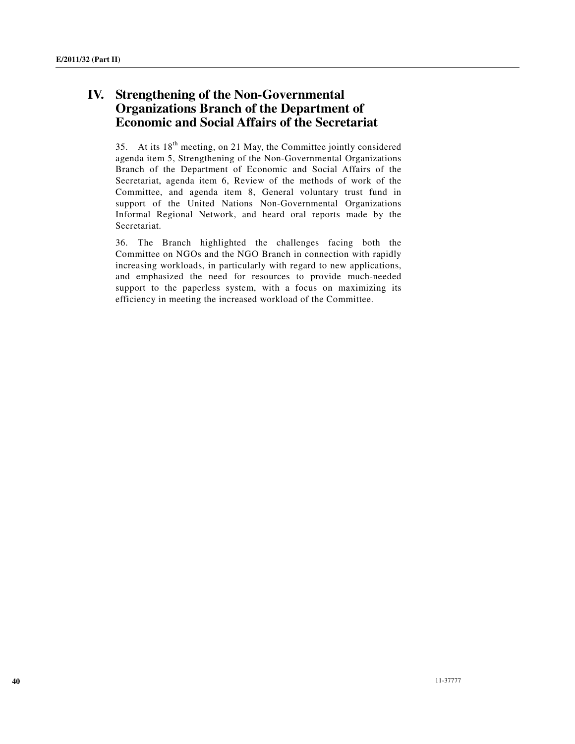# IV. Strengthening of the Non-Governmental Organizations Branch of the Department of Economic and Social Affairs of the Secretariat

35. At its 18th meeting, on 21 May, the Committee jointly considered agenda item 5, Strengthening of the Non-Governmental Organizations Branch of the Department of Economic and Social Affairs of the Secretariat, agenda item 6, Review of the methods of work of the Committee, and agenda item 8, General voluntary trust fund in support of the United Nations Non-Governmental Organizations Informal Regional Network, and heard oral reports made by the Secretariat.

36. The Branch highlighted the challenges facing both the Committee on NGOs and the NGO Branch in connection with rapidly increasing workloads, in particularly with regard to new applications, and emphasized the need for resources to provide much-needed support to the paperless system, with a focus on maximizing its efficiency in meeting the increased workload of the Committee.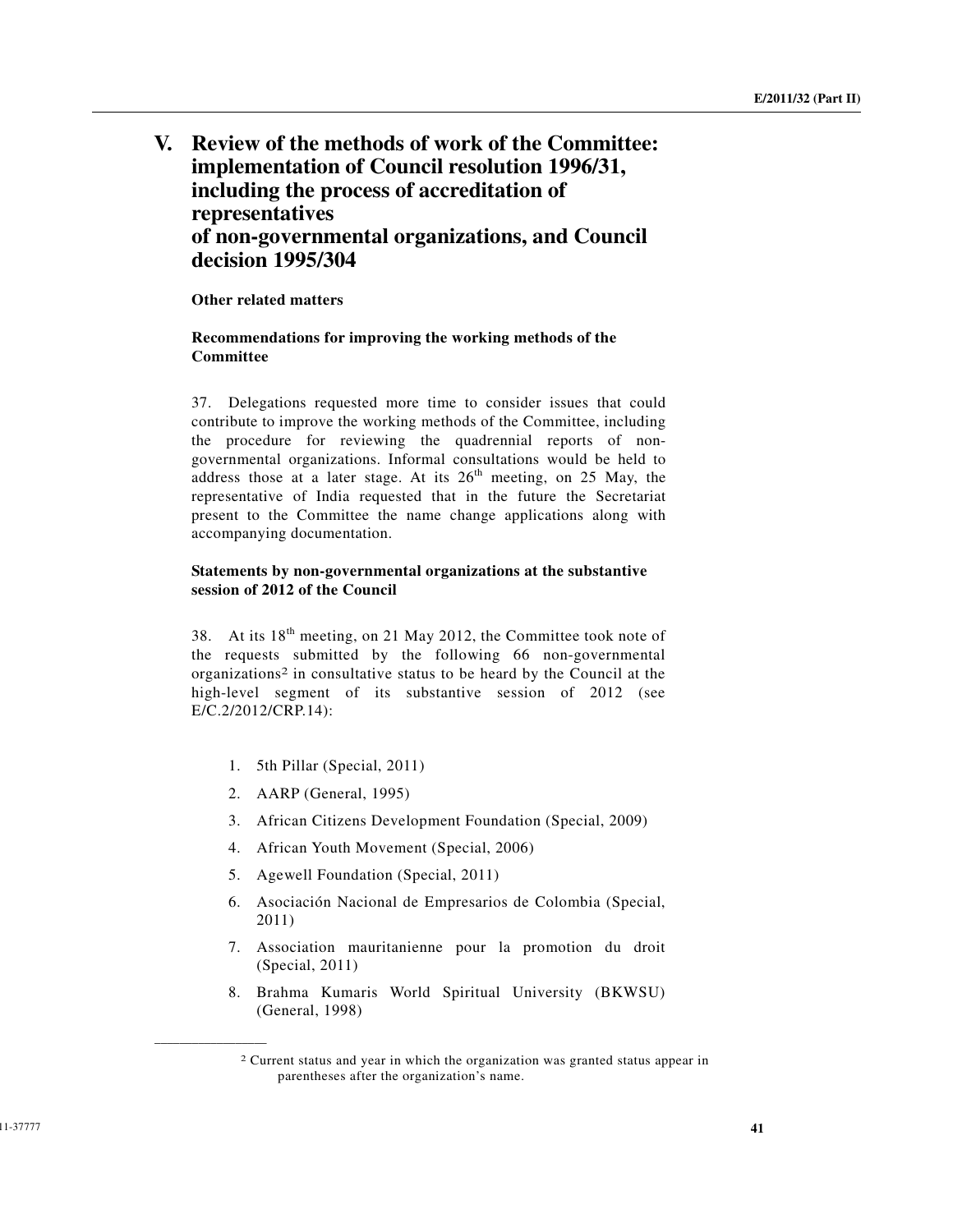# V. Review of the methods of work of the Committee: implementation of Council resolution 1996/31, including the process of accreditation of representatives of non-governmental organizations, and Council decision 1995/304

### Other related matters

### Recommendations for improving the working methods of the Committee

37. Delegations requested more time to consider issues that could contribute to improve the working methods of the Committee, including the procedure for reviewing the quadrennial reports of non-governmental organizations. Informal consultations would be held to address those at a later stage. At its 26th meeting, on 25 May, the representative of India requested that in the future the Secretariat present to the Committee the name change applications along with accompanying documentation.

### Statements by non-governmental organizations at the substantive session of 2012 of the Council

38. At its 18th meeting, on 21 May 2012, the Committee took note of the requests submitted by the following 66 non-governmental organizations[2] in consultative status to be heard by the Council at the high-level segment of its substantive session of 2012 (see E/C.2/2012/CRP.14):

1. 5th Pillar (Special, 2011)
2. AARP (General, 1995)
3. African Citizens Development Foundation (Special, 2009)
4. African Youth Movement (Special, 2006)
5. Agewell Foundation (Special, 2011)
6. Asociación Nacional de Empresarios de Colombia (Special, 2011)
7. Association mauritanienne pour la promotion du droit (Special, 2011)
8. Brahma Kumaris World Spiritual University (BKWSU) (General, 1998)

---

[2] Current status and year in which the organization was granted status appear in parentheses after the organization's name.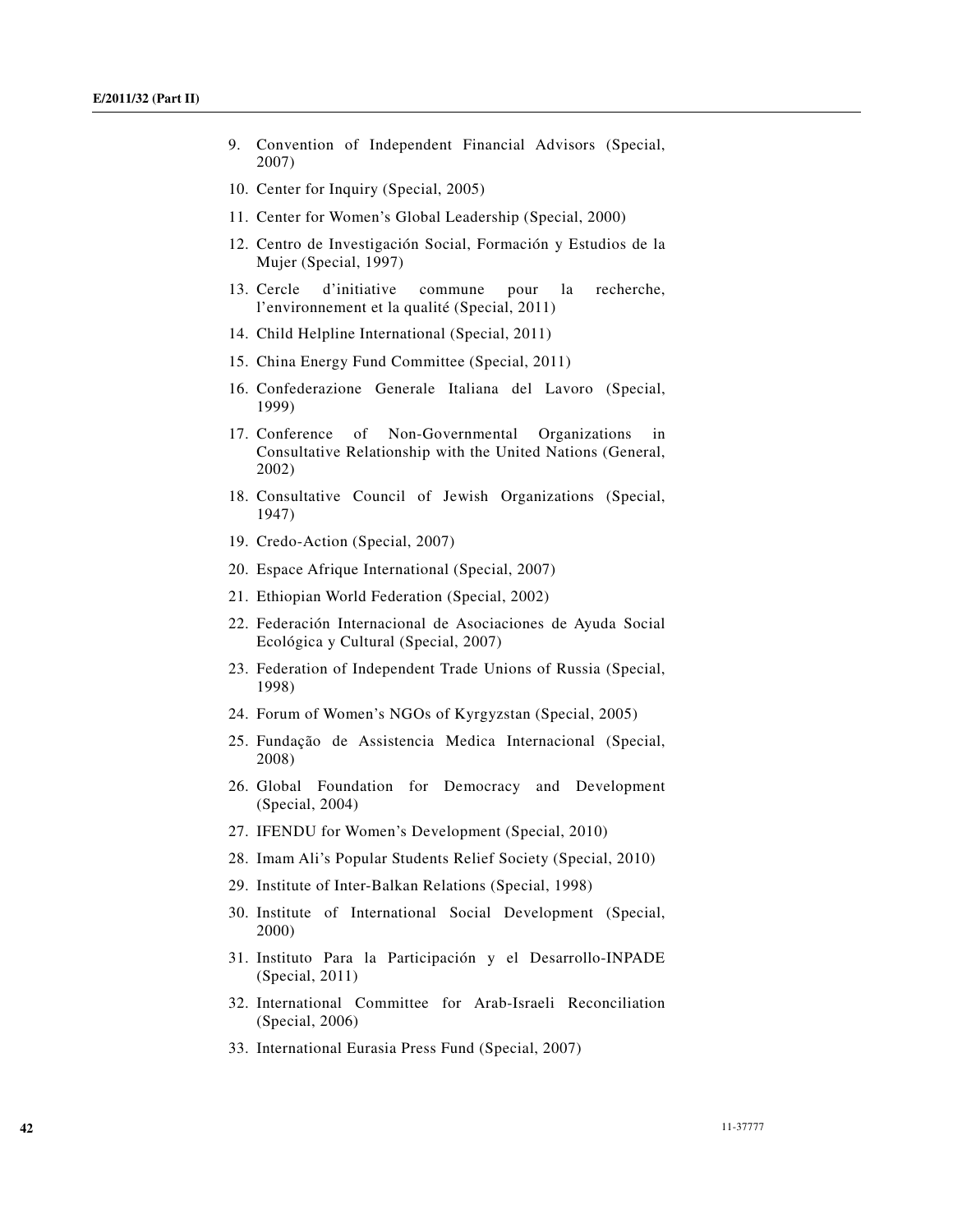9. Convention of Independent Financial Advisors (Special, 2007)
10. Center for Inquiry (Special, 2005)
11. Center for Women's Global Leadership (Special, 2000)
12. Centro de Investigación Social, Formación y Estudios de la Mujer (Special, 1997)
13. Cercle d'initiative commune pour la recherche, l'environnement et la qualité (Special, 2011)
14. Child Helpline International (Special, 2011)
15. China Energy Fund Committee (Special, 2011)
16. Confederazione Generale Italiana del Lavoro (Special, 1999)
17. Conference of Non-Governmental Organizations in Consultative Relationship with the United Nations (General, 2002)
18. Consultative Council of Jewish Organizations (Special, 1947)
19. Credo-Action (Special, 2007)
20. Espace Afrique International (Special, 2007)
21. Ethiopian World Federation (Special, 2002)
22. Federación Internacional de Asociaciones de Ayuda Social Ecológica y Cultural (Special, 2007)
23. Federation of Independent Trade Unions of Russia (Special, 1998)
24. Forum of Women's NGOs of Kyrgyzstan (Special, 2005)
25. Fundação de Assistencia Medica Internacional (Special, 2008)
26. Global Foundation for Democracy and Development (Special, 2004)
27. IFENDU for Women's Development (Special, 2010)
28. Imam Ali's Popular Students Relief Society (Special, 2010)
29. Institute of Inter-Balkan Relations (Special, 1998)
30. Institute of International Social Development (Special, 2000)
31. Instituto Para la Participación y el Desarrollo-INPADE (Special, 2011)
32. International Committee for Arab-Israeli Reconciliation (Special, 2006)
33. International Eurasia Press Fund (Special, 2007)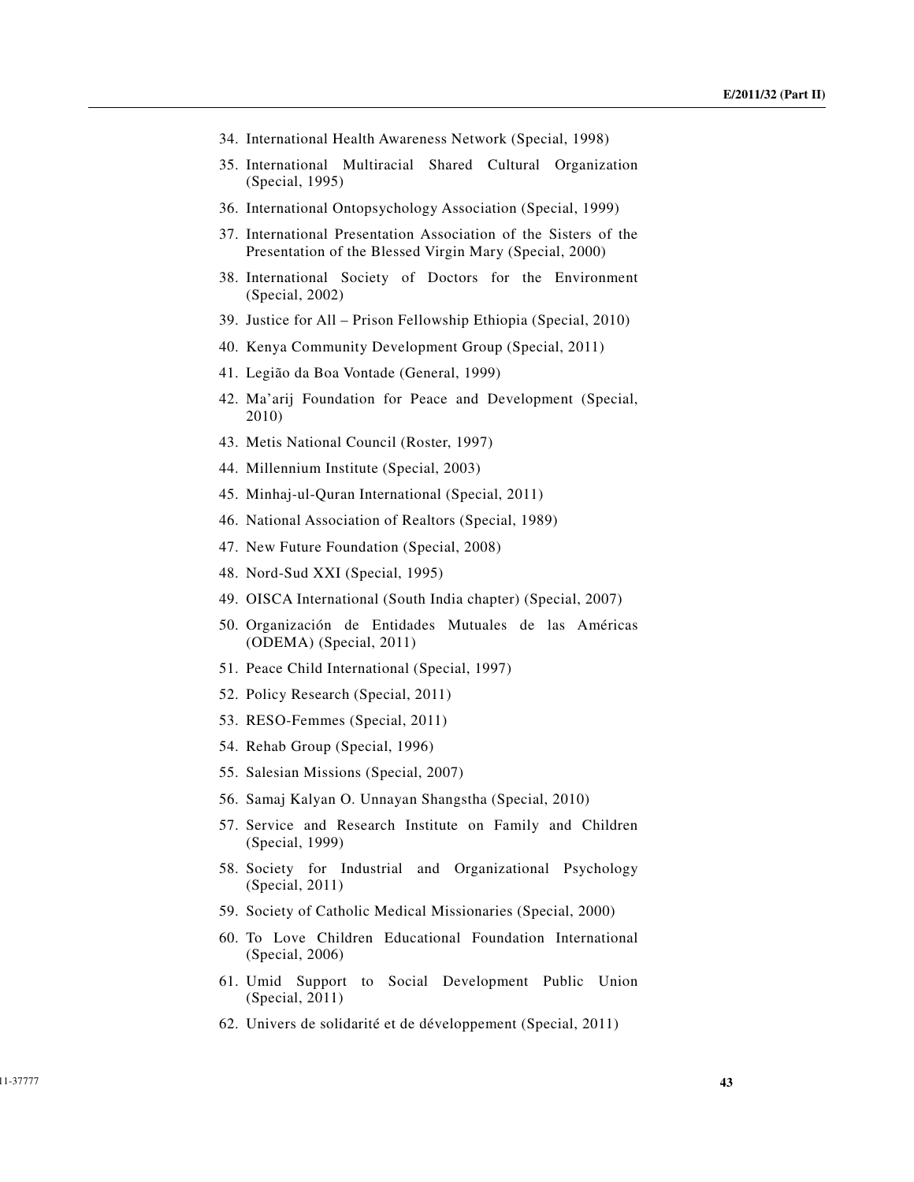34. International Health Awareness Network (Special, 1998)
35. International Multiracial Shared Cultural Organization (Special, 1995)
36. International Ontopsychology Association (Special, 1999)
37. International Presentation Association of the Sisters of the Presentation of the Blessed Virgin Mary (Special, 2000)
38. International Society of Doctors for the Environment (Special, 2002)
39. Justice for All – Prison Fellowship Ethiopia (Special, 2010)
40. Kenya Community Development Group (Special, 2011)
41. Legião da Boa Vontade (General, 1999)
42. Ma'arij Foundation for Peace and Development (Special, 2010)
43. Metis National Council (Roster, 1997)
44. Millennium Institute (Special, 2003)
45. Minhaj-ul-Quran International (Special, 2011)
46. National Association of Realtors (Special, 1989)
47. New Future Foundation (Special, 2008)
48. Nord-Sud XXI (Special, 1995)
49. OISCA International (South India chapter) (Special, 2007)
50. Organización de Entidades Mutuales de las Américas (ODEMA) (Special, 2011)
51. Peace Child International (Special, 1997)
52. Policy Research (Special, 2011)
53. RESO-Femmes (Special, 2011)
54. Rehab Group (Special, 1996)
55. Salesian Missions (Special, 2007)
56. Samaj Kalyan O. Unnayan Shangstha (Special, 2010)
57. Service and Research Institute on Family and Children (Special, 1999)
58. Society for Industrial and Organizational Psychology (Special, 2011)
59. Society of Catholic Medical Missionaries (Special, 2000)
60. To Love Children Educational Foundation International (Special, 2006)
61. Umid Support to Social Development Public Union (Special, 2011)
62. Univers de solidarité et de développement (Special, 2011)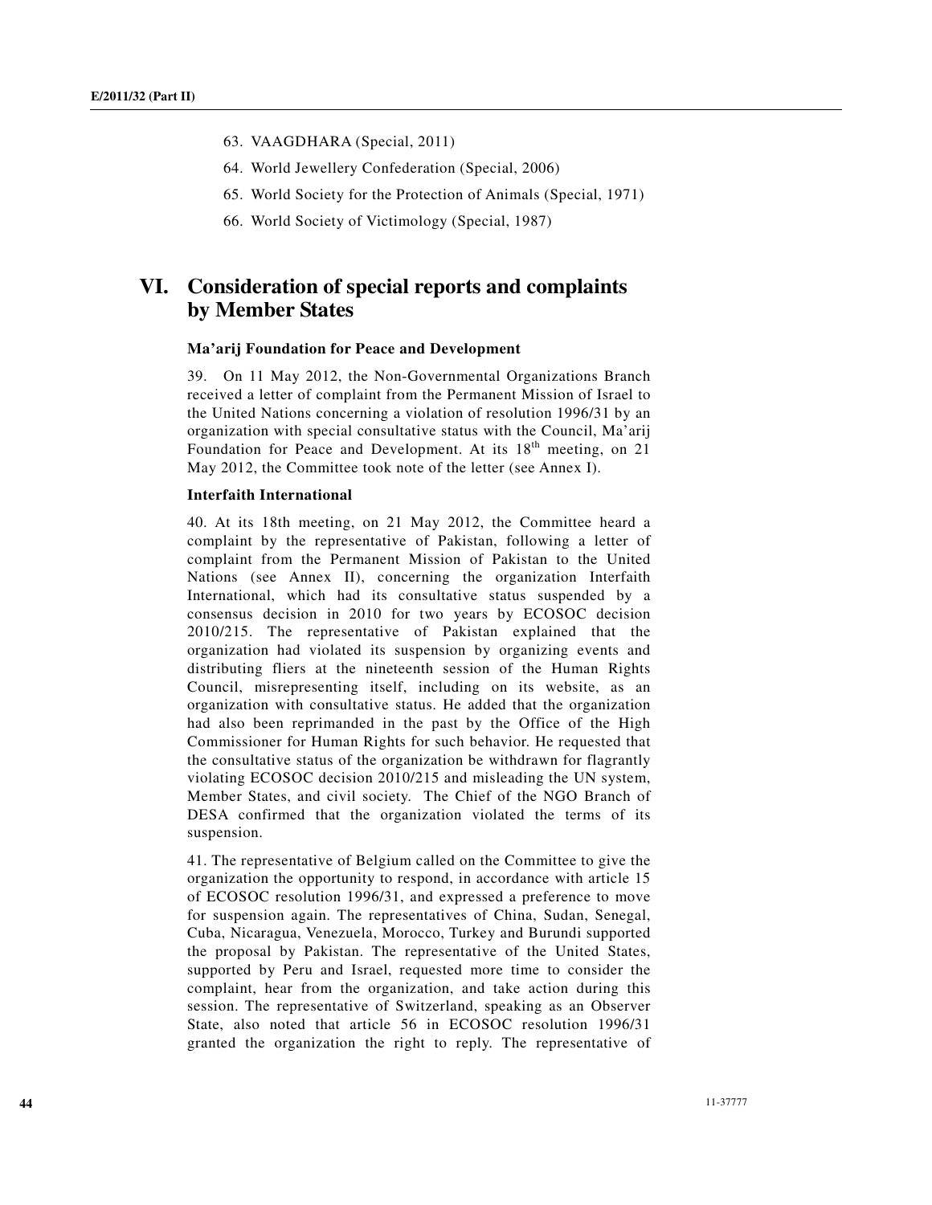63. VAAGDHARA (Special, 2011)

64. World Jewellery Confederation (Special, 2006)

65. World Society for the Protection of Animals (Special, 1971)

66. World Society of Victimology (Special, 1987)

# VI. Consideration of special reports and complaints by Member States

### Ma'arij Foundation for Peace and Development

39. On 11 May 2012, the Non-Governmental Organizations Branch received a letter of complaint from the Permanent Mission of Israel to the United Nations concerning a violation of resolution 1996/31 by an organization with special consultative status with the Council, Ma'arij Foundation for Peace and Development. At its 18th meeting, on 21 May 2012, the Committee took note of the letter (see Annex I).

### Interfaith International

40. At its 18th meeting, on 21 May 2012, the Committee heard a complaint by the representative of Pakistan, following a letter of complaint from the Permanent Mission of Pakistan to the United Nations (see Annex II), concerning the organization Interfaith International, which had its consultative status suspended by a consensus decision in 2010 for two years by ECOSOC decision 2010/215. The representative of Pakistan explained that the organization had violated its suspension by organizing events and distributing fliers at the nineteenth session of the Human Rights Council, misrepresenting itself, including on its website, as an organization with consultative status. He added that the organization had also been reprimanded in the past by the Office of the High Commissioner for Human Rights for such behavior. He requested that the consultative status of the organization be withdrawn for flagrantly violating ECOSOC decision 2010/215 and misleading the UN system, Member States, and civil society. The Chief of the NGO Branch of DESA confirmed that the organization violated the terms of its suspension.

41. The representative of Belgium called on the Committee to give the organization the opportunity to respond, in accordance with article 15 of ECOSOC resolution 1996/31, and expressed a preference to move for suspension again. The representatives of China, Sudan, Senegal, Cuba, Nicaragua, Venezuela, Morocco, Turkey and Burundi supported the proposal by Pakistan. The representative of the United States, supported by Peru and Israel, requested more time to consider the complaint, hear from the organization, and take action during this session. The representative of Switzerland, speaking as an Observer State, also noted that article 56 in ECOSOC resolution 1996/31 granted the organization the right to reply. The representative of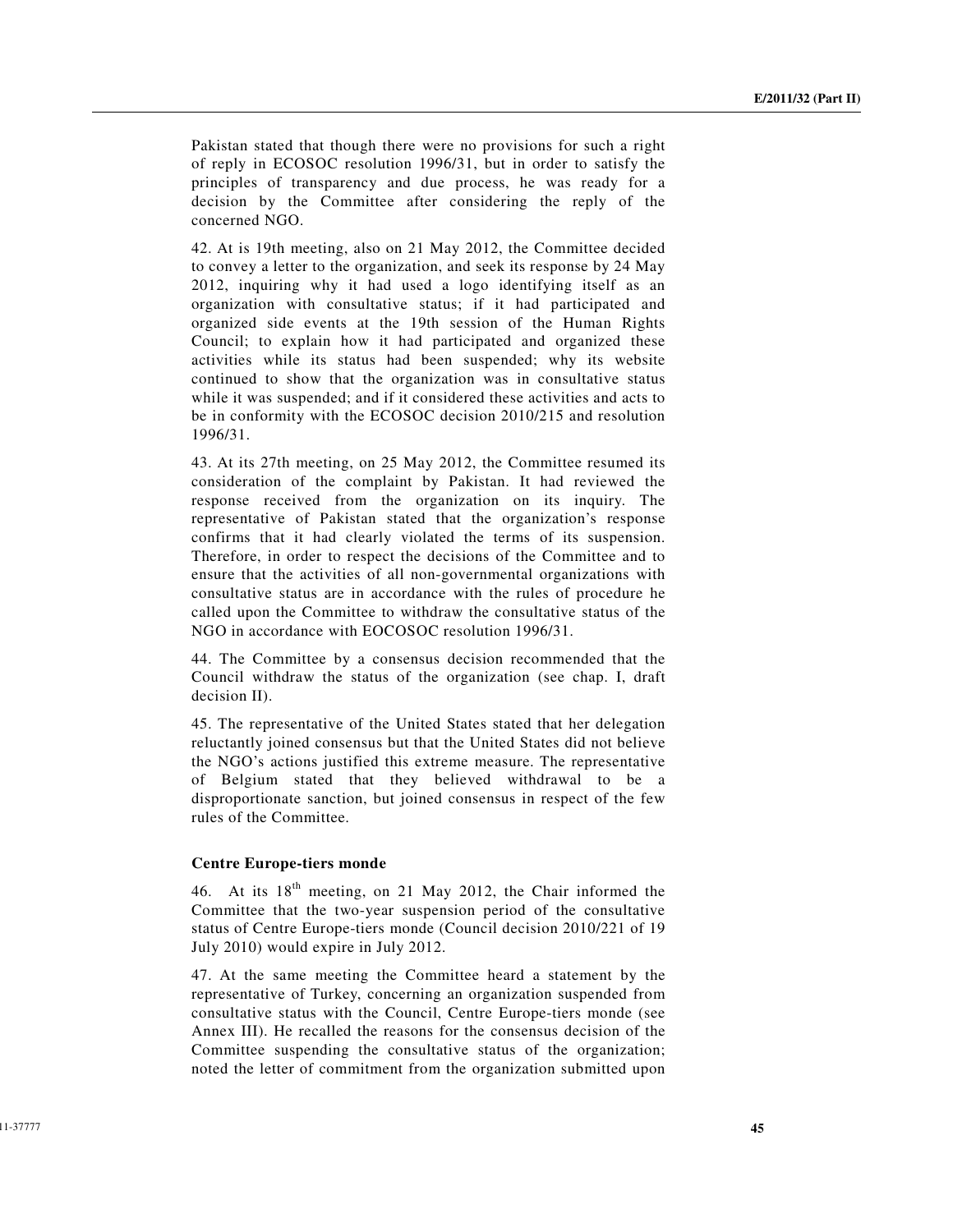Pakistan stated that though there were no provisions for such a right of reply in ECOSOC resolution 1996/31, but in order to satisfy the principles of transparency and due process, he was ready for a decision by the Committee after considering the reply of the concerned NGO.

42. At is 19th meeting, also on 21 May 2012, the Committee decided to convey a letter to the organization, and seek its response by 24 May 2012, inquiring why it had used a logo identifying itself as an organization with consultative status; if it had participated and organized side events at the 19th session of the Human Rights Council; to explain how it had participated and organized these activities while its status had been suspended; why its website continued to show that the organization was in consultative status while it was suspended; and if it considered these activities and acts to be in conformity with the ECOSOC decision 2010/215 and resolution 1996/31.

43. At its 27th meeting, on 25 May 2012, the Committee resumed its consideration of the complaint by Pakistan. It had reviewed the response received from the organization on its inquiry. The representative of Pakistan stated that the organization's response confirms that it had clearly violated the terms of its suspension. Therefore, in order to respect the decisions of the Committee and to ensure that the activities of all non-governmental organizations with consultative status are in accordance with the rules of procedure he called upon the Committee to withdraw the consultative status of the NGO in accordance with EOCOSOC resolution 1996/31.

44. The Committee by a consensus decision recommended that the Council withdraw the status of the organization (see chap. I, draft decision II).

45. The representative of the United States stated that her delegation reluctantly joined consensus but that the United States did not believe the NGO's actions justified this extreme measure. The representative of Belgium stated that they believed withdrawal to be a disproportionate sanction, but joined consensus in respect of the few rules of the Committee.

**Centre Europe-tiers monde**

46. At its 18th meeting, on 21 May 2012, the Chair informed the Committee that the two-year suspension period of the consultative status of Centre Europe-tiers monde (Council decision 2010/221 of 19 July 2010) would expire in July 2012.

47. At the same meeting the Committee heard a statement by the representative of Turkey, concerning an organization suspended from consultative status with the Council, Centre Europe-tiers monde (see Annex III). He recalled the reasons for the consensus decision of the Committee suspending the consultative status of the organization; noted the letter of commitment from the organization submitted upon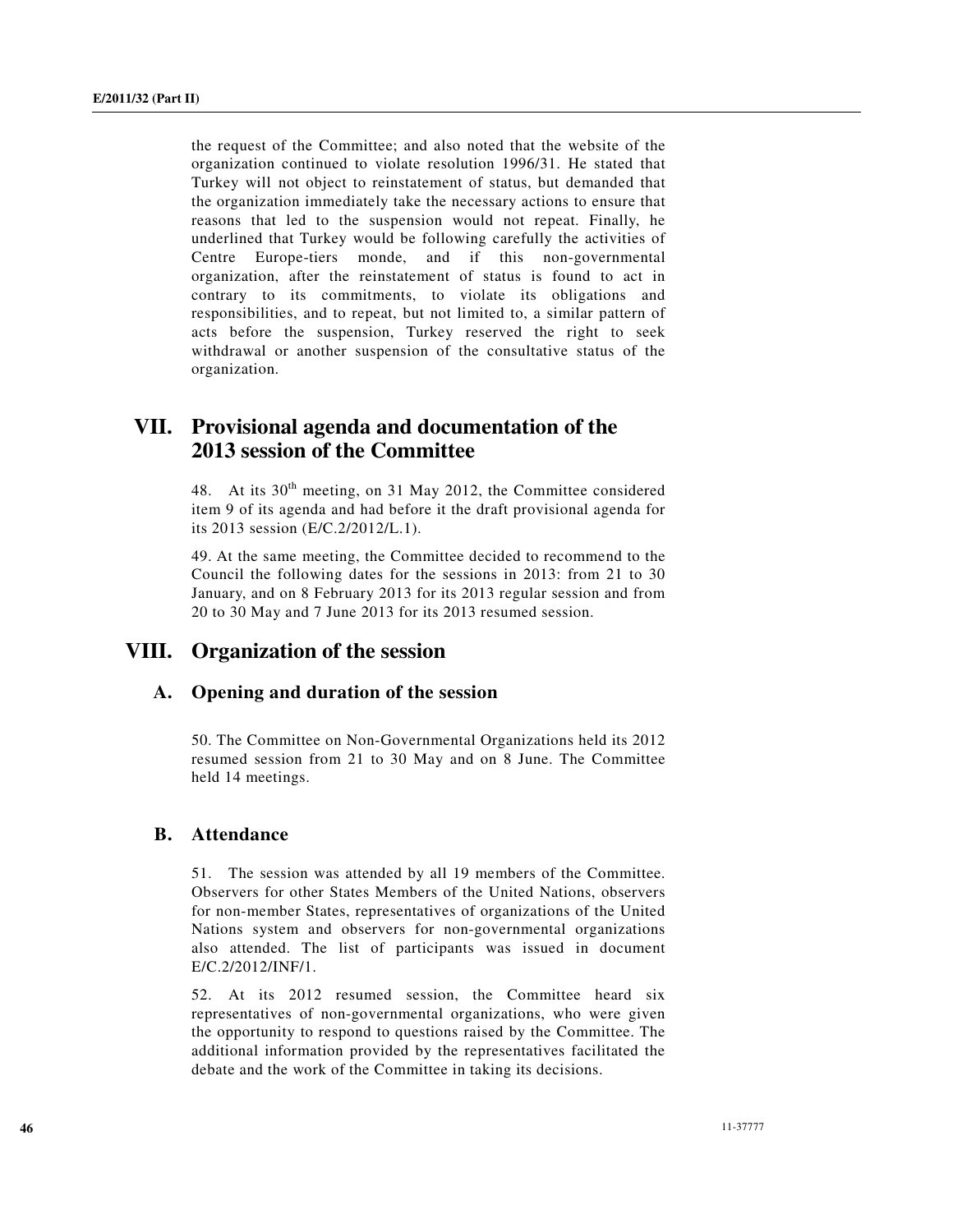the request of the Committee; and also noted that the website of the organization continued to violate resolution 1996/31. He stated that Turkey will not object to reinstatement of status, but demanded that the organization immediately take the necessary actions to ensure that reasons that led to the suspension would not repeat. Finally, he underlined that Turkey would be following carefully the activities of Centre Europe-tiers monde, and if this non-governmental organization, after the reinstatement of status is found to act in contrary to its commitments, to violate its obligations and responsibilities, and to repeat, but not limited to, a similar pattern of acts before the suspension, Turkey reserved the right to seek withdrawal or another suspension of the consultative status of the organization.

# VII. Provisional agenda and documentation of the 2013 session of the Committee

48. At its 30th meeting, on 31 May 2012, the Committee considered item 9 of its agenda and had before it the draft provisional agenda for its 2013 session (E/C.2/2012/L.1).

49. At the same meeting, the Committee decided to recommend to the Council the following dates for the sessions in 2013: from 21 to 30 January, and on 8 February 2013 for its 2013 regular session and from 20 to 30 May and 7 June 2013 for its 2013 resumed session.

# VIII. Organization of the session

## A. Opening and duration of the session

50. The Committee on Non-Governmental Organizations held its 2012 resumed session from 21 to 30 May and on 8 June. The Committee held 14 meetings.

## B. Attendance

51. The session was attended by all 19 members of the Committee. Observers for other States Members of the United Nations, observers for non-member States, representatives of organizations of the United Nations system and observers for non-governmental organizations also attended. The list of participants was issued in document E/C.2/2012/INF/1.

52. At its 2012 resumed session, the Committee heard six representatives of non-governmental organizations, who were given the opportunity to respond to questions raised by the Committee. The additional information provided by the representatives facilitated the debate and the work of the Committee in taking its decisions.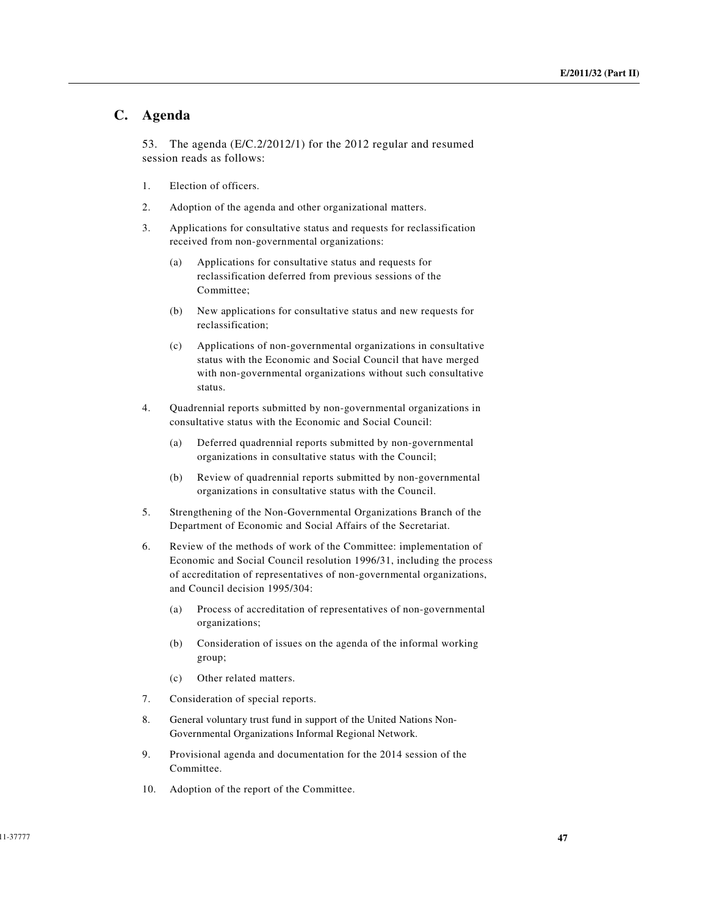## C. Agenda

53. The agenda (E/C.2/2012/1) for the 2012 regular and resumed session reads as follows:

1. Election of officers.
2. Adoption of the agenda and other organizational matters.
3. Applications for consultative status and requests for reclassification received from non-governmental organizations:
   (a) Applications for consultative status and requests for reclassification deferred from previous sessions of the Committee;
   (b) New applications for consultative status and new requests for reclassification;
   (c) Applications of non-governmental organizations in consultative status with the Economic and Social Council that have merged with non-governmental organizations without such consultative status.
4. Quadrennial reports submitted by non-governmental organizations in consultative status with the Economic and Social Council:
   (a) Deferred quadrennial reports submitted by non-governmental organizations in consultative status with the Council;
   (b) Review of quadrennial reports submitted by non-governmental organizations in consultative status with the Council.
5. Strengthening of the Non-Governmental Organizations Branch of the Department of Economic and Social Affairs of the Secretariat.
6. Review of the methods of work of the Committee: implementation of Economic and Social Council resolution 1996/31, including the process of accreditation of representatives of non-governmental organizations, and Council decision 1995/304:
   (a) Process of accreditation of representatives of non-governmental organizations;
   (b) Consideration of issues on the agenda of the informal working group;
   (c) Other related matters.
7. Consideration of special reports.
8. General voluntary trust fund in support of the United Nations Non-Governmental Organizations Informal Regional Network.
9. Provisional agenda and documentation for the 2014 session of the Committee.
10. Adoption of the report of the Committee.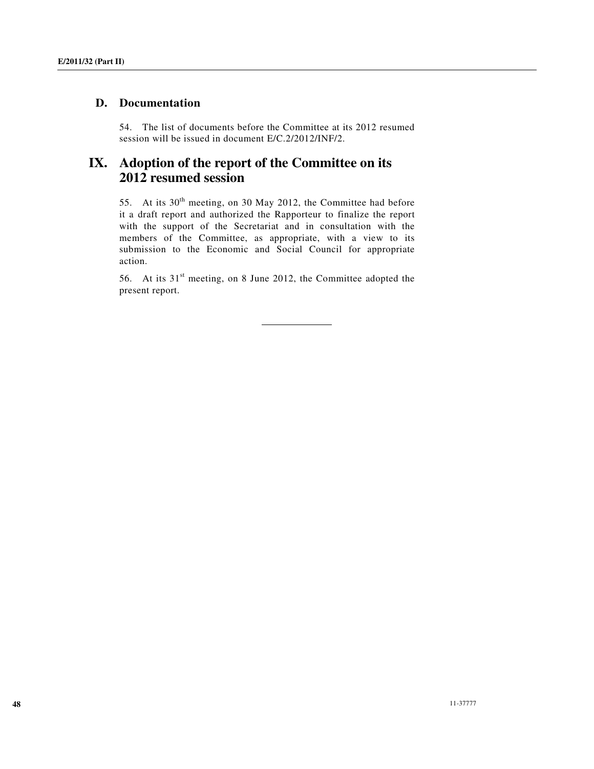### D. Documentation

54. The list of documents before the Committee at its 2012 resumed session will be issued in document E/C.2/2012/INF/2.

## IX. Adoption of the report of the Committee on its 2012 resumed session

55. At its 30th meeting, on 30 May 2012, the Committee had before it a draft report and authorized the Rapporteur to finalize the report with the support of the Secretariat and in consultation with the members of the Committee, as appropriate, with a view to its submission to the Economic and Social Council for appropriate action.

56. At its 31st meeting, on 8 June 2012, the Committee adopted the present report.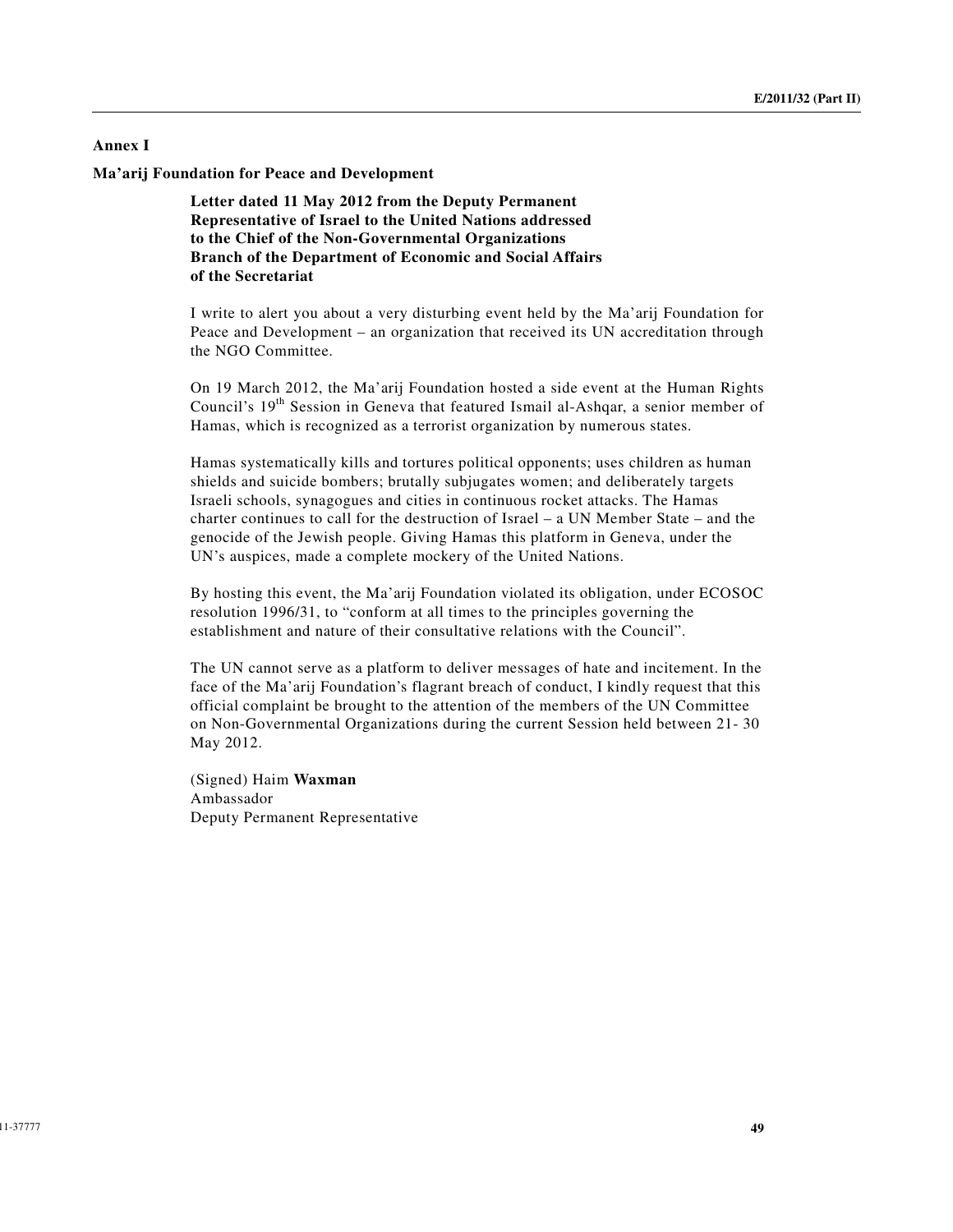## Annex I

### Ma'arij Foundation for Peace and Development

**Letter dated 11 May 2012 from the Deputy Permanent Representative of Israel to the United Nations addressed to the Chief of the Non-Governmental Organizations Branch of the Department of Economic and Social Affairs of the Secretariat**

I write to alert you about a very disturbing event held by the Ma'arij Foundation for Peace and Development – an organization that received its UN accreditation through the NGO Committee.

On 19 March 2012, the Ma'arij Foundation hosted a side event at the Human Rights Council's 19th Session in Geneva that featured Ismail al-Ashqar, a senior member of Hamas, which is recognized as a terrorist organization by numerous states.

Hamas systematically kills and tortures political opponents; uses children as human shields and suicide bombers; brutally subjugates women; and deliberately targets Israeli schools, synagogues and cities in continuous rocket attacks. The Hamas charter continues to call for the destruction of Israel – a UN Member State – and the genocide of the Jewish people. Giving Hamas this platform in Geneva, under the UN's auspices, made a complete mockery of the United Nations.

By hosting this event, the Ma'arij Foundation violated its obligation, under ECOSOC resolution 1996/31, to "conform at all times to the principles governing the establishment and nature of their consultative relations with the Council".

The UN cannot serve as a platform to deliver messages of hate and incitement. In the face of the Ma'arij Foundation's flagrant breach of conduct, I kindly request that this official complaint be brought to the attention of the members of the UN Committee on Non-Governmental Organizations during the current Session held between 21- 30 May 2012.

(Signed) Haim **Waxman**
Ambassador
Deputy Permanent Representative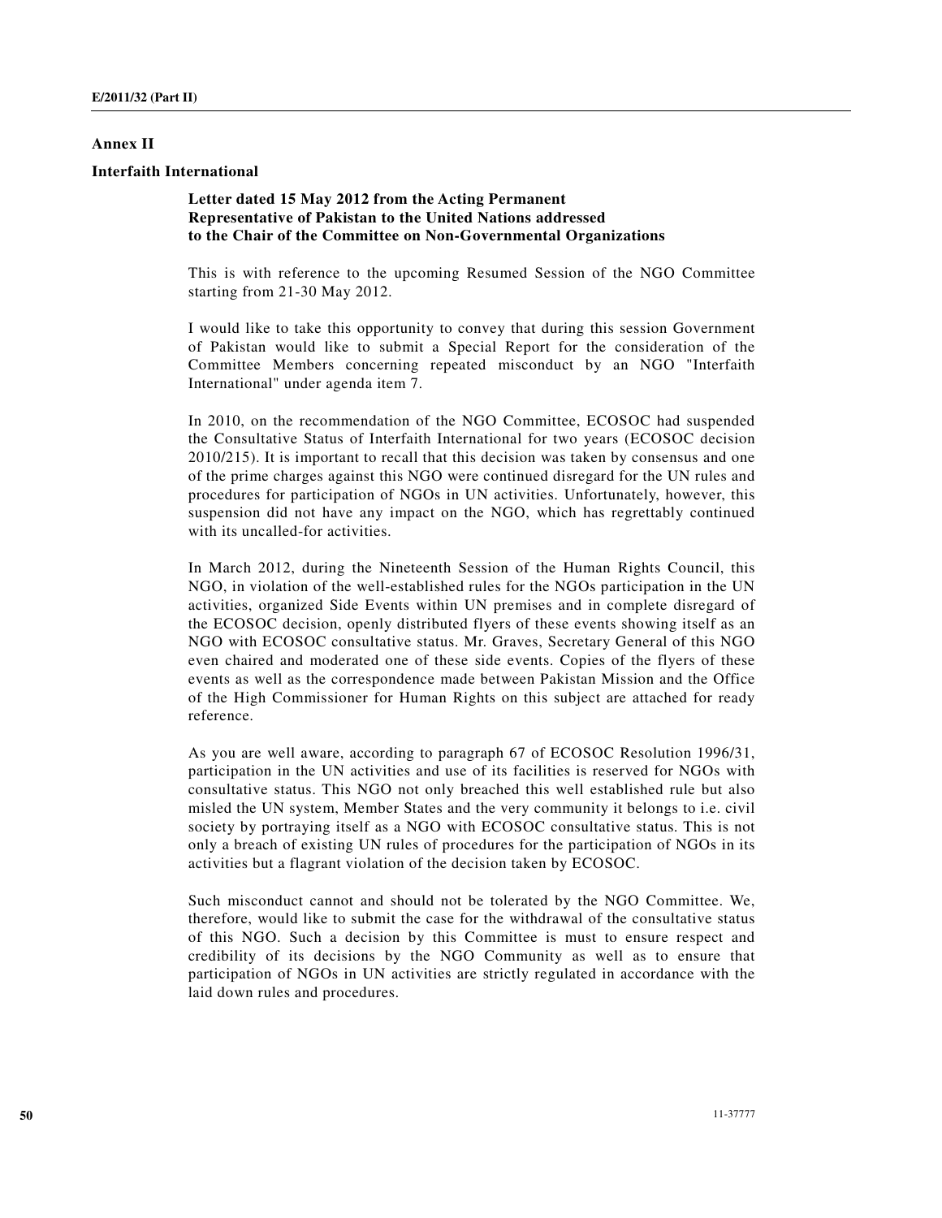## Annex II

### Interfaith International

**Letter dated 15 May 2012 from the Acting Permanent Representative of Pakistan to the United Nations addressed to the Chair of the Committee on Non-Governmental Organizations**

This is with reference to the upcoming Resumed Session of the NGO Committee starting from 21-30 May 2012.

I would like to take this opportunity to convey that during this session Government of Pakistan would like to submit a Special Report for the consideration of the Committee Members concerning repeated misconduct by an NGO "Interfaith International" under agenda item 7.

In 2010, on the recommendation of the NGO Committee, ECOSOC had suspended the Consultative Status of Interfaith International for two years (ECOSOC decision 2010/215). It is important to recall that this decision was taken by consensus and one of the prime charges against this NGO were continued disregard for the UN rules and procedures for participation of NGOs in UN activities. Unfortunately, however, this suspension did not have any impact on the NGO, which has regrettably continued with its uncalled-for activities.

In March 2012, during the Nineteenth Session of the Human Rights Council, this NGO, in violation of the well-established rules for the NGOs participation in the UN activities, organized Side Events within UN premises and in complete disregard of the ECOSOC decision, openly distributed flyers of these events showing itself as an NGO with ECOSOC consultative status. Mr. Graves, Secretary General of this NGO even chaired and moderated one of these side events. Copies of the flyers of these events as well as the correspondence made between Pakistan Mission and the Office of the High Commissioner for Human Rights on this subject are attached for ready reference.

As you are well aware, according to paragraph 67 of ECOSOC Resolution 1996/31, participation in the UN activities and use of its facilities is reserved for NGOs with consultative status. This NGO not only breached this well established rule but also misled the UN system, Member States and the very community it belongs to i.e. civil society by portraying itself as a NGO with ECOSOC consultative status. This is not only a breach of existing UN rules of procedures for the participation of NGOs in its activities but a flagrant violation of the decision taken by ECOSOC.

Such misconduct cannot and should not be tolerated by the NGO Committee. We, therefore, would like to submit the case for the withdrawal of the consultative status of this NGO. Such a decision by this Committee is must to ensure respect and credibility of its decisions by the NGO Community as well as to ensure that participation of NGOs in UN activities are strictly regulated in accordance with the laid down rules and procedures.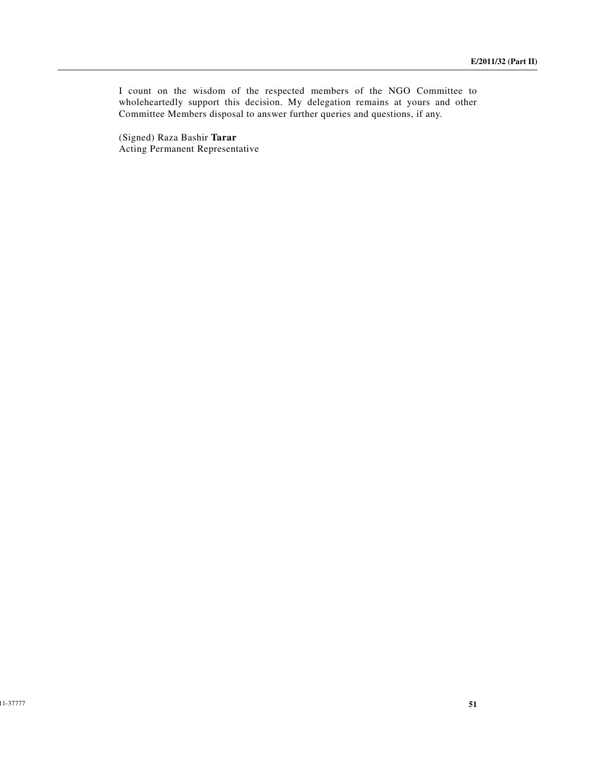I count on the wisdom of the respected members of the NGO Committee to wholeheartedly support this decision. My delegation remains at yours and other Committee Members disposal to answer further queries and questions, if any.

(Signed) Raza Bashir **Tarar**
Acting Permanent Representative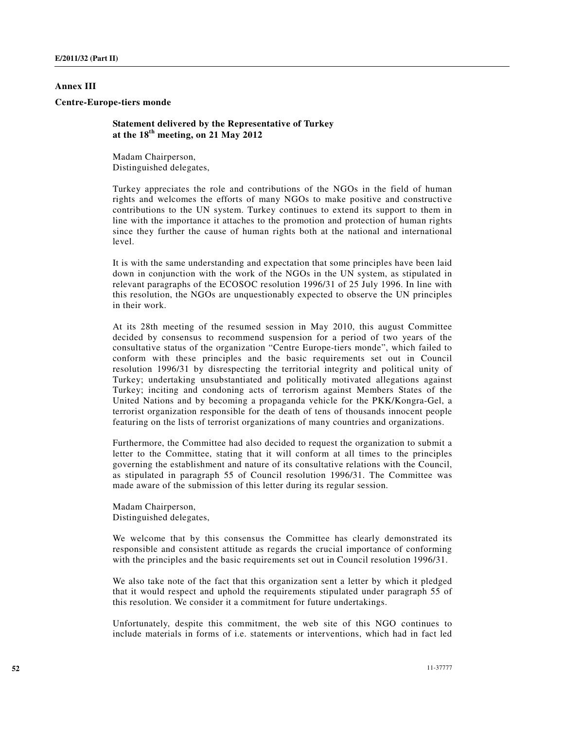## Annex III

### Centre-Europe-tiers monde

**Statement delivered by the Representative of Turkey at the 18th meeting, on 21 May 2012**

Madam Chairperson,
Distinguished delegates,

Turkey appreciates the role and contributions of the NGOs in the field of human rights and welcomes the efforts of many NGOs to make positive and constructive contributions to the UN system. Turkey continues to extend its support to them in line with the importance it attaches to the promotion and protection of human rights since they further the cause of human rights both at the national and international level.

It is with the same understanding and expectation that some principles have been laid down in conjunction with the work of the NGOs in the UN system, as stipulated in relevant paragraphs of the ECOSOC resolution 1996/31 of 25 July 1996. In line with this resolution, the NGOs are unquestionably expected to observe the UN principles in their work.

At its 28th meeting of the resumed session in May 2010, this august Committee decided by consensus to recommend suspension for a period of two years of the consultative status of the organization "Centre Europe-tiers monde", which failed to conform with these principles and the basic requirements set out in Council resolution 1996/31 by disrespecting the territorial integrity and political unity of Turkey; undertaking unsubstantiated and politically motivated allegations against Turkey; inciting and condoning acts of terrorism against Members States of the United Nations and by becoming a propaganda vehicle for the PKK/Kongra-Gel, a terrorist organization responsible for the death of tens of thousands innocent people featuring on the lists of terrorist organizations of many countries and organizations.

Furthermore, the Committee had also decided to request the organization to submit a letter to the Committee, stating that it will conform at all times to the principles governing the establishment and nature of its consultative relations with the Council, as stipulated in paragraph 55 of Council resolution 1996/31. The Committee was made aware of the submission of this letter during its regular session.

Madam Chairperson,
Distinguished delegates,

We welcome that by this consensus the Committee has clearly demonstrated its responsible and consistent attitude as regards the crucial importance of conforming with the principles and the basic requirements set out in Council resolution 1996/31.

We also take note of the fact that this organization sent a letter by which it pledged that it would respect and uphold the requirements stipulated under paragraph 55 of this resolution. We consider it a commitment for future undertakings.

Unfortunately, despite this commitment, the web site of this NGO continues to include materials in forms of i.e. statements or interventions, which had in fact led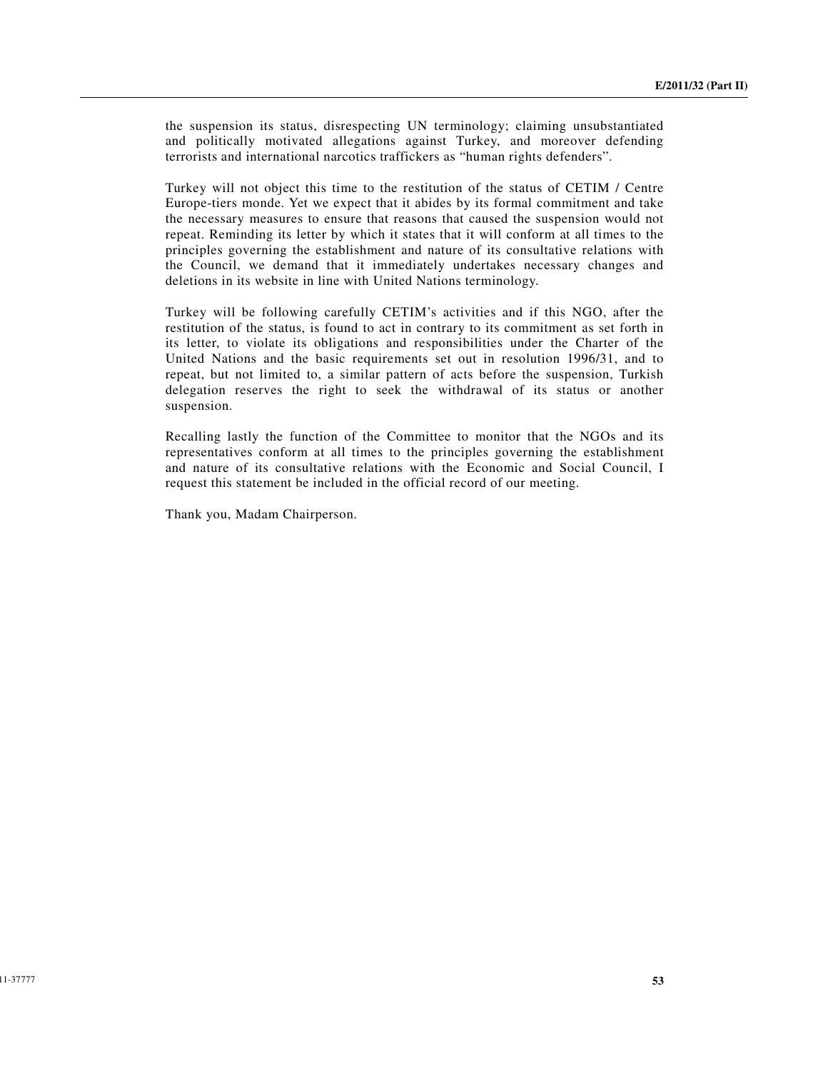the suspension its status, disrespecting UN terminology; claiming unsubstantiated and politically motivated allegations against Turkey, and moreover defending terrorists and international narcotics traffickers as "human rights defenders".

Turkey will not object this time to the restitution of the status of CETIM / Centre Europe-tiers monde. Yet we expect that it abides by its formal commitment and take the necessary measures to ensure that reasons that caused the suspension would not repeat. Reminding its letter by which it states that it will conform at all times to the principles governing the establishment and nature of its consultative relations with the Council, we demand that it immediately undertakes necessary changes and deletions in its website in line with United Nations terminology.

Turkey will be following carefully CETIM's activities and if this NGO, after the restitution of the status, is found to act in contrary to its commitment as set forth in its letter, to violate its obligations and responsibilities under the Charter of the United Nations and the basic requirements set out in resolution 1996/31, and to repeat, but not limited to, a similar pattern of acts before the suspension, Turkish delegation reserves the right to seek the withdrawal of its status or another suspension.

Recalling lastly the function of the Committee to monitor that the NGOs and its representatives conform at all times to the principles governing the establishment and nature of its consultative relations with the Economic and Social Council, I request this statement be included in the official record of our meeting.

Thank you, Madam Chairperson.